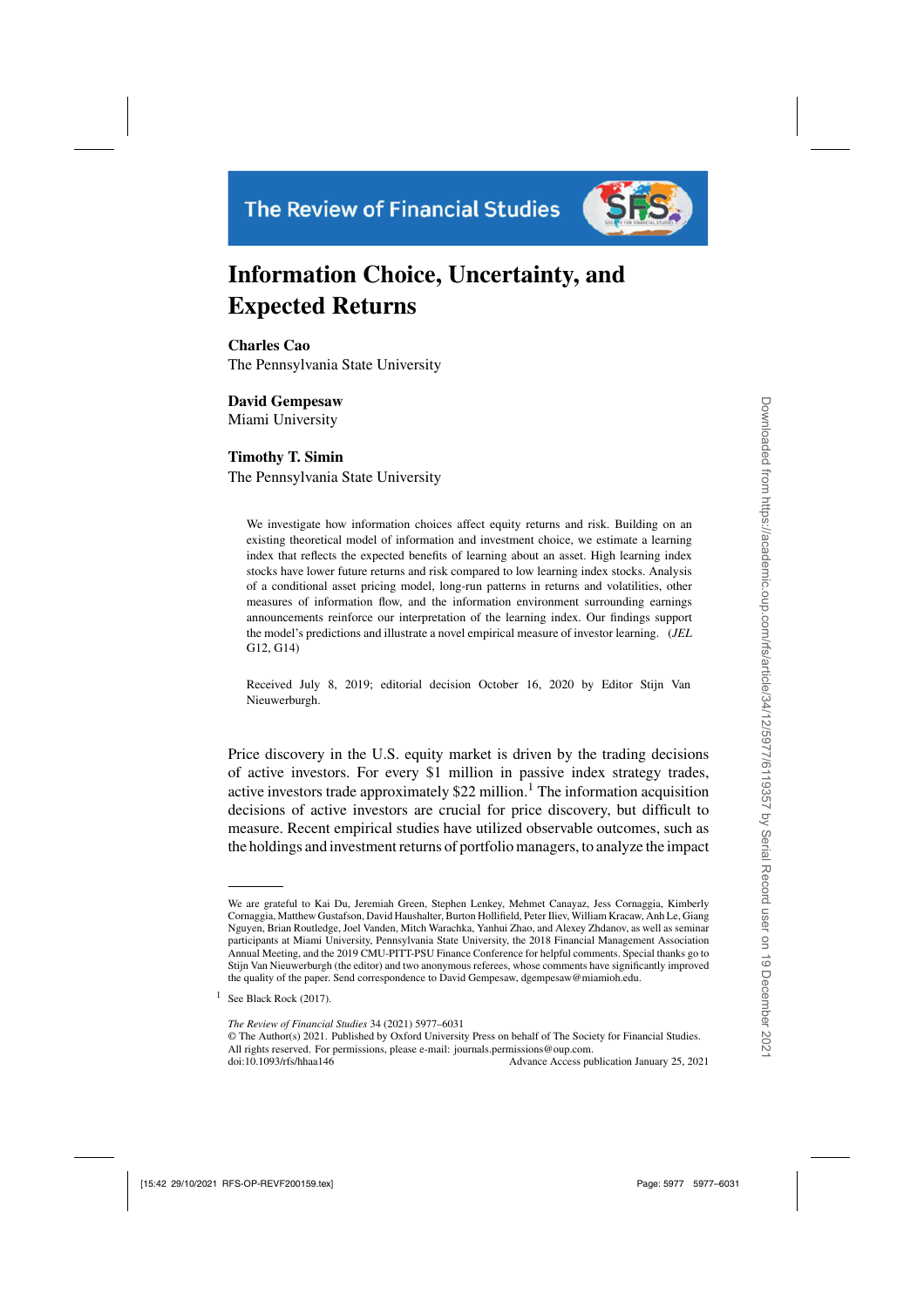# Information Choice, Uncertainty, and Expected Returns

**Charles Cao**
The Pennsylvania State University

**David Gempesaw**
Miami University

**Timothy T. Simin**
The Pennsylvania State University

We investigate how information choices affect equity returns and risk. Building on an existing theoretical model of information and investment choice, we estimate a learning index that reflects the expected benefits of learning about an asset. High learning index stocks have lower future returns and risk compared to low learning index stocks. Analysis of a conditional asset pricing model, long-run patterns in returns and volatilities, other measures of information flow, and the information environment surrounding earnings announcements reinforce our interpretation of the learning index. Our findings support the model's predictions and illustrate a novel empirical measure of investor learning. (*JEL* G12, G14)

Received July 8, 2019; editorial decision October 16, 2020 by Editor Stijn Van Nieuwerburgh.

Price discovery in the U.S. equity market is driven by the trading decisions of active investors. For every \$1 million in passive index strategy trades, active investors trade approximately \$22 million.[1] The information acquisition decisions of active investors are crucial for price discovery, but difficult to measure. Recent empirical studies have utilized observable outcomes, such as the holdings and investment returns of portfolio managers, to analyze the impact

---

We are grateful to Kai Du, Jeremiah Green, Stephen Lenkey, Mehmet Canayaz, Jess Cornaggia, Kimberly Cornaggia, Matthew Gustafson, David Haushalter, Burton Hollifield, Peter Iliev, William Kracaw, Anh Le, Giang Nguyen, Brian Routledge, Joel Vanden, Mitch Warachka, Yanhui Zhao, and Alexey Zhdanov, as well as seminar participants at Miami University, Pennsylvania State University, the 2018 Financial Management Association Annual Meeting, and the 2019 CMU-PITT-PSU Finance Conference for helpful comments. Special thanks go to Stijn Van Nieuwerburgh (the editor) and two anonymous referees, whose comments have significantly improved the quality of the paper. Send correspondence to David Gempesaw, dgempesaw@miamioh.edu.

[1] See Black Rock (2017).

© The Author(s) 2021. Published by Oxford University Press on behalf of The Society for Financial Studies. All rights reserved. For permissions, please e-mail: journals.permissions@oup.com.
doi:10.1093/rfs/hhaa146 Advance Access publication January 25, 2021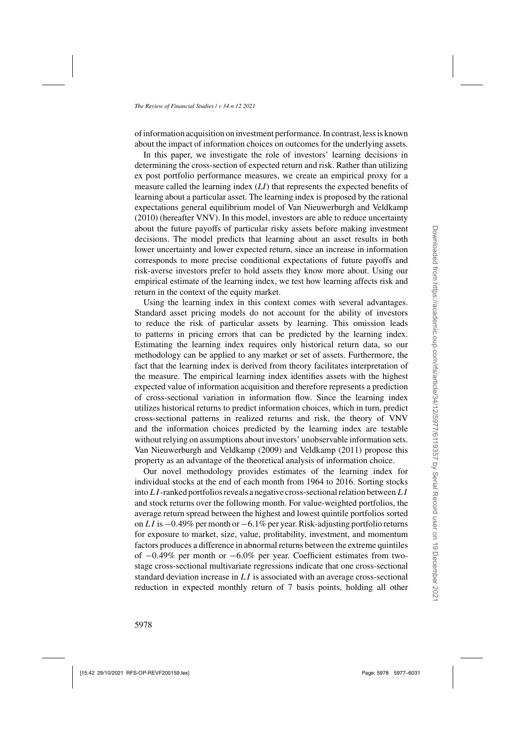of information acquisition on investment performance. In contrast, less is known about the impact of information choices on outcomes for the underlying assets.

In this paper, we investigate the role of investors' learning decisions in determining the cross-section of expected return and risk. Rather than utilizing ex post portfolio performance measures, we create an empirical proxy for a measure called the learning index (*LI*) that represents the expected benefits of learning about a particular asset. The learning index is proposed by the rational expectations general equilibrium model of Van Nieuwerburgh and Veldkamp (2010) (hereafter VNV). In this model, investors are able to reduce uncertainty about the future payoffs of particular risky assets before making investment decisions. The model predicts that learning about an asset results in both lower uncertainty and lower expected return, since an increase in information corresponds to more precise conditional expectations of future payoffs and risk-averse investors prefer to hold assets they know more about. Using our empirical estimate of the learning index, we test how learning affects risk and return in the context of the equity market.

Using the learning index in this context comes with several advantages. Standard asset pricing models do not account for the ability of investors to reduce the risk of particular assets by learning. This omission leads to patterns in pricing errors that can be predicted by the learning index. Estimating the learning index requires only historical return data, so our methodology can be applied to any market or set of assets. Furthermore, the fact that the learning index is derived from theory facilitates interpretation of the measure. The empirical learning index identifies assets with the highest expected value of information acquisition and therefore represents a prediction of cross-sectional variation in information flow. Since the learning index utilizes historical returns to predict information choices, which in turn, predict cross-sectional patterns in realized returns and risk, the theory of VNV and the information choices predicted by the learning index are testable without relying on assumptions about investors' unobservable information sets. Van Nieuwerburgh and Veldkamp (2009) and Veldkamp (2011) propose this property as an advantage of the theoretical analysis of information choice.

Our novel methodology provides estimates of the learning index for individual stocks at the end of each month from 1964 to 2016. Sorting stocks into $LI$-ranked portfolios reveals a negative cross-sectional relation between $LI$ and stock returns over the following month. For value-weighted portfolios, the average return spread between the highest and lowest quintile portfolios sorted on $LI$ is −0.49% per month or −6.1% per year. Risk-adjusting portfolio returns for exposure to market, size, value, profitability, investment, and momentum factors produces a difference in abnormal returns between the extreme quintiles of −0.49% per month or −6.0% per year. Coefficient estimates from two-stage cross-sectional multivariate regressions indicate that one cross-sectional standard deviation increase in $LI$ is associated with an average cross-sectional reduction in expected monthly return of 7 basis points, holding all other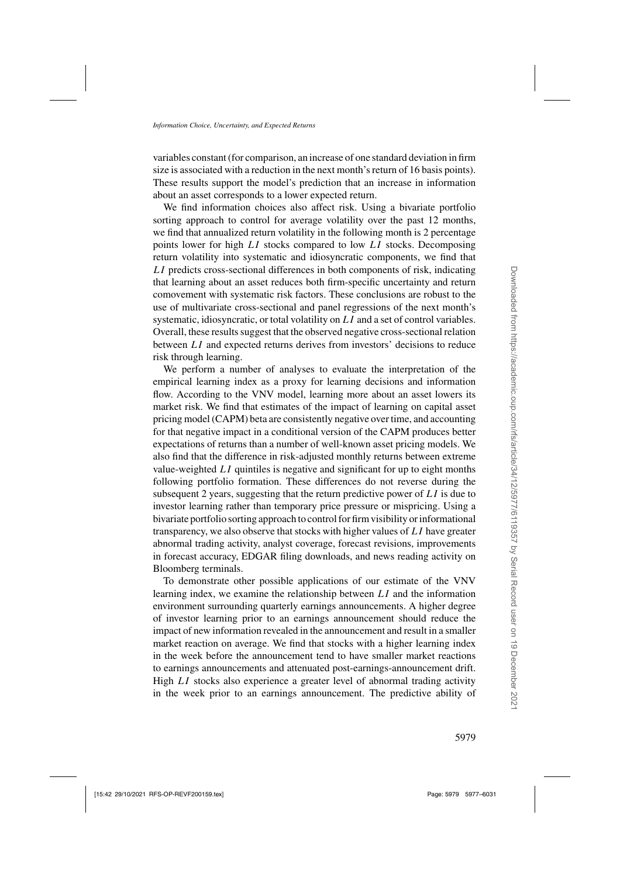variables constant (for comparison, an increase of one standard deviation in firm size is associated with a reduction in the next month's return of 16 basis points). These results support the model's prediction that an increase in information about an asset corresponds to a lower expected return.

We find information choices also affect risk. Using a bivariate portfolio sorting approach to control for average volatility over the past 12 months, we find that annualized return volatility in the following month is 2 percentage points lower for high $LI$ stocks compared to low $LI$ stocks. Decomposing return volatility into systematic and idiosyncratic components, we find that $LI$ predicts cross-sectional differences in both components of risk, indicating that learning about an asset reduces both firm-specific uncertainty and return comovement with systematic risk factors. These conclusions are robust to the use of multivariate cross-sectional and panel regressions of the next month's systematic, idiosyncratic, or total volatility on $LI$ and a set of control variables. Overall, these results suggest that the observed negative cross-sectional relation between $LI$ and expected returns derives from investors' decisions to reduce risk through learning.

We perform a number of analyses to evaluate the interpretation of the empirical learning index as a proxy for learning decisions and information flow. According to the VNV model, learning more about an asset lowers its market risk. We find that estimates of the impact of learning on capital asset pricing model (CAPM) beta are consistently negative over time, and accounting for that negative impact in a conditional version of the CAPM produces better expectations of returns than a number of well-known asset pricing models. We also find that the difference in risk-adjusted monthly returns between extreme value-weighted $LI$ quintiles is negative and significant for up to eight months following portfolio formation. These differences do not reverse during the subsequent 2 years, suggesting that the return predictive power of $LI$ is due to investor learning rather than temporary price pressure or mispricing. Using a bivariate portfolio sorting approach to control for firm visibility or informational transparency, we also observe that stocks with higher values of $LI$ have greater abnormal trading activity, analyst coverage, forecast revisions, improvements in forecast accuracy, EDGAR filing downloads, and news reading activity on Bloomberg terminals.

To demonstrate other possible applications of our estimate of the VNV learning index, we examine the relationship between $LI$ and the information environment surrounding quarterly earnings announcements. A higher degree of investor learning prior to an earnings announcement should reduce the impact of new information revealed in the announcement and result in a smaller market reaction on average. We find that stocks with a higher learning index in the week before the announcement tend to have smaller market reactions to earnings announcements and attenuated post-earnings-announcement drift. High $LI$ stocks also experience a greater level of abnormal trading activity in the week prior to an earnings announcement. The predictive ability of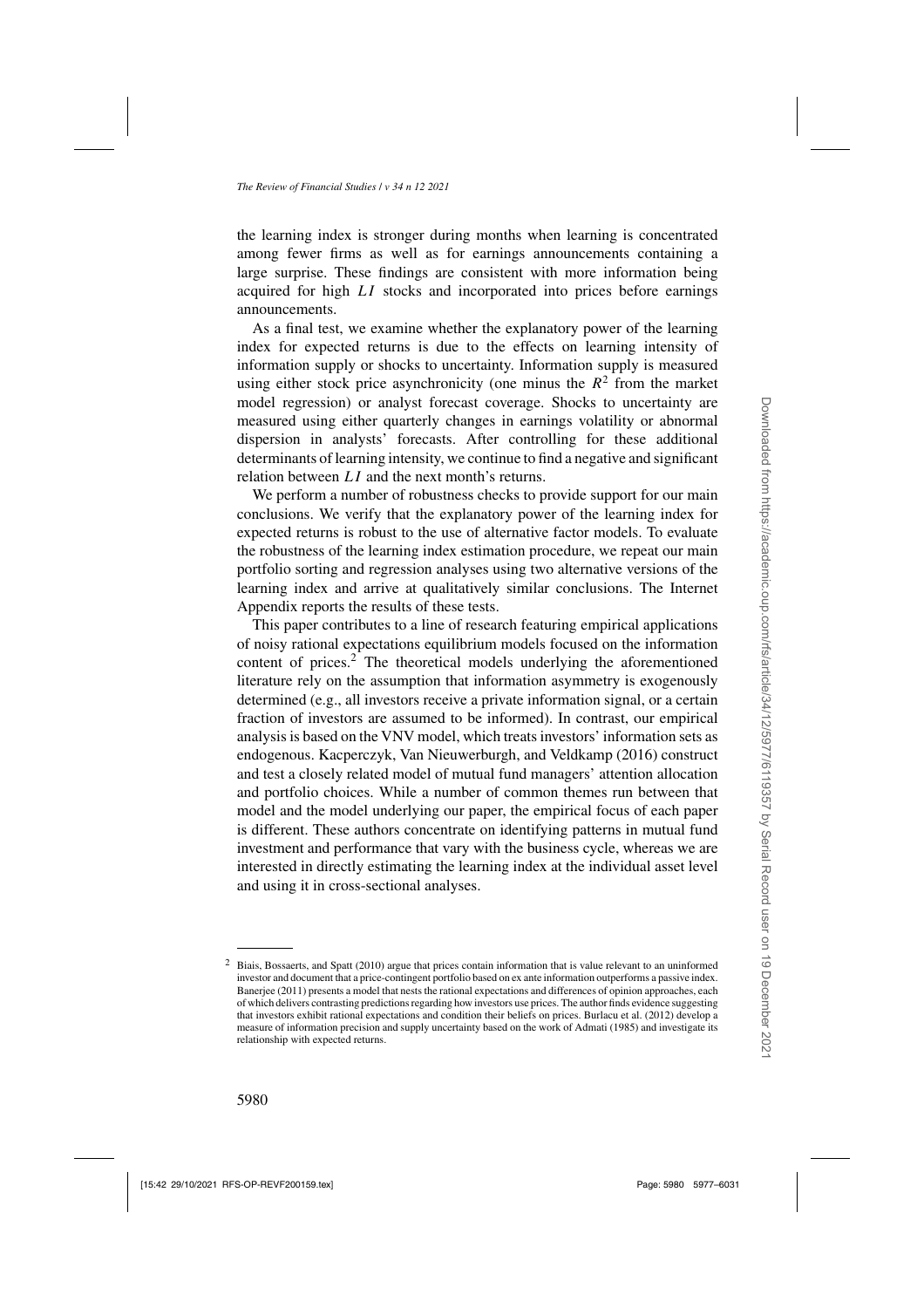the learning index is stronger during months when learning is concentrated among fewer firms as well as for earnings announcements containing a large surprise. These findings are consistent with more information being acquired for high $LI$ stocks and incorporated into prices before earnings announcements.

As a final test, we examine whether the explanatory power of the learning index for expected returns is due to the effects on learning intensity of information supply or shocks to uncertainty. Information supply is measured using either stock price asynchronicity (one minus the $R^2$ from the market model regression) or analyst forecast coverage. Shocks to uncertainty are measured using either quarterly changes in earnings volatility or abnormal dispersion in analysts' forecasts. After controlling for these additional determinants of learning intensity, we continue to find a negative and significant relation between $LI$ and the next month's returns.

We perform a number of robustness checks to provide support for our main conclusions. We verify that the explanatory power of the learning index for expected returns is robust to the use of alternative factor models. To evaluate the robustness of the learning index estimation procedure, we repeat our main portfolio sorting and regression analyses using two alternative versions of the learning index and arrive at qualitatively similar conclusions. The Internet Appendix reports the results of these tests.

This paper contributes to a line of research featuring empirical applications of noisy rational expectations equilibrium models focused on the information content of prices.[2] The theoretical models underlying the aforementioned literature rely on the assumption that information asymmetry is exogenously determined (e.g., all investors receive a private information signal, or a certain fraction of investors are assumed to be informed). In contrast, our empirical analysis is based on the VNV model, which treats investors' information sets as endogenous. Kacperczyk, Van Nieuwerburgh, and Veldkamp (2016) construct and test a closely related model of mutual fund managers' attention allocation and portfolio choices. While a number of common themes run between that model and the model underlying our paper, the empirical focus of each paper is different. These authors concentrate on identifying patterns in mutual fund investment and performance that vary with the business cycle, whereas we are interested in directly estimating the learning index at the individual asset level and using it in cross-sectional analyses.

[2] Biais, Bossaerts, and Spatt (2010) argue that prices contain information that is value relevant to an uninformed investor and document that a price-contingent portfolio based on ex ante information outperforms a passive index. Banerjee (2011) presents a model that nests the rational expectations and differences of opinion approaches, each of which delivers contrasting predictions regarding how investors use prices. The author finds evidence suggesting that investors exhibit rational expectations and condition their beliefs on prices. Burlacu et al. (2012) develop a measure of information precision and supply uncertainty based on the work of Admati (1985) and investigate its relationship with expected returns.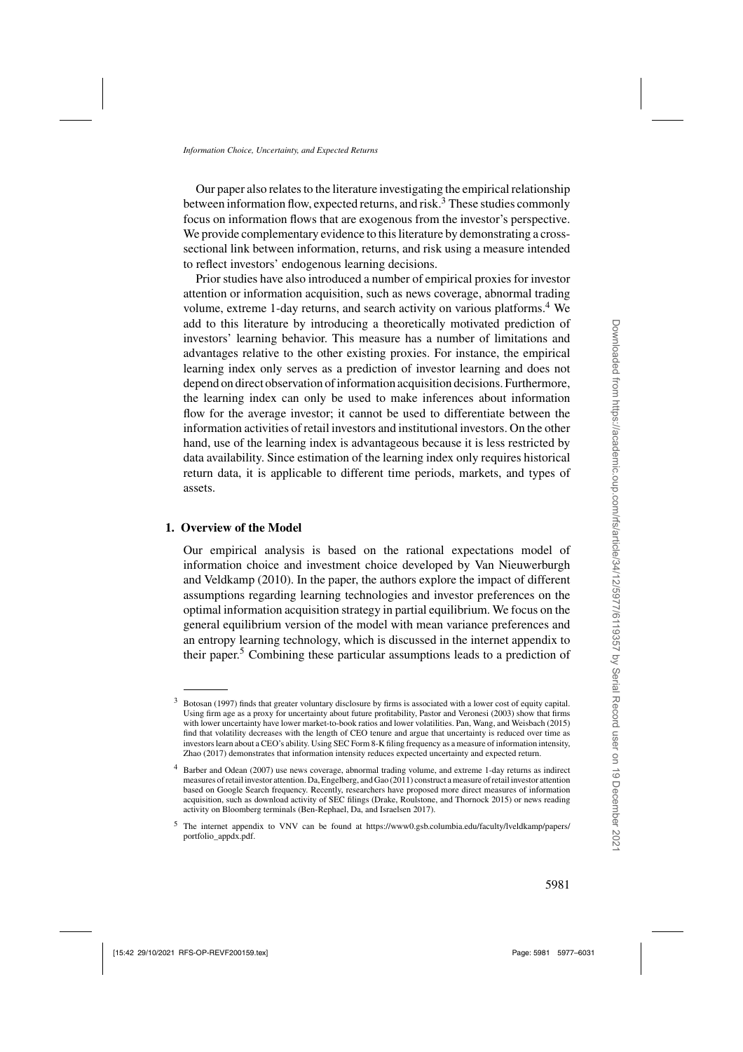Our paper also relates to the literature investigating the empirical relationship between information flow, expected returns, and risk.[3] These studies commonly focus on information flows that are exogenous from the investor's perspective. We provide complementary evidence to this literature by demonstrating a cross-sectional link between information, returns, and risk using a measure intended to reflect investors' endogenous learning decisions.

Prior studies have also introduced a number of empirical proxies for investor attention or information acquisition, such as news coverage, abnormal trading volume, extreme 1-day returns, and search activity on various platforms.[4] We add to this literature by introducing a theoretically motivated prediction of investors' learning behavior. This measure has a number of limitations and advantages relative to the other existing proxies. For instance, the empirical learning index only serves as a prediction of investor learning and does not depend on direct observation of information acquisition decisions. Furthermore, the learning index can only be used to make inferences about information flow for the average investor; it cannot be used to differentiate between the information activities of retail investors and institutional investors. On the other hand, use of the learning index is advantageous because it is less restricted by data availability. Since estimation of the learning index only requires historical return data, it is applicable to different time periods, markets, and types of assets.

## 1. Overview of the Model

Our empirical analysis is based on the rational expectations model of information choice and investment choice developed by Van Nieuwerburgh and Veldkamp (2010). In the paper, the authors explore the impact of different assumptions regarding learning technologies and investor preferences on the optimal information acquisition strategy in partial equilibrium. We focus on the general equilibrium version of the model with mean variance preferences and an entropy learning technology, which is discussed in the internet appendix to their paper.[5] Combining these particular assumptions leads to a prediction of

---

[3] Botosan (1997) finds that greater voluntary disclosure by firms is associated with a lower cost of equity capital. Using firm age as a proxy for uncertainty about future profitability, Pastor and Veronesi (2003) show that firms with lower uncertainty have lower market-to-book ratios and lower volatilities. Pan, Wang, and Weisbach (2015) find that volatility decreases with the length of CEO tenure and argue that uncertainty is reduced over time as investors learn about a CEO's ability. Using SEC Form 8-K filing frequency as a measure of information intensity, Zhao (2017) demonstrates that information intensity reduces expected uncertainty and expected return.

[4] Barber and Odean (2007) use news coverage, abnormal trading volume, and extreme 1-day returns as indirect measures of retail investor attention. Da, Engelberg, and Gao (2011) construct a measure of retail investor attention based on Google Search frequency. Recently, researchers have proposed more direct measures of information acquisition, such as download activity of SEC filings (Drake, Roulstone, and Thornock 2015) or news reading activity on Bloomberg terminals (Ben-Rephael, Da, and Israelsen 2017).

[5] The internet appendix to VNV can be found at https://www0.gsb.columbia.edu/faculty/lveldkamp/papers/portfolio_appdx.pdf.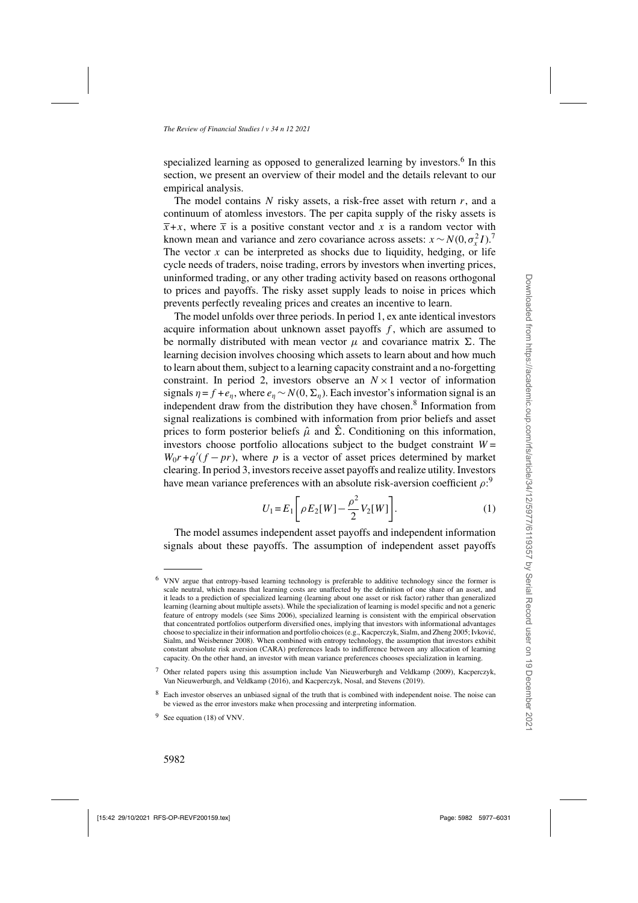specialized learning as opposed to generalized learning by investors.[6] In this section, we present an overview of their model and the details relevant to our empirical analysis.

The model contains $N$ risky assets, a risk-free asset with return $r$, and a continuum of atomless investors. The per capita supply of the risky assets is $\overline{x}+x$, where $\overline{x}$ is a positive constant vector and $x$ is a random vector with known mean and variance and zero covariance across assets: $x \sim N(0, \sigma_x^2 I)$.[7] The vector $x$ can be interpreted as shocks due to liquidity, hedging, or life cycle needs of traders, noise trading, errors by investors when inverting prices, uninformed trading, or any other trading activity based on reasons orthogonal to prices and payoffs. The risky asset supply leads to noise in prices which prevents perfectly revealing prices and creates an incentive to learn.

The model unfolds over three periods. In period 1, ex ante identical investors acquire information about unknown asset payoffs $f$, which are assumed to be normally distributed with mean vector $\mu$ and covariance matrix $\Sigma$. The learning decision involves choosing which assets to learn about and how much to learn about them, subject to a learning capacity constraint and a no-forgetting constraint. In period 2, investors observe an $N \times 1$ vector of information signals $\eta = f + e_\eta$, where $e_\eta \sim N(0, \Sigma_\eta)$. Each investor's information signal is an independent draw from the distribution they have chosen.[8] Information from signal realizations is combined with information from prior beliefs and asset prices to form posterior beliefs $\hat{\mu}$ and $\hat{\Sigma}$. Conditioning on this information, investors choose portfolio allocations subject to the budget constraint $W = W_0 r + q'(f - pr)$, where $p$ is a vector of asset prices determined by market clearing. In period 3, investors receive asset payoffs and realize utility. Investors have mean variance preferences with an absolute risk-aversion coefficient $\rho$:[9]

$$U_1 = E_1\left[\rho E_2[W] - \frac{\rho^2}{2} V_2[W]\right]. \tag{1}$$

The model assumes independent asset payoffs and independent information signals about these payoffs. The assumption of independent asset payoffs

---

[6] VNV argue that entropy-based learning technology is preferable to additive technology since the former is scale neutral, which means that learning costs are unaffected by the definition of one share of an asset, and it leads to a prediction of specialized learning (learning about one asset or risk factor) rather than generalized learning (learning about multiple assets). While the specialization of learning is model specific and not a generic feature of entropy models (see Sims 2006), specialized learning is consistent with the empirical observation that concentrated portfolios outperform diversified ones, implying that investors with informational advantages choose to specialize in their information and portfolio choices (e.g., Kacperczyk, Sialm, and Zheng 2005; Ivković, Sialm, and Weisbenner 2008). When combined with entropy technology, the assumption that investors exhibit constant absolute risk aversion (CARA) preferences leads to indifference between any allocation of learning capacity. On the other hand, an investor with mean variance preferences chooses specialization in learning.

[7] Other related papers using this assumption include Van Nieuwerburgh and Veldkamp (2009), Kacperczyk, Van Nieuwerburgh, and Veldkamp (2016), and Kacperczyk, Nosal, and Stevens (2019).

[8] Each investor observes an unbiased signal of the truth that is combined with independent noise. The noise can be viewed as the error investors make when processing and interpreting information.

[9] See equation (18) of VNV.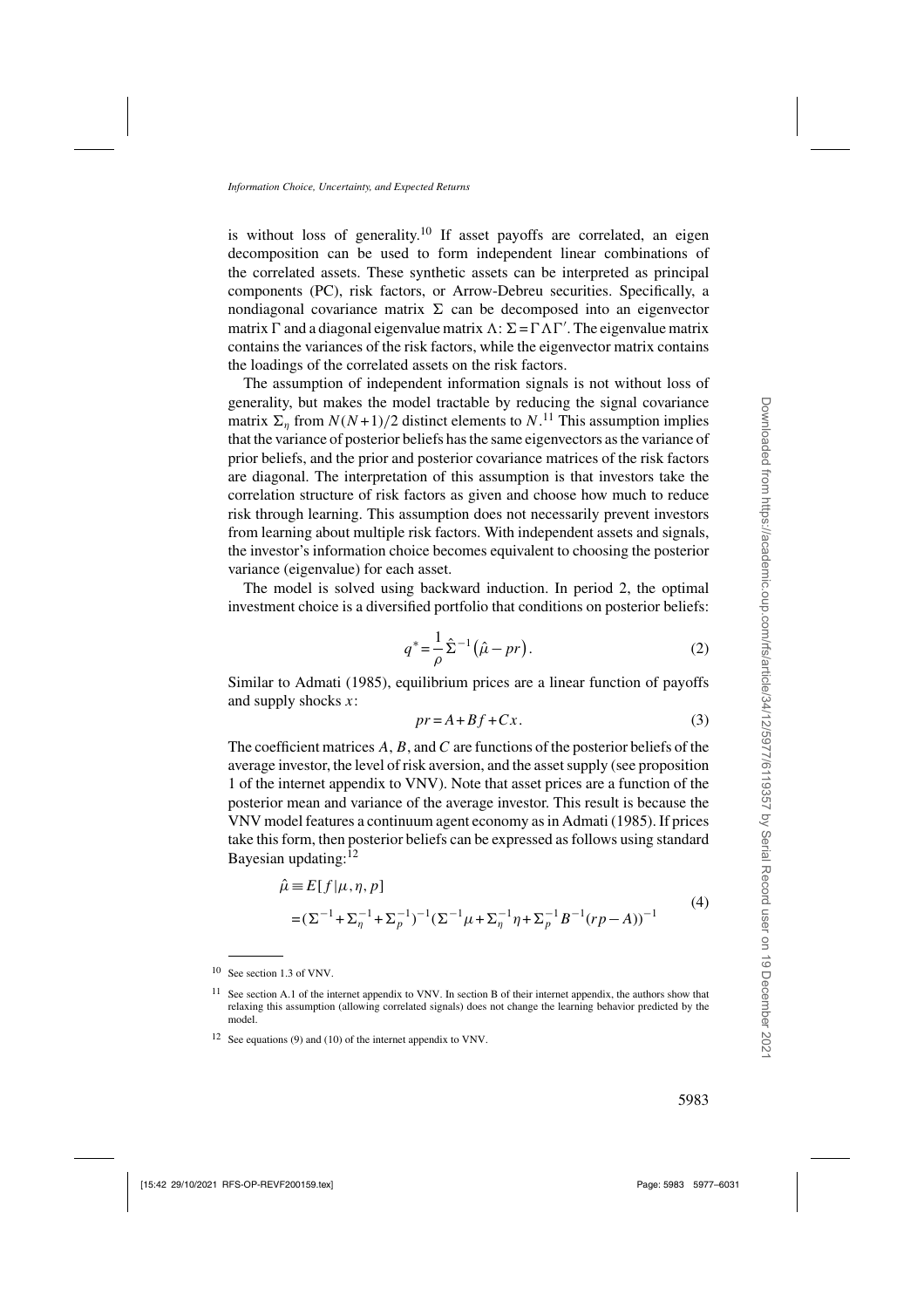is without loss of generality.[10] If asset payoffs are correlated, an eigen decomposition can be used to form independent linear combinations of the correlated assets. These synthetic assets can be interpreted as principal components (PC), risk factors, or Arrow-Debreu securities. Specifically, a nondiagonal covariance matrix $\Sigma$ can be decomposed into an eigenvector matrix $\Gamma$ and a diagonal eigenvalue matrix $\Lambda$: $\Sigma = \Gamma \Lambda \Gamma'$. The eigenvalue matrix contains the variances of the risk factors, while the eigenvector matrix contains the loadings of the correlated assets on the risk factors.

The assumption of independent information signals is not without loss of generality, but makes the model tractable by reducing the signal covariance matrix $\Sigma_\eta$ from $N(N+1)/2$ distinct elements to $N$.[11] This assumption implies that the variance of posterior beliefs has the same eigenvectors as the variance of prior beliefs, and the prior and posterior covariance matrices of the risk factors are diagonal. The interpretation of this assumption is that investors take the correlation structure of risk factors as given and choose how much to reduce risk through learning. This assumption does not necessarily prevent investors from learning about multiple risk factors. With independent assets and signals, the investor's information choice becomes equivalent to choosing the posterior variance (eigenvalue) for each asset.

The model is solved using backward induction. In period 2, the optimal investment choice is a diversified portfolio that conditions on posterior beliefs:

$$q^* = \frac{1}{\rho} \hat{\Sigma}^{-1} \left( \hat{\mu} - pr \right). \tag{2}$$

Similar to Admati (1985), equilibrium prices are a linear function of payoffs and supply shocks $x$:

$$pr = A + Bf + Cx. \tag{3}$$

The coefficient matrices $A$, $B$, and $C$ are functions of the posterior beliefs of the average investor, the level of risk aversion, and the asset supply (see proposition 1 of the internet appendix to VNV). Note that asset prices are a function of the posterior mean and variance of the average investor. This result is because the VNV model features a continuum agent economy as in Admati (1985). If prices take this form, then posterior beliefs can be expressed as follows using standard Bayesian updating:[12]

$$\begin{aligned} \hat{\mu} &\equiv E[f|\mu, \eta, p] \\ &= (\Sigma^{-1} + \Sigma_\eta^{-1} + \Sigma_p^{-1})^{-1} (\Sigma^{-1}\mu + \Sigma_\eta^{-1}\eta + \Sigma_p^{-1} B^{-1}(rp - A))^{-1} \end{aligned} \tag{4}$$

---

[10] See section 1.3 of VNV.

[11] See section A.1 of the internet appendix to VNV. In section B of their internet appendix, the authors show that relaxing this assumption (allowing correlated signals) does not change the learning behavior predicted by the model.

[12] See equations (9) and (10) of the internet appendix to VNV.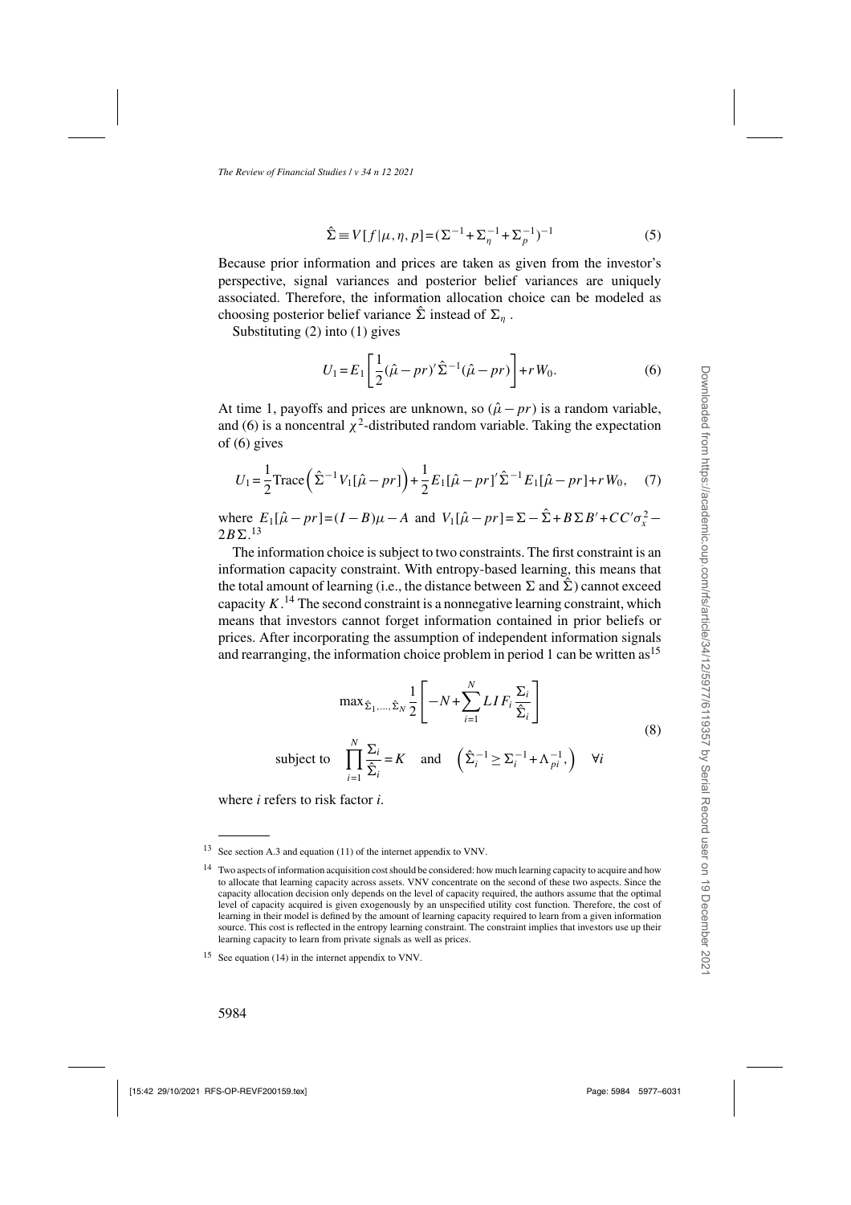$$\hat{\Sigma} \equiv V[f|\mu, \eta, p] = (\Sigma^{-1} + \Sigma_\eta^{-1} + \Sigma_p^{-1})^{-1} \tag{5}$$

Because prior information and prices are taken as given from the investor's perspective, signal variances and posterior belief variances are uniquely associated. Therefore, the information allocation choice can be modeled as choosing posterior belief variance $\hat{\Sigma}$ instead of $\Sigma_\eta$.

Substituting (2) into (1) gives

$$U_1 = E_1\left[\frac{1}{2}(\hat{\mu} - pr)'\hat{\Sigma}^{-1}(\hat{\mu} - pr)\right] + rW_0. \tag{6}$$

At time 1, payoffs and prices are unknown, so $(\hat{\mu} - pr)$ is a random variable, and (6) is a noncentral $\chi^2$-distributed random variable. Taking the expectation of (6) gives

$$U_1 = \frac{1}{2}\text{Trace}\left(\hat{\Sigma}^{-1}V_1[\hat{\mu} - pr]\right) + \frac{1}{2}E_1[\hat{\mu} - pr]'\hat{\Sigma}^{-1}E_1[\hat{\mu} - pr] + rW_0, \tag{7}$$

where $E_1[\hat{\mu} - pr] = (I - B)\mu - A$ and $V_1[\hat{\mu} - pr] = \Sigma - \hat{\Sigma} + B\Sigma B' + CC'\sigma_x^2 - 2B\Sigma$.[13]

The information choice is subject to two constraints. The first constraint is an information capacity constraint. With entropy-based learning, this means that the total amount of learning (i.e., the distance between $\Sigma$ and $\hat{\Sigma}$) cannot exceed capacity $K$.[14] The second constraint is a nonnegative learning constraint, which means that investors cannot forget information contained in prior beliefs or prices. After incorporating the assumption of independent information signals and rearranging, the information choice problem in period 1 can be written as[15]

$$\max_{\hat{\Sigma}_1, \ldots, \hat{\Sigma}_N} \frac{1}{2}\left[-N + \sum_{i=1}^{N} LIF_i \frac{\Sigma_i}{\hat{\Sigma}_i}\right]$$
$$\text{subject to} \quad \prod_{i=1}^{N} \frac{\Sigma_i}{\hat{\Sigma}_i} = K \quad \text{and} \quad \left(\hat{\Sigma}_i^{-1} \geq \Sigma_i^{-1} + \Lambda_{pi}^{-1},\right) \quad \forall i \tag{8}$$

where $i$ refers to risk factor $i$.

---

[13] See section A.3 and equation (11) of the internet appendix to VNV.

[14] Two aspects of information acquisition cost should be considered: how much learning capacity to acquire and how to allocate that learning capacity across assets. VNV concentrate on the second of these two aspects. Since the capacity allocation decision only depends on the level of capacity required, the authors assume that the optimal level of capacity acquired is given exogenously by an unspecified utility cost function. Therefore, the cost of learning in their model is defined by the amount of learning capacity required to learn from a given information source. This cost is reflected in the entropy learning constraint. The constraint implies that investors use up their learning capacity to learn from private signals as well as prices.

[15] See equation (14) in the internet appendix to VNV.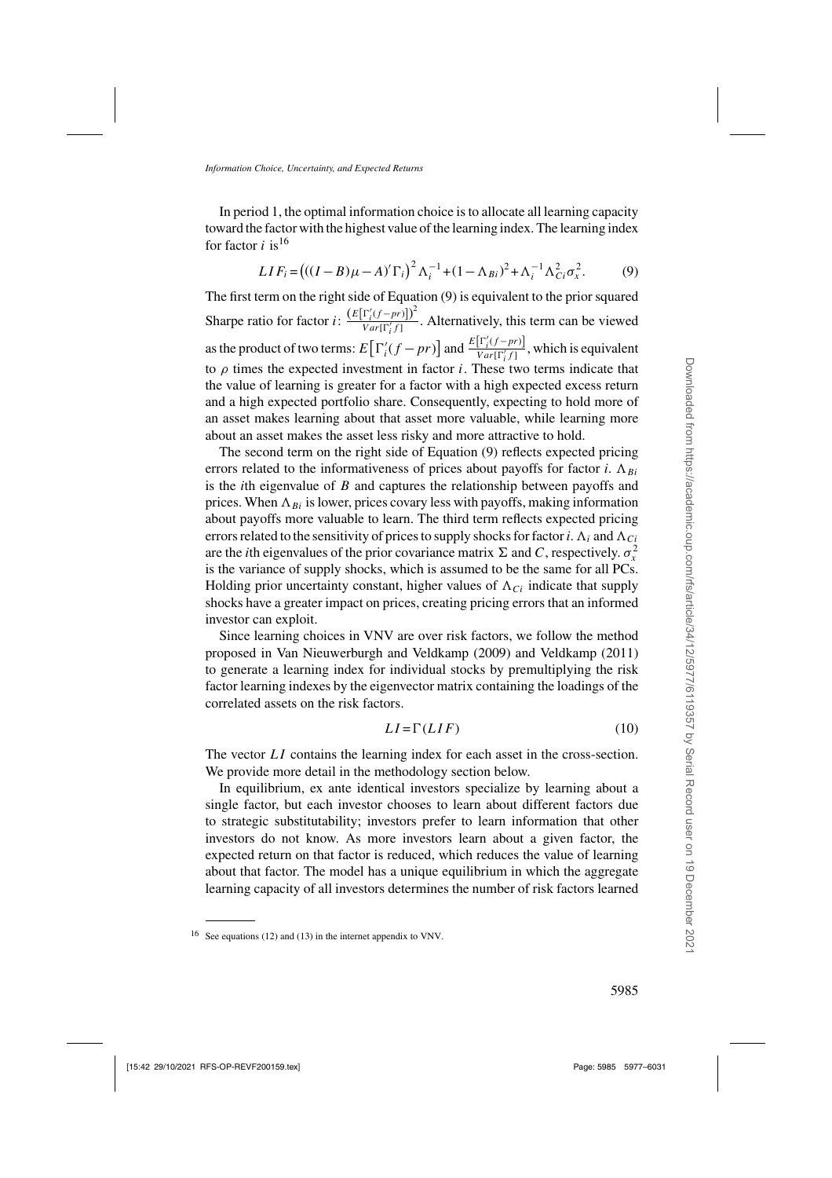In period 1, the optimal information choice is to allocate all learning capacity toward the factor with the highest value of the learning index. The learning index for factor $i$ is[16]

$$LIF_i = \left(((I-B)\mu - A)'\Gamma_i\right)^2 \Lambda_i^{-1} + (1-\Lambda_{Bi})^2 + \Lambda_i^{-1}\Lambda_{Ci}^2\sigma_x^2. \tag{9}$$

The first term on the right side of Equation (9) is equivalent to the prior squared Sharpe ratio for factor $i$: $\frac{\left(E\left[\Gamma_i'(f-pr)\right]\right)^2}{Var[\Gamma_i' f]}$. Alternatively, this term can be viewed as the product of two terms: $E\left[\Gamma_i'(f-pr)\right]$ and $\frac{E\left[\Gamma_i'(f-pr)\right]}{Var[\Gamma_i' f]}$, which is equivalent to $\rho$ times the expected investment in factor $i$. These two terms indicate that the value of learning is greater for a factor with a high expected excess return and a high expected portfolio share. Consequently, expecting to hold more of an asset makes learning about that asset more valuable, while learning more about an asset makes the asset less risky and more attractive to hold.

The second term on the right side of Equation (9) reflects expected pricing errors related to the informativeness of prices about payoffs for factor $i$. $\Lambda_{Bi}$ is the $i$th eigenvalue of $B$ and captures the relationship between payoffs and prices. When $\Lambda_{Bi}$ is lower, prices covary less with payoffs, making information about payoffs more valuable to learn. The third term reflects expected pricing errors related to the sensitivity of prices to supply shocks for factor $i$. $\Lambda_i$ and $\Lambda_{Ci}$ are the $i$th eigenvalues of the prior covariance matrix $\Sigma$ and $C$, respectively. $\sigma_x^2$ is the variance of supply shocks, which is assumed to be the same for all PCs. Holding prior uncertainty constant, higher values of $\Lambda_{Ci}$ indicate that supply shocks have a greater impact on prices, creating pricing errors that an informed investor can exploit.

Since learning choices in VNV are over risk factors, we follow the method proposed in Van Nieuwerburgh and Veldkamp (2009) and Veldkamp (2011) to generate a learning index for individual stocks by premultiplying the risk factor learning indexes by the eigenvector matrix containing the loadings of the correlated assets on the risk factors.

$$LI = \Gamma(LIF) \tag{10}$$

The vector $LI$ contains the learning index for each asset in the cross-section. We provide more detail in the methodology section below.

In equilibrium, ex ante identical investors specialize by learning about a single factor, but each investor chooses to learn about different factors due to strategic substitutability; investors prefer to learn information that other investors do not know. As more investors learn about a given factor, the expected return on that factor is reduced, which reduces the value of learning about that factor. The model has a unique equilibrium in which the aggregate learning capacity of all investors determines the number of risk factors learned

[16] See equations (12) and (13) in the internet appendix to VNV.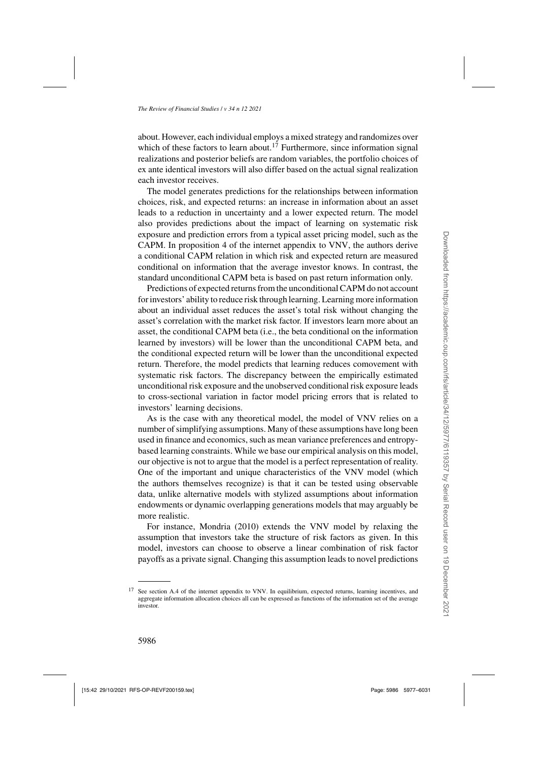about. However, each individual employs a mixed strategy and randomizes over which of these factors to learn about.[17] Furthermore, since information signal realizations and posterior beliefs are random variables, the portfolio choices of ex ante identical investors will also differ based on the actual signal realization each investor receives.

The model generates predictions for the relationships between information choices, risk, and expected returns: an increase in information about an asset leads to a reduction in uncertainty and a lower expected return. The model also provides predictions about the impact of learning on systematic risk exposure and prediction errors from a typical asset pricing model, such as the CAPM. In proposition 4 of the internet appendix to VNV, the authors derive a conditional CAPM relation in which risk and expected return are measured conditional on information that the average investor knows. In contrast, the standard unconditional CAPM beta is based on past return information only.

Predictions of expected returns from the unconditional CAPM do not account for investors' ability to reduce risk through learning. Learning more information about an individual asset reduces the asset's total risk without changing the asset's correlation with the market risk factor. If investors learn more about an asset, the conditional CAPM beta (i.e., the beta conditional on the information learned by investors) will be lower than the unconditional CAPM beta, and the conditional expected return will be lower than the unconditional expected return. Therefore, the model predicts that learning reduces comovement with systematic risk factors. The discrepancy between the empirically estimated unconditional risk exposure and the unobserved conditional risk exposure leads to cross-sectional variation in factor model pricing errors that is related to investors' learning decisions.

As is the case with any theoretical model, the model of VNV relies on a number of simplifying assumptions. Many of these assumptions have long been used in finance and economics, such as mean variance preferences and entropy-based learning constraints. While we base our empirical analysis on this model, our objective is not to argue that the model is a perfect representation of reality. One of the important and unique characteristics of the VNV model (which the authors themselves recognize) is that it can be tested using observable data, unlike alternative models with stylized assumptions about information endowments or dynamic overlapping generations models that may arguably be more realistic.

For instance, Mondria (2010) extends the VNV model by relaxing the assumption that investors take the structure of risk factors as given. In this model, investors can choose to observe a linear combination of risk factor payoffs as a private signal. Changing this assumption leads to novel predictions

[17] See section A.4 of the internet appendix to VNV. In equilibrium, expected returns, learning incentives, and aggregate information allocation choices all can be expressed as functions of the information set of the average investor.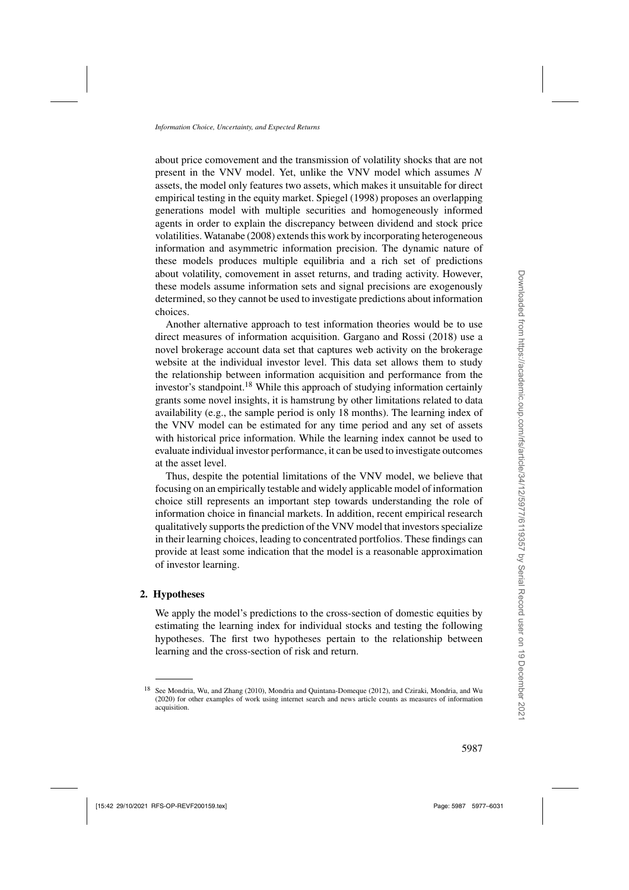about price comovement and the transmission of volatility shocks that are not present in the VNV model. Yet, unlike the VNV model which assumes $N$ assets, the model only features two assets, which makes it unsuitable for direct empirical testing in the equity market. Spiegel (1998) proposes an overlapping generations model with multiple securities and homogeneously informed agents in order to explain the discrepancy between dividend and stock price volatilities. Watanabe (2008) extends this work by incorporating heterogeneous information and asymmetric information precision. The dynamic nature of these models produces multiple equilibria and a rich set of predictions about volatility, comovement in asset returns, and trading activity. However, these models assume information sets and signal precisions are exogenously determined, so they cannot be used to investigate predictions about information choices.

Another alternative approach to test information theories would be to use direct measures of information acquisition. Gargano and Rossi (2018) use a novel brokerage account data set that captures web activity on the brokerage website at the individual investor level. This data set allows them to study the relationship between information acquisition and performance from the investor's standpoint.[18] While this approach of studying information certainly grants some novel insights, it is hamstrung by other limitations related to data availability (e.g., the sample period is only 18 months). The learning index of the VNV model can be estimated for any time period and any set of assets with historical price information. While the learning index cannot be used to evaluate individual investor performance, it can be used to investigate outcomes at the asset level.

Thus, despite the potential limitations of the VNV model, we believe that focusing on an empirically testable and widely applicable model of information choice still represents an important step towards understanding the role of information choice in financial markets. In addition, recent empirical research qualitatively supports the prediction of the VNV model that investors specialize in their learning choices, leading to concentrated portfolios. These findings can provide at least some indication that the model is a reasonable approximation of investor learning.

## 2. Hypotheses

We apply the model's predictions to the cross-section of domestic equities by estimating the learning index for individual stocks and testing the following hypotheses. The first two hypotheses pertain to the relationship between learning and the cross-section of risk and return.

[18] See Mondria, Wu, and Zhang (2010), Mondria and Quintana-Domeque (2012), and Cziraki, Mondria, and Wu (2020) for other examples of work using internet search and news article counts as measures of information acquisition.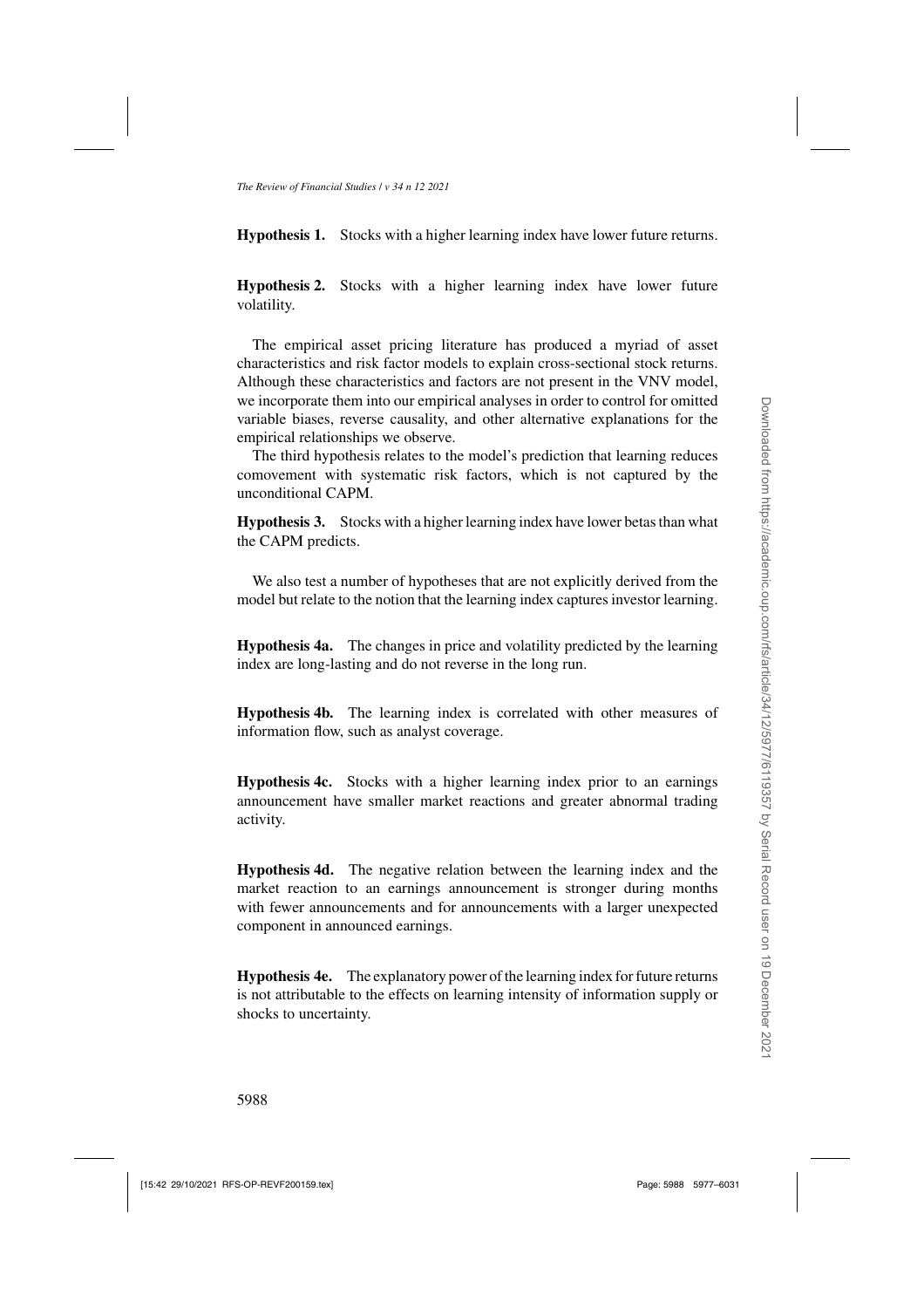**Hypothesis 1.** Stocks with a higher learning index have lower future returns.

**Hypothesis 2.** Stocks with a higher learning index have lower future volatility.

The empirical asset pricing literature has produced a myriad of asset characteristics and risk factor models to explain cross-sectional stock returns. Although these characteristics and factors are not present in the VNV model, we incorporate them into our empirical analyses in order to control for omitted variable biases, reverse causality, and other alternative explanations for the empirical relationships we observe.

The third hypothesis relates to the model's prediction that learning reduces comovement with systematic risk factors, which is not captured by the unconditional CAPM.

**Hypothesis 3.** Stocks with a higher learning index have lower betas than what the CAPM predicts.

We also test a number of hypotheses that are not explicitly derived from the model but relate to the notion that the learning index captures investor learning.

**Hypothesis 4a.** The changes in price and volatility predicted by the learning index are long-lasting and do not reverse in the long run.

**Hypothesis 4b.** The learning index is correlated with other measures of information flow, such as analyst coverage.

**Hypothesis 4c.** Stocks with a higher learning index prior to an earnings announcement have smaller market reactions and greater abnormal trading activity.

**Hypothesis 4d.** The negative relation between the learning index and the market reaction to an earnings announcement is stronger during months with fewer announcements and for announcements with a larger unexpected component in announced earnings.

**Hypothesis 4e.** The explanatory power of the learning index for future returns is not attributable to the effects on learning intensity of information supply or shocks to uncertainty.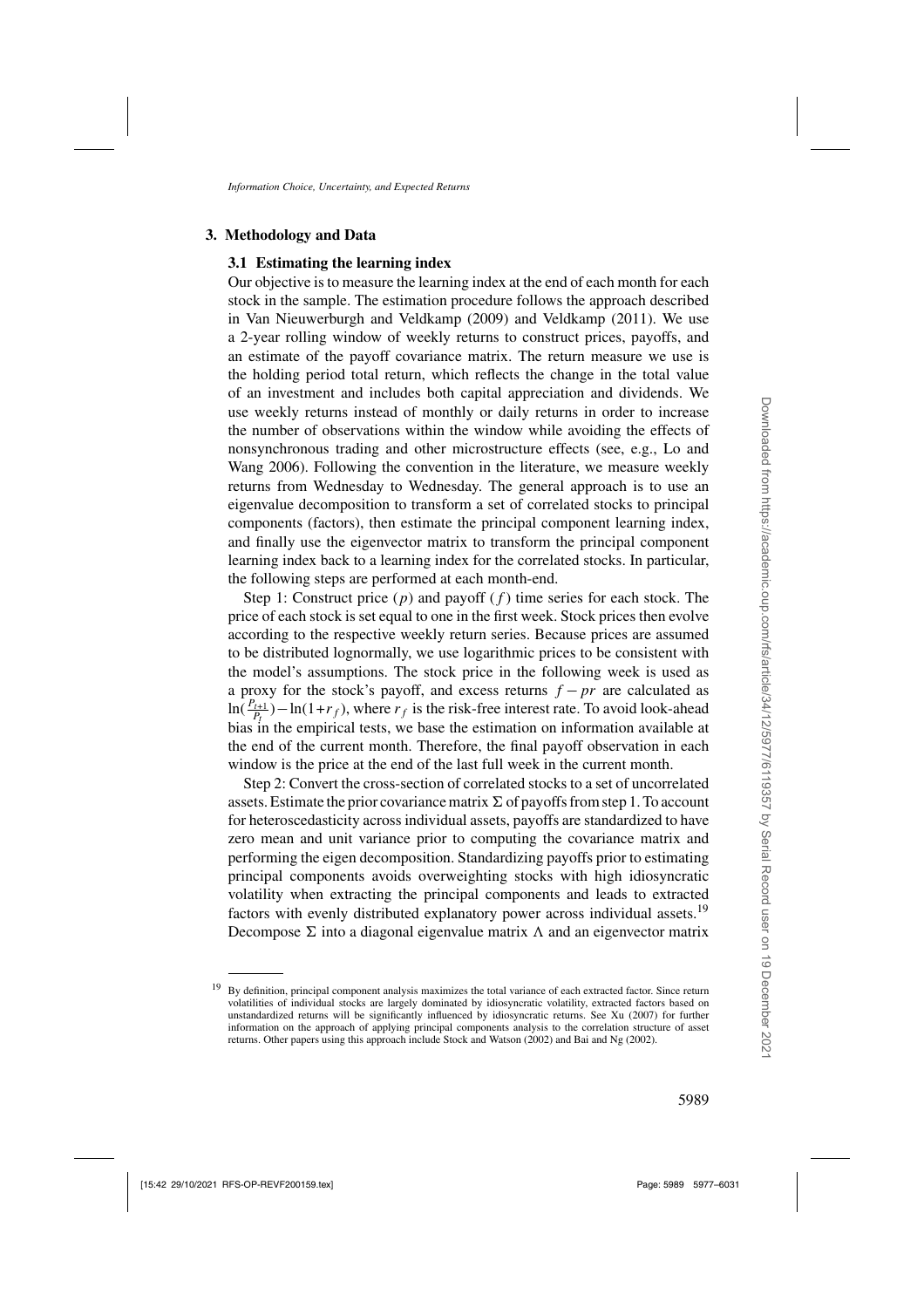## 3. Methodology and Data

### 3.1 Estimating the learning index

Our objective is to measure the learning index at the end of each month for each stock in the sample. The estimation procedure follows the approach described in Van Nieuwerburgh and Veldkamp (2009) and Veldkamp (2011). We use a 2-year rolling window of weekly returns to construct prices, payoffs, and an estimate of the payoff covariance matrix. The return measure we use is the holding period total return, which reflects the change in the total value of an investment and includes both capital appreciation and dividends. We use weekly returns instead of monthly or daily returns in order to increase the number of observations within the window while avoiding the effects of nonsynchronous trading and other microstructure effects (see, e.g., Lo and Wang 2006). Following the convention in the literature, we measure weekly returns from Wednesday to Wednesday. The general approach is to use an eigenvalue decomposition to transform a set of correlated stocks to principal components (factors), then estimate the principal component learning index, and finally use the eigenvector matrix to transform the principal component learning index back to a learning index for the correlated stocks. In particular, the following steps are performed at each month-end.

Step 1: Construct price ($p$) and payoff ($f$) time series for each stock. The price of each stock is set equal to one in the first week. Stock prices then evolve according to the respective weekly return series. Because prices are assumed to be distributed lognormally, we use logarithmic prices to be consistent with the model's assumptions. The stock price in the following week is used as a proxy for the stock's payoff, and excess returns $f - pr$ are calculated as $\ln(\frac{P_{t+1}}{P_t}) - \ln(1+r_f)$, where $r_f$ is the risk-free interest rate. To avoid look-ahead bias in the empirical tests, we base the estimation on information available at the end of the current month. Therefore, the final payoff observation in each window is the price at the end of the last full week in the current month.

Step 2: Convert the cross-section of correlated stocks to a set of uncorrelated assets. Estimate the prior covariance matrix $\Sigma$ of payoffs from step 1. To account for heteroscedasticity across individual assets, payoffs are standardized to have zero mean and unit variance prior to computing the covariance matrix and performing the eigen decomposition. Standardizing payoffs prior to estimating principal components avoids overweighting stocks with high idiosyncratic volatility when extracting the principal components and leads to extracted factors with evenly distributed explanatory power across individual assets.[19] Decompose $\Sigma$ into a diagonal eigenvalue matrix $\Lambda$ and an eigenvector matrix

[19] By definition, principal component analysis maximizes the total variance of each extracted factor. Since return volatilities of individual stocks are largely dominated by idiosyncratic volatility, extracted factors based on unstandardized returns will be significantly influenced by idiosyncratic returns. See Xu (2007) for further information on the approach of applying principal components analysis to the correlation structure of asset returns. Other papers using this approach include Stock and Watson (2002) and Bai and Ng (2002).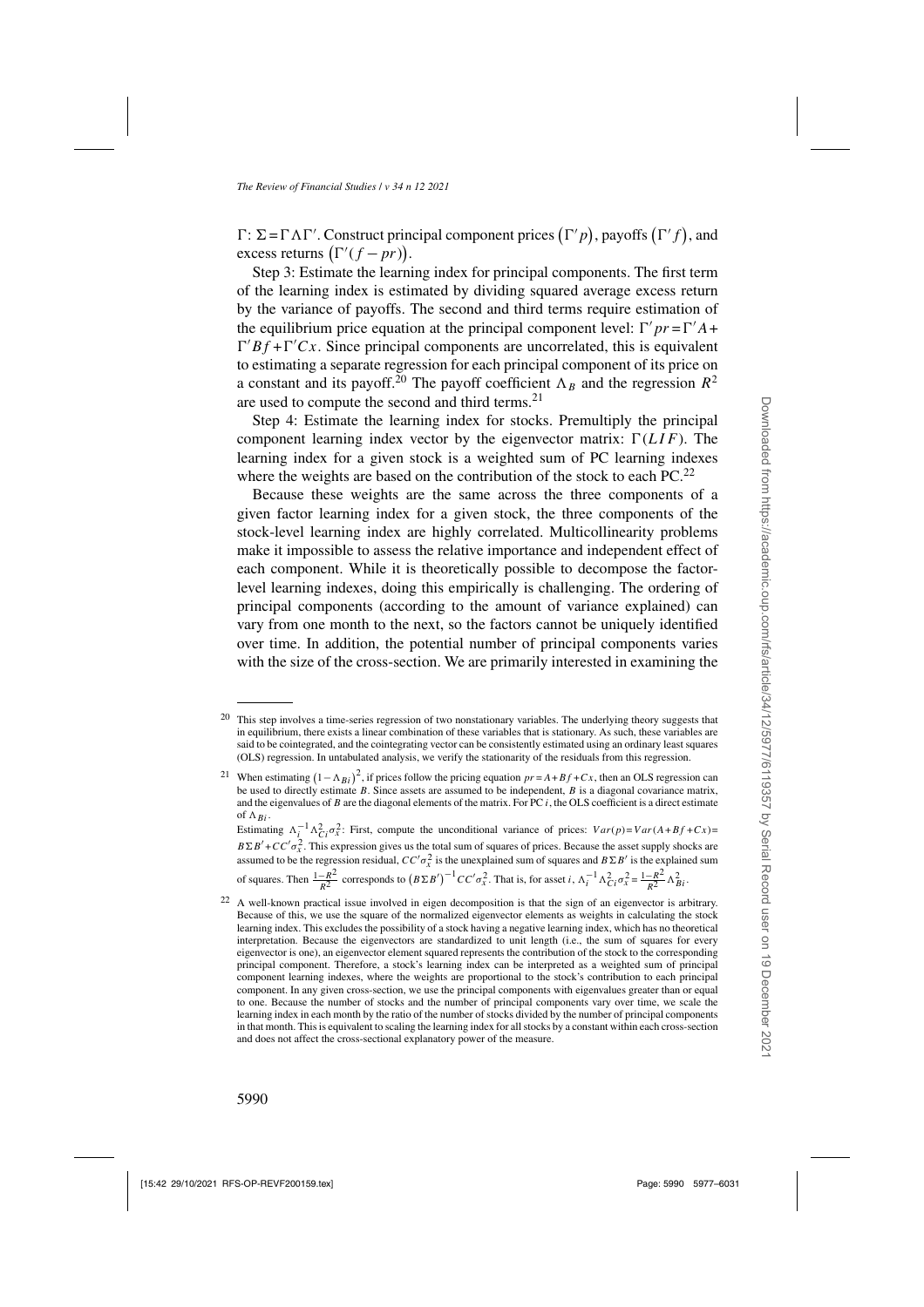$\Gamma$: $\Sigma = \Gamma \Lambda \Gamma'$. Construct principal component prices $(\Gamma' p)$, payoffs $(\Gamma' f)$, and excess returns $(\Gamma'(f - pr))$.

Step 3: Estimate the learning index for principal components. The first term of the learning index is estimated by dividing squared average excess return by the variance of payoffs. The second and third terms require estimation of the equilibrium price equation at the principal component level: $\Gamma' pr = \Gamma' A + \Gamma' B f + \Gamma' C x$. Since principal components are uncorrelated, this is equivalent to estimating a separate regression for each principal component of its price on a constant and its payoff.[20] The payoff coefficient $\Lambda_B$ and the regression $R^2$ are used to compute the second and third terms.[21]

Step 4: Estimate the learning index for stocks. Premultiply the principal component learning index vector by the eigenvector matrix: $\Gamma(LIF)$. The learning index for a given stock is a weighted sum of PC learning indexes where the weights are based on the contribution of the stock to each PC.[22]

Because these weights are the same across the three components of a given factor learning index for a given stock, the three components of the stock-level learning index are highly correlated. Multicollinearity problems make it impossible to assess the relative importance and independent effect of each component. While it is theoretically possible to decompose the factor-level learning indexes, doing this empirically is challenging. The ordering of principal components (according to the amount of variance explained) can vary from one month to the next, so the factors cannot be uniquely identified over time. In addition, the potential number of principal components varies with the size of the cross-section. We are primarily interested in examining the

---

[20] This step involves a time-series regression of two nonstationary variables. The underlying theory suggests that in equilibrium, there exists a linear combination of these variables that is stationary. As such, these variables are said to be cointegrated, and the cointegrating vector can be consistently estimated using an ordinary least squares (OLS) regression. In untabulated analysis, we verify the stationarity of the residuals from this regression.

[21] When estimating $(1-\Lambda_{Bi})^2$, if prices follow the pricing equation $pr = A + Bf + Cx$, then an OLS regression can be used to directly estimate $B$. Since assets are assumed to be independent, $B$ is a diagonal covariance matrix, and the eigenvalues of $B$ are the diagonal elements of the matrix. For PC $i$, the OLS coefficient is a direct estimate of $\Lambda_{Bi}$.

Estimating $\Lambda_i^{-1}\Lambda_{Ci}^2\sigma_x^2$: First, compute the unconditional variance of prices: $Var(p) = Var(A + Bf + Cx) = B\Sigma B' + CC'\sigma_x^2$. This expression gives us the total sum of squares of prices. Because the asset supply shocks are assumed to be the regression residual, $CC'\sigma_x^2$ is the unexplained sum of squares and $B\Sigma B'$ is the explained sum of squares. Then $\frac{1-R^2}{R^2}$ corresponds to $(B\Sigma B')^{-1}CC'\sigma_x^2$. That is, for asset $i$, $\Lambda_i^{-1}\Lambda_{Ci}^2\sigma_x^2 = \frac{1-R^2}{R^2}\Lambda_{Bi}^2$.

[22] A well-known practical issue involved in eigen decomposition is that the sign of an eigenvector is arbitrary. Because of this, we use the square of the normalized eigenvector elements as weights in calculating the stock learning index. This excludes the possibility of a stock having a negative learning index, which has no theoretical interpretation. Because the eigenvectors are standardized to unit length (i.e., the sum of squares for every eigenvector is one), an eigenvector element squared represents the contribution of the stock to the corresponding principal component. Therefore, a stock's learning index can be interpreted as a weighted sum of principal component learning indexes, where the weights are proportional to the stock's contribution to each principal component. In any given cross-section, we use the principal components with eigenvalues greater than or equal to one. Because the number of stocks and the number of principal components vary over time, we scale the learning index in each month by the ratio of the number of stocks divided by the number of principal components in that month. This is equivalent to scaling the learning index for all stocks by a constant within each cross-section and does not affect the cross-sectional explanatory power of the measure.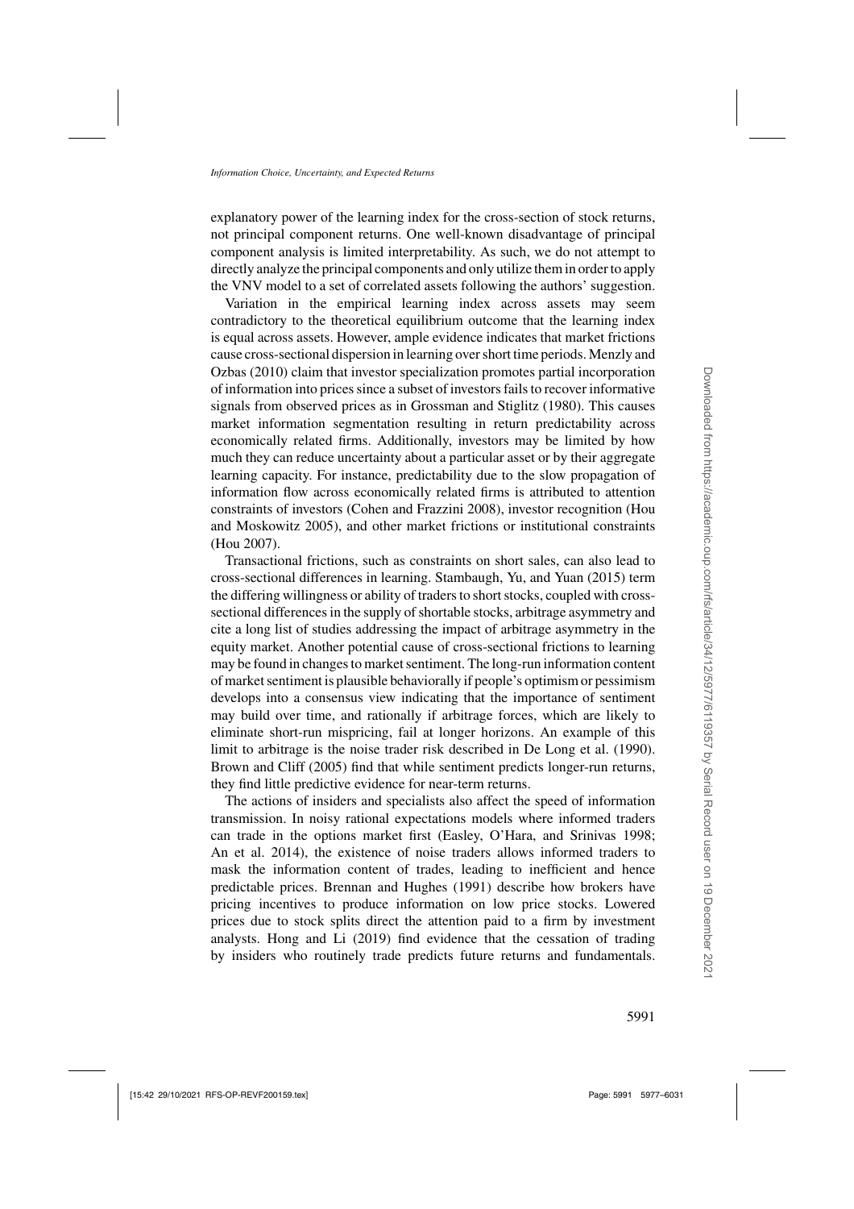explanatory power of the learning index for the cross-section of stock returns, not principal component returns. One well-known disadvantage of principal component analysis is limited interpretability. As such, we do not attempt to directly analyze the principal components and only utilize them in order to apply the VNV model to a set of correlated assets following the authors' suggestion.

Variation in the empirical learning index across assets may seem contradictory to the theoretical equilibrium outcome that the learning index is equal across assets. However, ample evidence indicates that market frictions cause cross-sectional dispersion in learning over short time periods. Menzly and Ozbas (2010) claim that investor specialization promotes partial incorporation of information into prices since a subset of investors fails to recover informative signals from observed prices as in Grossman and Stiglitz (1980). This causes market information segmentation resulting in return predictability across economically related firms. Additionally, investors may be limited by how much they can reduce uncertainty about a particular asset or by their aggregate learning capacity. For instance, predictability due to the slow propagation of information flow across economically related firms is attributed to attention constraints of investors (Cohen and Frazzini 2008), investor recognition (Hou and Moskowitz 2005), and other market frictions or institutional constraints (Hou 2007).

Transactional frictions, such as constraints on short sales, can also lead to cross-sectional differences in learning. Stambaugh, Yu, and Yuan (2015) term the differing willingness or ability of traders to short stocks, coupled with cross-sectional differences in the supply of shortable stocks, arbitrage asymmetry and cite a long list of studies addressing the impact of arbitrage asymmetry in the equity market. Another potential cause of cross-sectional frictions to learning may be found in changes to market sentiment. The long-run information content of market sentiment is plausible behaviorally if people's optimism or pessimism develops into a consensus view indicating that the importance of sentiment may build over time, and rationally if arbitrage forces, which are likely to eliminate short-run mispricing, fail at longer horizons. An example of this limit to arbitrage is the noise trader risk described in De Long et al. (1990). Brown and Cliff (2005) find that while sentiment predicts longer-run returns, they find little predictive evidence for near-term returns.

The actions of insiders and specialists also affect the speed of information transmission. In noisy rational expectations models where informed traders can trade in the options market first (Easley, O'Hara, and Srinivas 1998; An et al. 2014), the existence of noise traders allows informed traders to mask the information content of trades, leading to inefficient and hence predictable prices. Brennan and Hughes (1991) describe how brokers have pricing incentives to produce information on low price stocks. Lowered prices due to stock splits direct the attention paid to a firm by investment analysts. Hong and Li (2019) find evidence that the cessation of trading by insiders who routinely trade predicts future returns and fundamentals.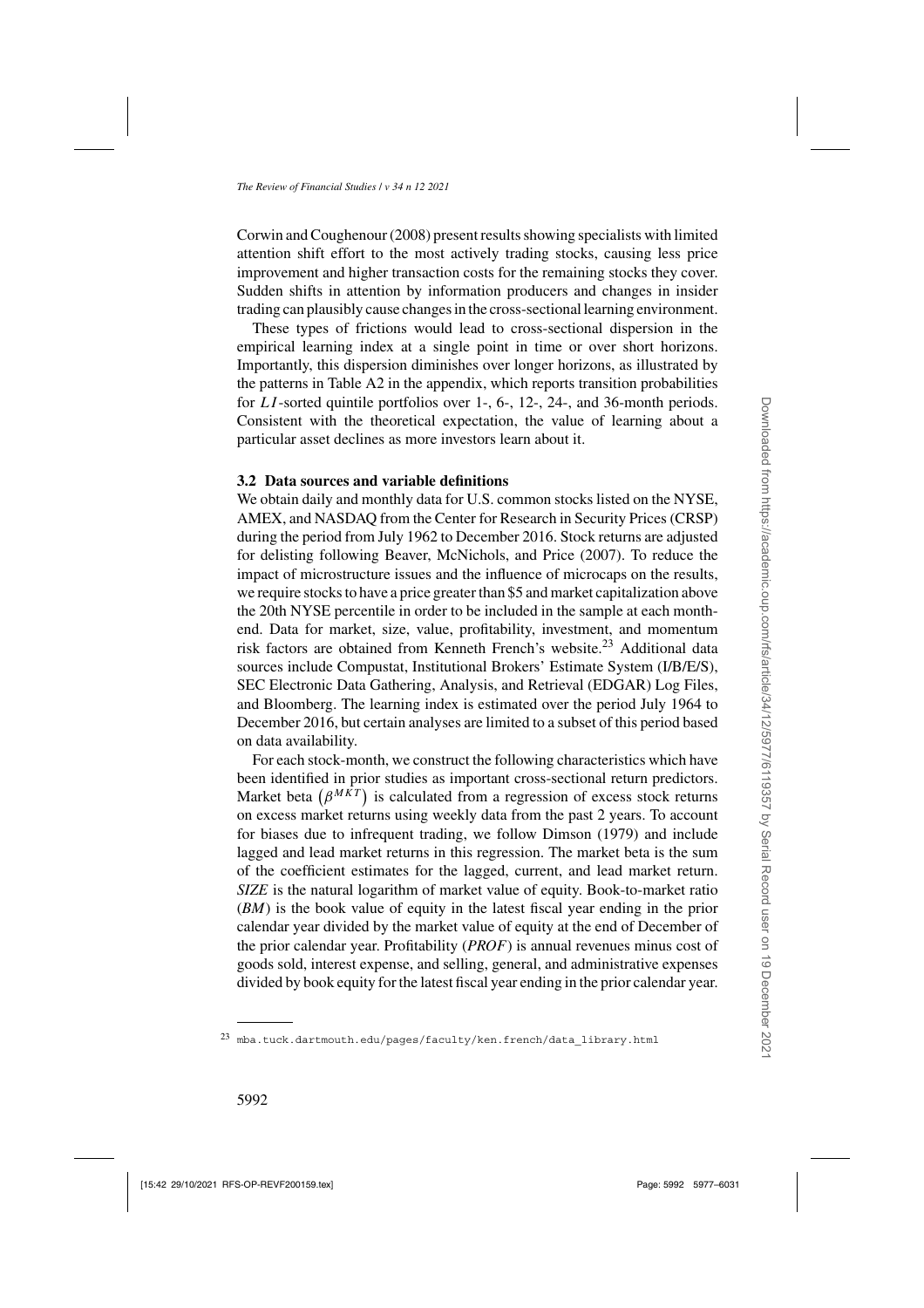Corwin and Coughenour (2008) present results showing specialists with limited attention shift effort to the most actively trading stocks, causing less price improvement and higher transaction costs for the remaining stocks they cover. Sudden shifts in attention by information producers and changes in insider trading can plausibly cause changes in the cross-sectional learning environment.

These types of frictions would lead to cross-sectional dispersion in the empirical learning index at a single point in time or over short horizons. Importantly, this dispersion diminishes over longer horizons, as illustrated by the patterns in Table A2 in the appendix, which reports transition probabilities for $LI$-sorted quintile portfolios over 1-, 6-, 12-, 24-, and 36-month periods. Consistent with the theoretical expectation, the value of learning about a particular asset declines as more investors learn about it.

### 3.2 Data sources and variable definitions

We obtain daily and monthly data for U.S. common stocks listed on the NYSE, AMEX, and NASDAQ from the Center for Research in Security Prices (CRSP) during the period from July 1962 to December 2016. Stock returns are adjusted for delisting following Beaver, McNichols, and Price (2007). To reduce the impact of microstructure issues and the influence of microcaps on the results, we require stocks to have a price greater than \$5 and market capitalization above the 20th NYSE percentile in order to be included in the sample at each month-end. Data for market, size, value, profitability, investment, and momentum risk factors are obtained from Kenneth French's website.[23] Additional data sources include Compustat, Institutional Brokers' Estimate System (I/B/E/S), SEC Electronic Data Gathering, Analysis, and Retrieval (EDGAR) Log Files, and Bloomberg. The learning index is estimated over the period July 1964 to December 2016, but certain analyses are limited to a subset of this period based on data availability.

For each stock-month, we construct the following characteristics which have been identified in prior studies as important cross-sectional return predictors. Market beta $\left(\beta^{MKT}\right)$ is calculated from a regression of excess stock returns on excess market returns using weekly data from the past 2 years. To account for biases due to infrequent trading, we follow Dimson (1979) and include lagged and lead market returns in this regression. The market beta is the sum of the coefficient estimates for the lagged, current, and lead market return. *SIZE* is the natural logarithm of market value of equity. Book-to-market ratio (*BM*) is the book value of equity in the latest fiscal year ending in the prior calendar year divided by the market value of equity at the end of December of the prior calendar year. Profitability (*PROF*) is annual revenues minus cost of goods sold, interest expense, and selling, general, and administrative expenses divided by book equity for the latest fiscal year ending in the prior calendar year.

[23] mba.tuck.dartmouth.edu/pages/faculty/ken.french/data_library.html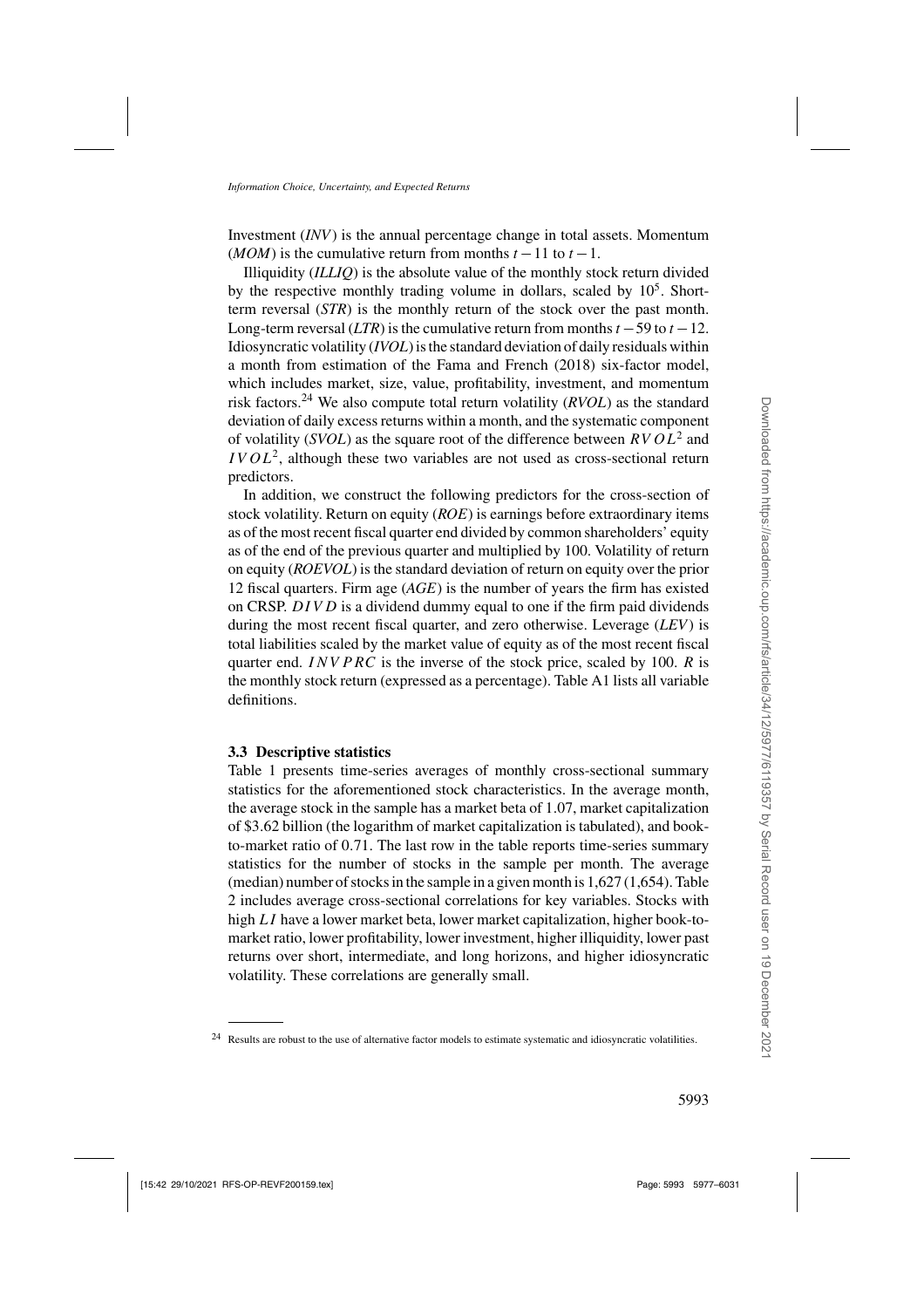Investment (*INV*) is the annual percentage change in total assets. Momentum (*MOM*) is the cumulative return from months $t-11$ to $t-1$.

Illiquidity (*ILLIQ*) is the absolute value of the monthly stock return divided by the respective monthly trading volume in dollars, scaled by $10^5$. Short-term reversal (*STR*) is the monthly return of the stock over the past month. Long-term reversal (*LTR*) is the cumulative return from months $t-59$ to $t-12$. Idiosyncratic volatility (*IVOL*) is the standard deviation of daily residuals within a month from estimation of the Fama and French (2018) six-factor model, which includes market, size, value, profitability, investment, and momentum risk factors.[24] We also compute total return volatility (*RVOL*) as the standard deviation of daily excess returns within a month, and the systematic component of volatility (*SVOL*) as the square root of the difference between $RVOL^2$ and $IVOL^2$, although these two variables are not used as cross-sectional return predictors.

In addition, we construct the following predictors for the cross-section of stock volatility. Return on equity (*ROE*) is earnings before extraordinary items as of the most recent fiscal quarter end divided by common shareholders' equity as of the end of the previous quarter and multiplied by 100. Volatility of return on equity (*ROEVOL*) is the standard deviation of return on equity over the prior 12 fiscal quarters. Firm age (*AGE*) is the number of years the firm has existed on CRSP. $DIVD$ is a dividend dummy equal to one if the firm paid dividends during the most recent fiscal quarter, and zero otherwise. Leverage (*LEV*) is total liabilities scaled by the market value of equity as of the most recent fiscal quarter end. $INVPRC$ is the inverse of the stock price, scaled by 100. *R* is the monthly stock return (expressed as a percentage). Table A1 lists all variable definitions.

### 3.3 Descriptive statistics

Table 1 presents time-series averages of monthly cross-sectional summary statistics for the aforementioned stock characteristics. In the average month, the average stock in the sample has a market beta of 1.07, market capitalization of \$3.62 billion (the logarithm of market capitalization is tabulated), and book-to-market ratio of 0.71. The last row in the table reports time-series summary statistics for the number of stocks in the sample per month. The average (median) number of stocks in the sample in a given month is 1,627 (1,654). Table 2 includes average cross-sectional correlations for key variables. Stocks with high $LI$ have a lower market beta, lower market capitalization, higher book-to-market ratio, lower profitability, lower investment, higher illiquidity, lower past returns over short, intermediate, and long horizons, and higher idiosyncratic volatility. These correlations are generally small.

[24] Results are robust to the use of alternative factor models to estimate systematic and idiosyncratic volatilities.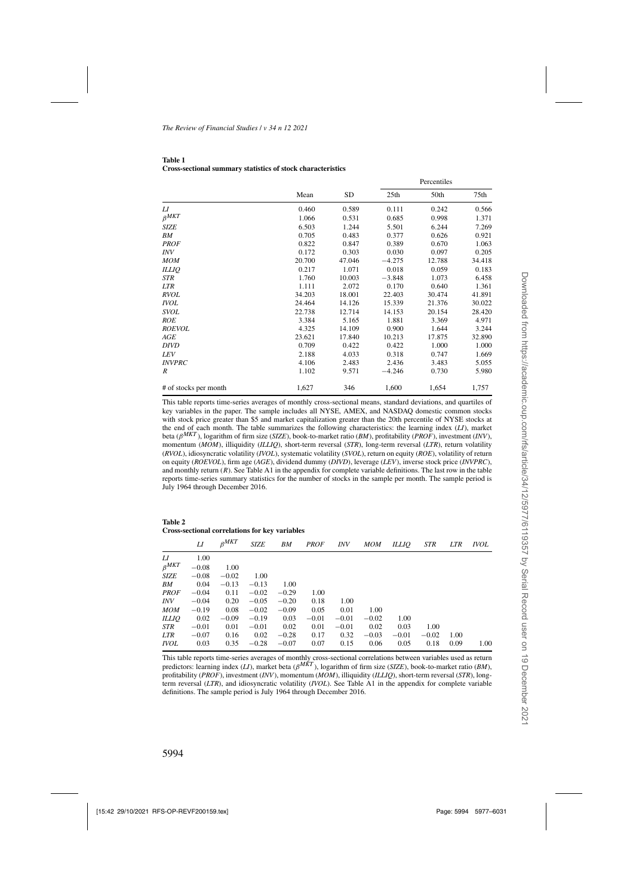**Table 1**
**Cross-sectional summary statistics of stock characteristics**

| | Mean | SD | Percentiles | | |
|---|---|---|---|---|---|
| | | | 25th | 50th | 75th |
| *LI* | 0.460 | 0.589 | 0.111 | 0.242 | 0.566 |
| $\beta^{MKT}$ | 1.066 | 0.531 | 0.685 | 0.998 | 1.371 |
| *SIZE* | 6.503 | 1.244 | 5.501 | 6.244 | 7.269 |
| *BM* | 0.705 | 0.483 | 0.377 | 0.626 | 0.921 |
| *PROF* | 0.822 | 0.847 | 0.389 | 0.670 | 1.063 |
| *INV* | 0.172 | 0.303 | 0.030 | 0.097 | 0.205 |
| *MOM* | 20.700 | 47.046 | −4.275 | 12.788 | 34.418 |
| *ILLIQ* | 0.217 | 1.071 | 0.018 | 0.059 | 0.183 |
| *STR* | 1.760 | 10.003 | −3.848 | 1.073 | 6.458 |
| *LTR* | 1.111 | 2.072 | 0.170 | 0.640 | 1.361 |
| *RVOL* | 34.203 | 18.001 | 22.403 | 30.474 | 41.891 |
| *IVOL* | 24.464 | 14.126 | 15.339 | 21.376 | 30.022 |
| *SVOL* | 22.738 | 12.714 | 14.153 | 20.154 | 28.420 |
| *ROE* | 3.384 | 5.165 | 1.881 | 3.369 | 4.971 |
| *ROEVOL* | 4.325 | 14.109 | 0.900 | 1.644 | 3.244 |
| *AGE* | 23.621 | 17.840 | 10.213 | 17.875 | 32.890 |
| *DIVD* | 0.709 | 0.422 | 0.422 | 1.000 | 1.000 |
| *LEV* | 2.188 | 4.033 | 0.318 | 0.747 | 1.669 |
| *INVPRC* | 4.106 | 2.483 | 2.436 | 3.483 | 5.055 |
| *R* | 1.102 | 9.571 | −4.246 | 0.730 | 5.980 |
| # of stocks per month | 1,627 | 346 | 1,600 | 1,654 | 1,757 |

This table reports time-series averages of monthly cross-sectional means, standard deviations, and quartiles of key variables in the paper. The sample includes all NYSE, AMEX, and NASDAQ domestic common stocks with stock price greater than \$5 and market capitalization greater than the 20th percentile of NYSE stocks at the end of each month. The table summarizes the following characteristics: the learning index (*LI*), market beta ($\beta^{MKT}$), logarithm of firm size (*SIZE*), book-to-market ratio (*BM*), profitability (*PROF*), investment (*INV*), momentum (*MOM*), illiquidity (*ILLIQ*), short-term reversal (*STR*), long-term reversal (*LTR*), return volatility (*RVOL*), idiosyncratic volatility (*IVOL*), systematic volatility (*SVOL*), return on equity (*ROE*), volatility of return on equity (*ROEVOL*), firm age (*AGE*), dividend dummy (*DIVD*), leverage (*LEV*), inverse stock price (*INVPRC*), and monthly return (*R*). See Table A1 in the appendix for complete variable definitions. The last row in the table reports time-series summary statistics for the number of stocks in the sample per month. The sample period is July 1964 through December 2016.

**Table 2**
**Cross-sectional correlations for key variables**

| | *LI* | $\beta^{MKT}$ | *SIZE* | *BM* | *PROF* | *INV* | *MOM* | *ILLIQ* | *STR* | *LTR* | *IVOL* |
|---|---|---|---|---|---|---|---|---|---|---|---|
| *LI* | 1.00 | | | | | | | | | | |
| $\beta^{MKT}$ | −0.08 | 1.00 | | | | | | | | | |
| *SIZE* | −0.08 | −0.02 | 1.00 | | | | | | | | |
| *BM* | 0.04 | −0.13 | −0.13 | 1.00 | | | | | | | |
| *PROF* | −0.04 | 0.11 | −0.02 | −0.29 | 1.00 | | | | | | |
| *INV* | −0.04 | 0.20 | −0.05 | −0.20 | 0.18 | 1.00 | | | | | |
| *MOM* | −0.19 | 0.08 | −0.02 | −0.09 | 0.05 | 0.01 | 1.00 | | | | |
| *ILLIQ* | 0.02 | −0.09 | −0.19 | 0.03 | −0.01 | −0.01 | −0.02 | 1.00 | | | |
| *STR* | −0.01 | 0.01 | −0.01 | 0.02 | 0.01 | −0.01 | 0.02 | 0.03 | 1.00 | | |
| *LTR* | −0.07 | 0.16 | 0.02 | −0.28 | 0.17 | 0.32 | −0.03 | −0.01 | −0.02 | 1.00 | |
| *IVOL* | 0.03 | 0.35 | −0.28 | −0.07 | 0.07 | 0.15 | 0.06 | 0.05 | 0.18 | 0.09 | 1.00 |

This table reports time-series averages of monthly cross-sectional correlations between variables used as return predictors: learning index (*LI*), market beta ($\beta^{MKT}$), logarithm of firm size (*SIZE*), book-to-market ratio (*BM*), profitability (*PROF*), investment (*INV*), momentum (*MOM*), illiquidity (*ILLIQ*), short-term reversal (*STR*), long-term reversal (*LTR*), and idiosyncratic volatility (*IVOL*). See Table A1 in the appendix for complete variable definitions. The sample period is July 1964 through December 2016.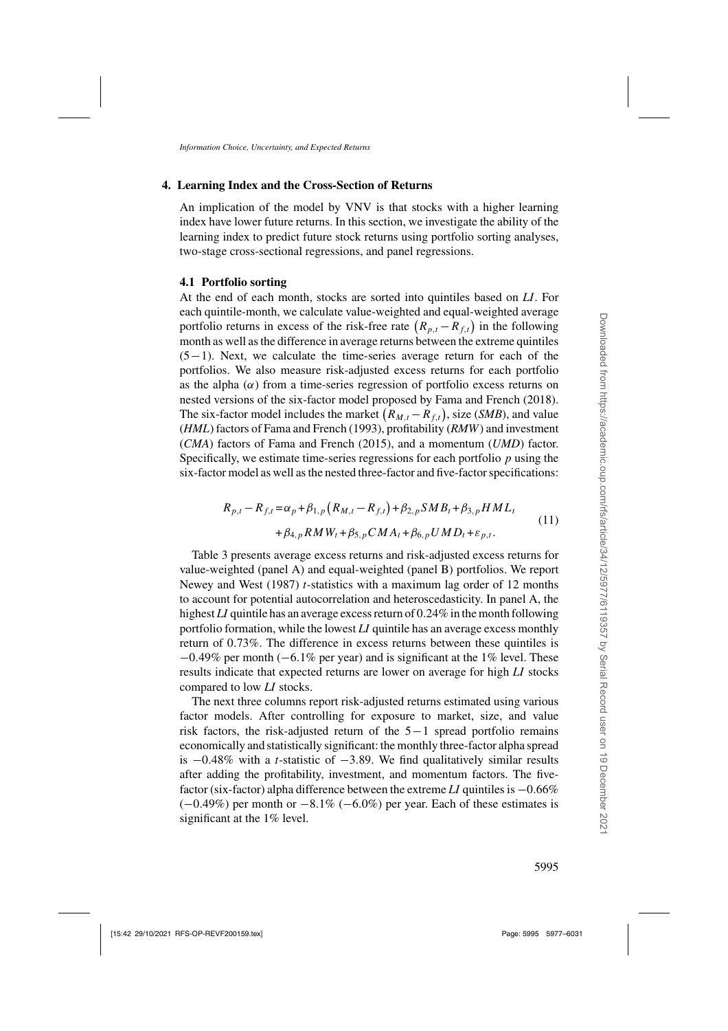## 4. Learning Index and the Cross-Section of Returns

An implication of the model by VNV is that stocks with a higher learning index have lower future returns. In this section, we investigate the ability of the learning index to predict future stock returns using portfolio sorting analyses, two-stage cross-sectional regressions, and panel regressions.

### 4.1 Portfolio sorting

At the end of each month, stocks are sorted into quintiles based on *LI*. For each quintile-month, we calculate value-weighted and equal-weighted average portfolio returns in excess of the risk-free rate $\left(R_{p,t} - R_{f,t}\right)$ in the following month as well as the difference in average returns between the extreme quintiles $(5-1)$. Next, we calculate the time-series average return for each of the portfolios. We also measure risk-adjusted excess returns for each portfolio as the alpha ($\alpha$) from a time-series regression of portfolio excess returns on nested versions of the six-factor model proposed by Fama and French (2018). The six-factor model includes the market $\left(R_{M,t} - R_{f,t}\right)$, size (*SMB*), and value (*HML*) factors of Fama and French (1993), profitability (*RMW*) and investment (*CMA*) factors of Fama and French (2015), and a momentum (*UMD*) factor. Specifically, we estimate time-series regressions for each portfolio $p$ using the six-factor model as well as the nested three-factor and five-factor specifications:

$$
\begin{aligned}
R_{p,t} - R_{f,t} = \alpha_p + \beta_{1,p}\left(R_{M,t} - R_{f,t}\right) + \beta_{2,p} SMB_t + \beta_{3,p} HML_t \\
+ \beta_{4,p} RMW_t + \beta_{5,p} CMA_t + \beta_{6,p} UMD_t + \varepsilon_{p,t}.
\end{aligned}
\tag{11}
$$

Table 3 presents average excess returns and risk-adjusted excess returns for value-weighted (panel A) and equal-weighted (panel B) portfolios. We report Newey and West (1987) $t$-statistics with a maximum lag order of 12 months to account for potential autocorrelation and heteroscedasticity. In panel A, the highest *LI* quintile has an average excess return of 0.24% in the month following portfolio formation, while the lowest *LI* quintile has an average excess monthly return of 0.73%. The difference in excess returns between these quintiles is $-0.49\%$ per month ($-6.1\%$ per year) and is significant at the 1% level. These results indicate that expected returns are lower on average for high *LI* stocks compared to low *LI* stocks.

The next three columns report risk-adjusted returns estimated using various factor models. After controlling for exposure to market, size, and value risk factors, the risk-adjusted return of the $5-1$ spread portfolio remains economically and statistically significant: the monthly three-factor alpha spread is $-0.48\%$ with a $t$-statistic of $-3.89$. We find qualitatively similar results after adding the profitability, investment, and momentum factors. The five-factor (six-factor) alpha difference between the extreme *LI* quintiles is $-0.66\%$ ($-0.49\%$) per month or $-8.1\%$ ($-6.0\%$) per year. Each of these estimates is significant at the 1% level.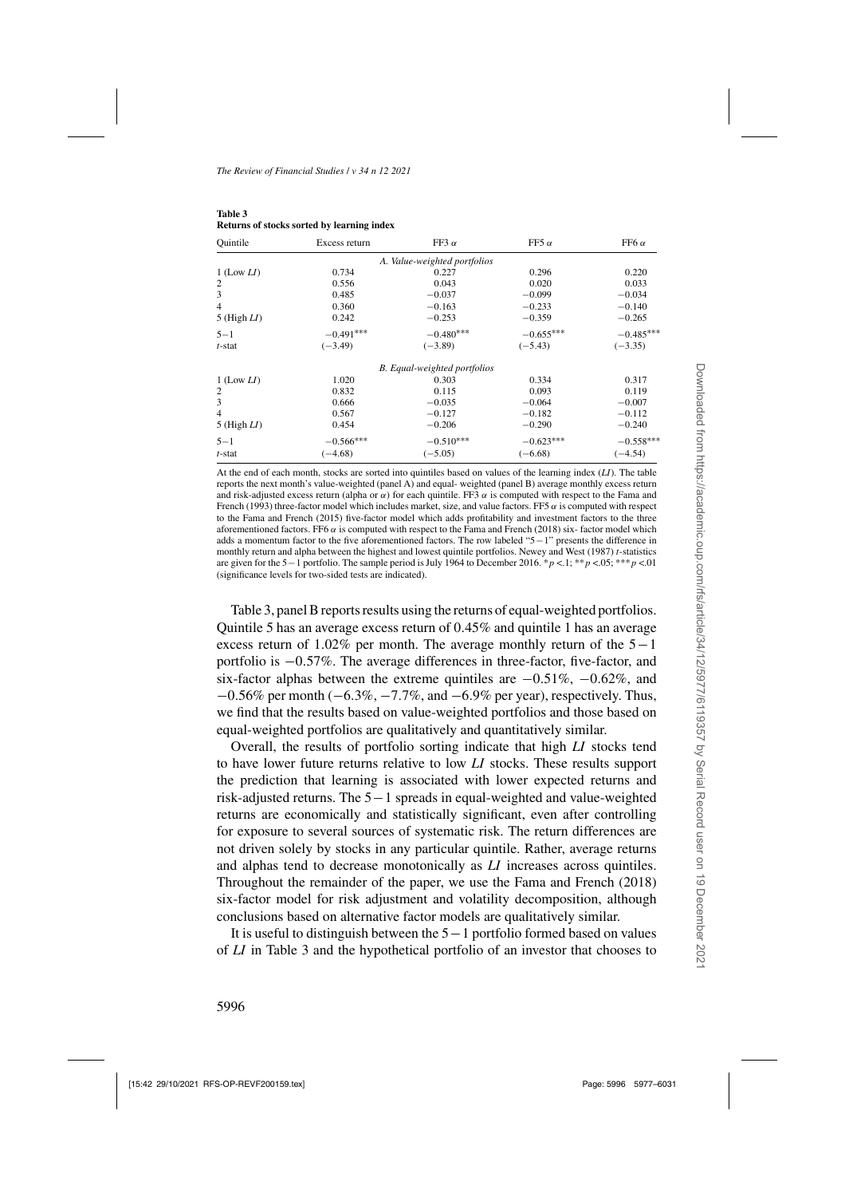**Table 3**
**Returns of stocks sorted by learning index**

| Quintile | Excess return | FF3 $\alpha$ | FF5 $\alpha$ | FF6 $\alpha$ |
|---|---|---|---|---|
| | | *A. Value-weighted portfolios* | | |
| 1 (Low *LI*) | 0.734 | 0.227 | 0.296 | 0.220 |
| 2 | 0.556 | 0.043 | 0.020 | 0.033 |
| 3 | 0.485 | −0.037 | −0.099 | −0.034 |
| 4 | 0.360 | −0.163 | −0.233 | −0.140 |
| 5 (High *LI*) | 0.242 | −0.253 | −0.359 | −0.265 |
| 5−1 | −0.491*** | −0.480*** | −0.655*** | −0.485*** |
| *t*-stat | (−3.49) | (−3.89) | (−5.43) | (−3.35) |
| | | *B. Equal-weighted portfolios* | | |
| 1 (Low *LI*) | 1.020 | 0.303 | 0.334 | 0.317 |
| 2 | 0.832 | 0.115 | 0.093 | 0.119 |
| 3 | 0.666 | −0.035 | −0.064 | −0.007 |
| 4 | 0.567 | −0.127 | −0.182 | −0.112 |
| 5 (High *LI*) | 0.454 | −0.206 | −0.290 | −0.240 |
| 5−1 | −0.566*** | −0.510*** | −0.623*** | −0.558*** |
| *t*-stat | (−4.68) | (−5.05) | (−6.68) | (−4.54) |

At the end of each month, stocks are sorted into quintiles based on values of the learning index (*LI*). The table reports the next month's value-weighted (panel A) and equal- weighted (panel B) average monthly excess return and risk-adjusted excess return (alpha or $\alpha$) for each quintile. FF3 $\alpha$ is computed with respect to the Fama and French (1993) three-factor model which includes market, size, and value factors. FF5 $\alpha$ is computed with respect to the Fama and French (2015) five-factor model which adds profitability and investment factors to the three aforementioned factors. FF6 $\alpha$ is computed with respect to the Fama and French (2018) six- factor model which adds a momentum factor to the five aforementioned factors. The row labeled "5−1" presents the difference in monthly return and alpha between the highest and lowest quintile portfolios. Newey and West (1987) *t*-statistics are given for the 5−1 portfolio. The sample period is July 1964 to December 2016. *$p$ <.1; **$p$ <.05; ***$p$ <.01 (significance levels for two-sided tests are indicated).

Table 3, panel B reports results using the returns of equal-weighted portfolios. Quintile 5 has an average excess return of 0.45% and quintile 1 has an average excess return of 1.02% per month. The average monthly return of the 5−1 portfolio is −0.57%. The average differences in three-factor, five-factor, and six-factor alphas between the extreme quintiles are −0.51%, −0.62%, and −0.56% per month (−6.3%, −7.7%, and −6.9% per year), respectively. Thus, we find that the results based on value-weighted portfolios and those based on equal-weighted portfolios are qualitatively and quantitatively similar.

Overall, the results of portfolio sorting indicate that high *LI* stocks tend to have lower future returns relative to low *LI* stocks. These results support the prediction that learning is associated with lower expected returns and risk-adjusted returns. The 5−1 spreads in equal-weighted and value-weighted returns are economically and statistically significant, even after controlling for exposure to several sources of systematic risk. The return differences are not driven solely by stocks in any particular quintile. Rather, average returns and alphas tend to decrease monotonically as *LI* increases across quintiles. Throughout the remainder of the paper, we use the Fama and French (2018) six-factor model for risk adjustment and volatility decomposition, although conclusions based on alternative factor models are qualitatively similar.

It is useful to distinguish between the 5−1 portfolio formed based on values of *LI* in Table 3 and the hypothetical portfolio of an investor that chooses to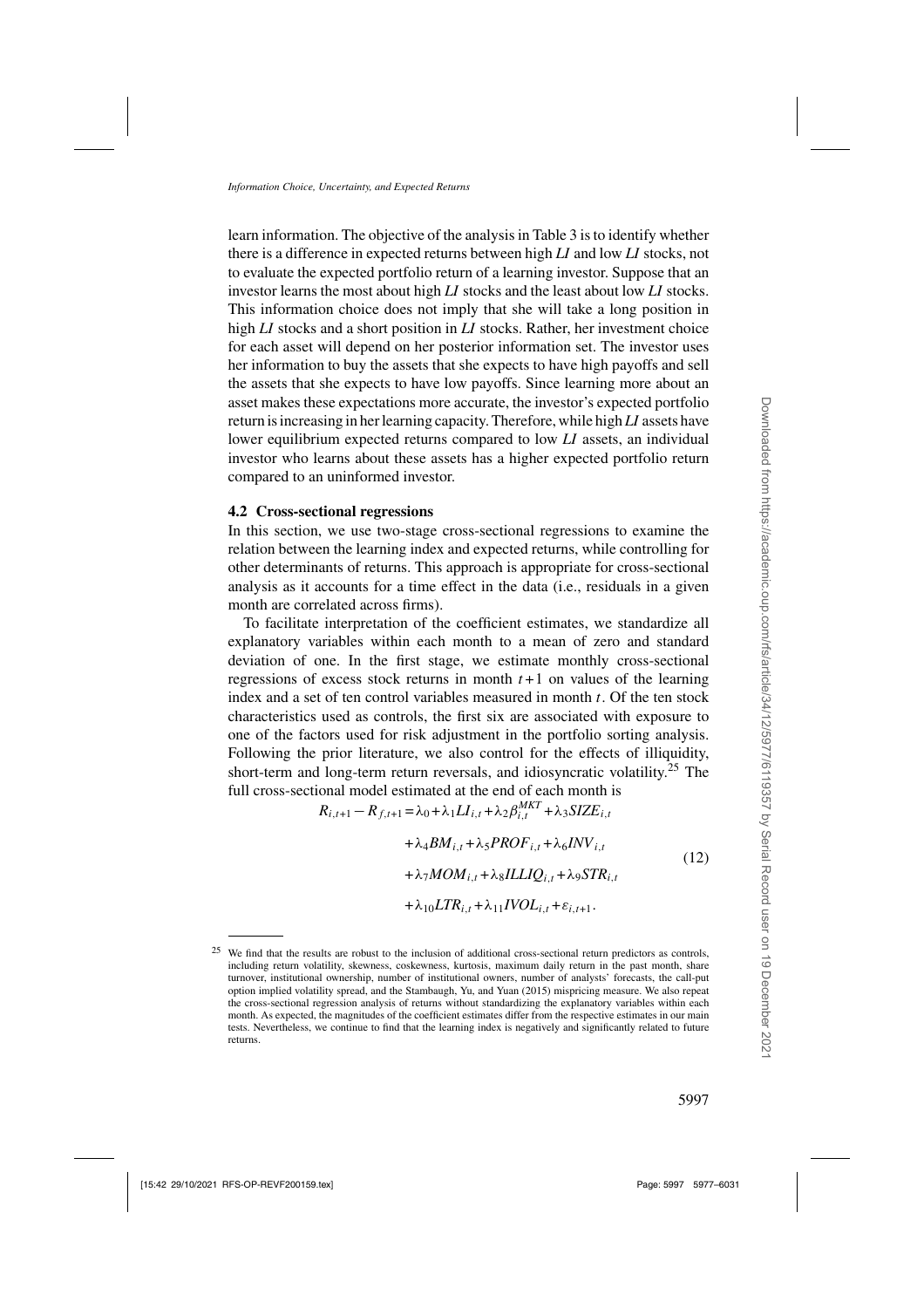learn information. The objective of the analysis in Table 3 is to identify whether there is a difference in expected returns between high *LI* and low *LI* stocks, not to evaluate the expected portfolio return of a learning investor. Suppose that an investor learns the most about high *LI* stocks and the least about low *LI* stocks. This information choice does not imply that she will take a long position in high *LI* stocks and a short position in *LI* stocks. Rather, her investment choice for each asset will depend on her posterior information set. The investor uses her information to buy the assets that she expects to have high payoffs and sell the assets that she expects to have low payoffs. Since learning more about an asset makes these expectations more accurate, the investor's expected portfolio return is increasing in her learning capacity. Therefore, while high *LI* assets have lower equilibrium expected returns compared to low *LI* assets, an individual investor who learns about these assets has a higher expected portfolio return compared to an uninformed investor.

### 4.2 Cross-sectional regressions

In this section, we use two-stage cross-sectional regressions to examine the relation between the learning index and expected returns, while controlling for other determinants of returns. This approach is appropriate for cross-sectional analysis as it accounts for a time effect in the data (i.e., residuals in a given month are correlated across firms).

To facilitate interpretation of the coefficient estimates, we standardize all explanatory variables within each month to a mean of zero and standard deviation of one. In the first stage, we estimate monthly cross-sectional regressions of excess stock returns in month $t+1$ on values of the learning index and a set of ten control variables measured in month $t$. Of the ten stock characteristics used as controls, the first six are associated with exposure to one of the factors used for risk adjustment in the portfolio sorting analysis. Following the prior literature, we also control for the effects of illiquidity, short-term and long-term return reversals, and idiosyncratic volatility.[25] The full cross-sectional model estimated at the end of each month is

$$
\begin{aligned}
R_{i,t+1} - R_{f,t+1} = \lambda_0 &+ \lambda_1 LI_{i,t} + \lambda_2 \beta_{i,t}^{MKT} + \lambda_3 SIZE_{i,t} \\
&+ \lambda_4 BM_{i,t} + \lambda_5 PROF_{i,t} + \lambda_6 INV_{i,t} \\
&+ \lambda_7 MOM_{i,t} + \lambda_8 ILLIQ_{i,t} + \lambda_9 STR_{i,t} \\
&+ \lambda_{10} LTR_{i,t} + \lambda_{11} IVOL_{i,t} + \varepsilon_{i,t+1}.
\end{aligned}
\tag{12}
$$

[25] We find that the results are robust to the inclusion of additional cross-sectional return predictors as controls, including return volatility, skewness, coskewness, kurtosis, maximum daily return in the past month, share turnover, institutional ownership, number of institutional owners, number of analysts' forecasts, the call-put option implied volatility spread, and the Stambaugh, Yu, and Yuan (2015) mispricing measure. We also repeat the cross-sectional regression analysis of returns without standardizing the explanatory variables within each month. As expected, the magnitudes of the coefficient estimates differ from the respective estimates in our main tests. Nevertheless, we continue to find that the learning index is negatively and significantly related to future returns.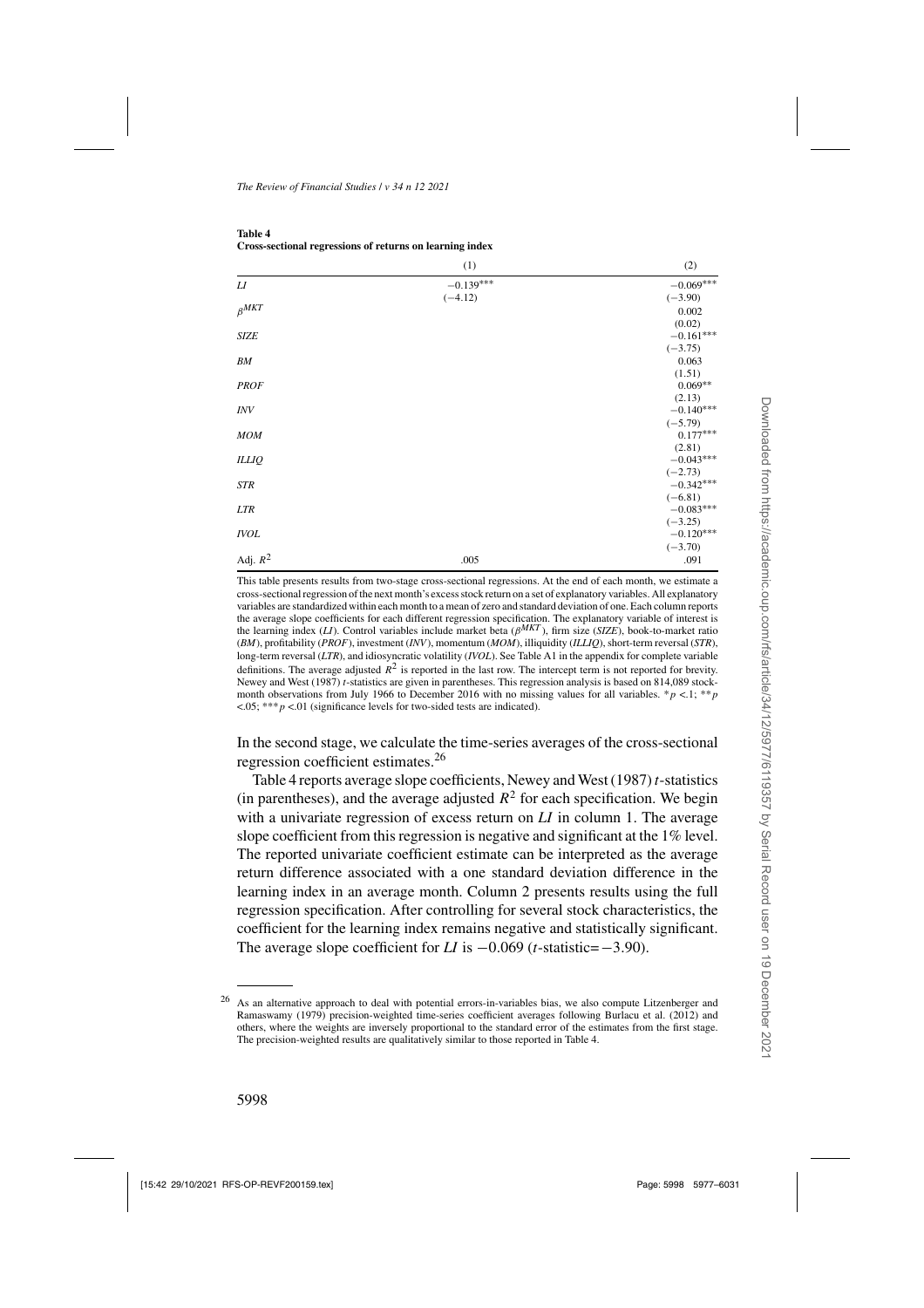**Table 4**
**Cross-sectional regressions of returns on learning index**

| | (1) | (2) |
|---|---|---|
| *LI* | −0.139*** | −0.069*** |
| | (−4.12) | (−3.90) |
| $\beta^{MKT}$ | | 0.002 |
| | | (0.02) |
| *SIZE* | | −0.161*** |
| | | (−3.75) |
| *BM* | | 0.063 |
| | | (1.51) |
| *PROF* | | 0.069** |
| | | (2.13) |
| *INV* | | −0.140*** |
| | | (−5.79) |
| *MOM* | | 0.177*** |
| | | (2.81) |
| *ILLIQ* | | −0.043*** |
| | | (−2.73) |
| *STR* | | −0.342*** |
| | | (−6.81) |
| *LTR* | | −0.083*** |
| | | (−3.25) |
| *IVOL* | | −0.120*** |
| | | (−3.70) |
| Adj. $R^2$ | .005 | .091 |

This table presents results from two-stage cross-sectional regressions. At the end of each month, we estimate a cross-sectional regression of the next month's excess stock return on a set of explanatory variables. All explanatory variables are standardized within each month to a mean of zero and standard deviation of one. Each column reports the average slope coefficients for each different regression specification. The explanatory variable of interest is the learning index (*LI*). Control variables include market beta ($\beta^{MKT}$), firm size (*SIZE*), book-to-market ratio (*BM*), profitability (*PROF*), investment (*INV*), momentum (*MOM*), illiquidity (*ILLIQ*), short-term reversal (*STR*), long-term reversal (*LTR*), and idiosyncratic volatility (*IVOL*). See Table A1 in the appendix for complete variable definitions. The average adjusted $R^2$ is reported in the last row. The intercept term is not reported for brevity. Newey and West (1987) *t*-statistics are given in parentheses. This regression analysis is based on 814,089 stock-month observations from July 1966 to December 2016 with no missing values for all variables. \*$p < .1$; \*\*$p < .05$; \*\*\*$p < .01$ (significance levels for two-sided tests are indicated).

In the second stage, we calculate the time-series averages of the cross-sectional regression coefficient estimates.[26]

Table 4 reports average slope coefficients, Newey and West (1987) *t*-statistics (in parentheses), and the average adjusted $R^2$ for each specification. We begin with a univariate regression of excess return on *LI* in column 1. The average slope coefficient from this regression is negative and significant at the 1% level. The reported univariate coefficient estimate can be interpreted as the average return difference associated with a one standard deviation difference in the learning index in an average month. Column 2 presents results using the full regression specification. After controlling for several stock characteristics, the coefficient for the learning index remains negative and statistically significant. The average slope coefficient for *LI* is −0.069 (*t*-statistic=−3.90).

[26] As an alternative approach to deal with potential errors-in-variables bias, we also compute Litzenberger and Ramaswamy (1979) precision-weighted time-series coefficient averages following Burlacu et al. (2012) and others, where the weights are inversely proportional to the standard error of the estimates from the first stage. The precision-weighted results are qualitatively similar to those reported in Table 4.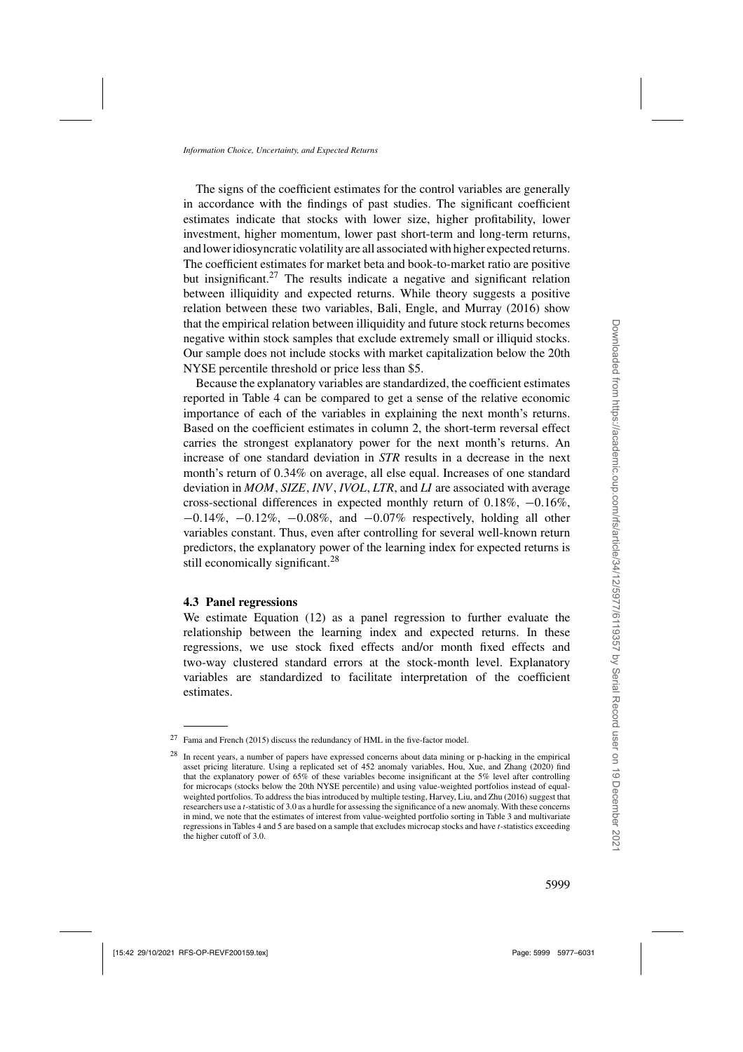The signs of the coefficient estimates for the control variables are generally in accordance with the findings of past studies. The significant coefficient estimates indicate that stocks with lower size, higher profitability, lower investment, higher momentum, lower past short-term and long-term returns, and lower idiosyncratic volatility are all associated with higher expected returns. The coefficient estimates for market beta and book-to-market ratio are positive but insignificant.[27] The results indicate a negative and significant relation between illiquidity and expected returns. While theory suggests a positive relation between these two variables, Bali, Engle, and Murray (2016) show that the empirical relation between illiquidity and future stock returns becomes negative within stock samples that exclude extremely small or illiquid stocks. Our sample does not include stocks with market capitalization below the 20th NYSE percentile threshold or price less than \$5.

Because the explanatory variables are standardized, the coefficient estimates reported in Table 4 can be compared to get a sense of the relative economic importance of each of the variables in explaining the next month's returns. Based on the coefficient estimates in column 2, the short-term reversal effect carries the strongest explanatory power for the next month's returns. An increase of one standard deviation in *STR* results in a decrease in the next month's return of 0.34% on average, all else equal. Increases of one standard deviation in *MOM*, *SIZE*, *INV*, *IVOL*, *LTR*, and *LI* are associated with average cross-sectional differences in expected monthly return of 0.18%, −0.16%, −0.14%, −0.12%, −0.08%, and −0.07% respectively, holding all other variables constant. Thus, even after controlling for several well-known return predictors, the explanatory power of the learning index for expected returns is still economically significant.[28]

### 4.3 Panel regressions

We estimate Equation (12) as a panel regression to further evaluate the relationship between the learning index and expected returns. In these regressions, we use stock fixed effects and/or month fixed effects and two-way clustered standard errors at the stock-month level. Explanatory variables are standardized to facilitate interpretation of the coefficient estimates.

---

[27] Fama and French (2015) discuss the redundancy of HML in the five-factor model.

[28] In recent years, a number of papers have expressed concerns about data mining or p-hacking in the empirical asset pricing literature. Using a replicated set of 452 anomaly variables, Hou, Xue, and Zhang (2020) find that the explanatory power of 65% of these variables become insignificant at the 5% level after controlling for microcaps (stocks below the 20th NYSE percentile) and using value-weighted portfolios instead of equal-weighted portfolios. To address the bias introduced by multiple testing, Harvey, Liu, and Zhu (2016) suggest that researchers use a $t$-statistic of 3.0 as a hurdle for assessing the significance of a new anomaly. With these concerns in mind, we note that the estimates of interest from value-weighted portfolio sorting in Table 3 and multivariate regressions in Tables 4 and 5 are based on a sample that excludes microcap stocks and have $t$-statistics exceeding the higher cutoff of 3.0.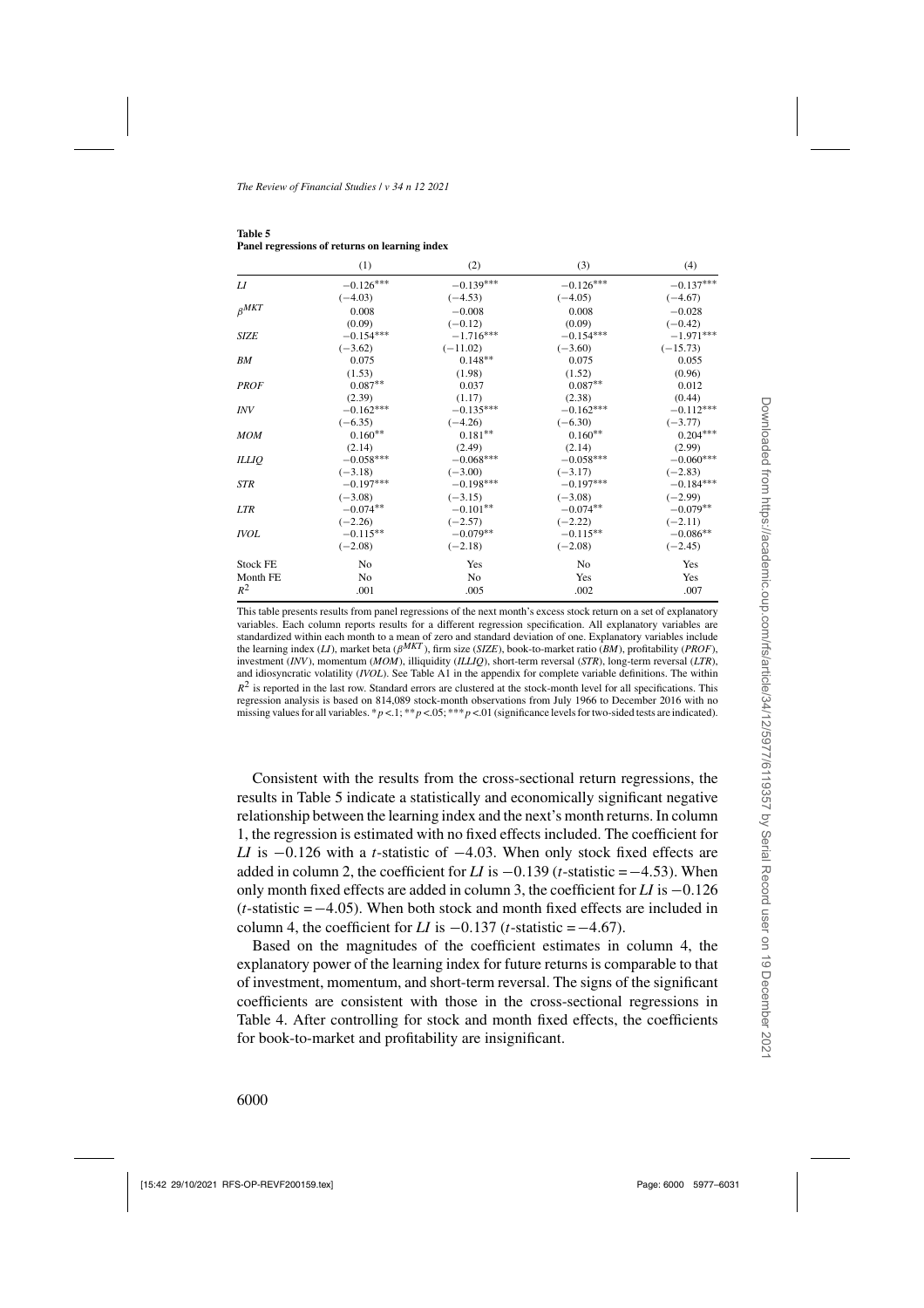**Table 5**
**Panel regressions of returns on learning index**

| | (1) | (2) | (3) | (4) |
|---|---|---|---|---|
| *LI* | −0.126*** | −0.139*** | −0.126*** | −0.137*** |
| | (−4.03) | (−4.53) | (−4.05) | (−4.67) |
| $\beta^{MKT}$ | 0.008 | −0.008 | 0.008 | −0.028 |
| | (0.09) | (−0.12) | (0.09) | (−0.42) |
| *SIZE* | −0.154*** | −1.716*** | −0.154*** | −1.971*** |
| | (−3.62) | (−11.02) | (−3.60) | (−15.73) |
| *BM* | 0.075 | 0.148** | 0.075 | 0.055 |
| | (1.53) | (1.98) | (1.52) | (0.96) |
| *PROF* | 0.087** | 0.037 | 0.087** | 0.012 |
| | (2.39) | (1.17) | (2.38) | (0.44) |
| *INV* | −0.162*** | −0.135*** | −0.162*** | −0.112*** |
| | (−6.35) | (−4.26) | (−6.30) | (−3.77) |
| *MOM* | 0.160** | 0.181** | 0.160** | 0.204*** |
| | (2.14) | (2.49) | (2.14) | (2.99) |
| *ILLIQ* | −0.058*** | −0.068*** | −0.058*** | −0.060*** |
| | (−3.18) | (−3.00) | (−3.17) | (−2.83) |
| *STR* | −0.197*** | −0.198*** | −0.197*** | −0.184*** |
| | (−3.08) | (−3.15) | (−3.08) | (−2.99) |
| *LTR* | −0.074** | −0.101** | −0.074** | −0.079** |
| | (−2.26) | (−2.57) | (−2.22) | (−2.11) |
| *IVOL* | −0.115** | −0.079** | −0.115** | −0.086** |
| | (−2.08) | (−2.18) | (−2.08) | (−2.45) |
| Stock FE | No | Yes | No | Yes |
| Month FE | No | No | Yes | Yes |
| $R^2$ | .001 | .005 | .002 | .007 |

This table presents results from panel regressions of the next month's excess stock return on a set of explanatory variables. Each column reports results for a different regression specification. All explanatory variables are standardized within each month to a mean of zero and standard deviation of one. Explanatory variables include the learning index (*LI*), market beta ($\beta^{MKT}$), firm size (*SIZE*), book-to-market ratio (*BM*), profitability (*PROF*), investment (*INV*), momentum (*MOM*), illiquidity (*ILLIQ*), short-term reversal (*STR*), long-term reversal (*LTR*), and idiosyncratic volatility (*IVOL*). See Table A1 in the appendix for complete variable definitions. The within $R^2$ is reported in the last row. Standard errors are clustered at the stock-month level for all specifications. This regression analysis is based on 814,089 stock-month observations from July 1966 to December 2016 with no missing values for all variables. * $p<.1$; ** $p<.05$; *** $p<.01$ (significance levels for two-sided tests are indicated).

Consistent with the results from the cross-sectional return regressions, the results in Table 5 indicate a statistically and economically significant negative relationship between the learning index and the next's month returns. In column 1, the regression is estimated with no fixed effects included. The coefficient for *LI* is −0.126 with a *t*-statistic of −4.03. When only stock fixed effects are added in column 2, the coefficient for *LI* is −0.139 (*t*-statistic = −4.53). When only month fixed effects are added in column 3, the coefficient for *LI* is −0.126 (*t*-statistic = −4.05). When both stock and month fixed effects are included in column 4, the coefficient for *LI* is −0.137 (*t*-statistic = −4.67).

Based on the magnitudes of the coefficient estimates in column 4, the explanatory power of the learning index for future returns is comparable to that of investment, momentum, and short-term reversal. The signs of the significant coefficients are consistent with those in the cross-sectional regressions in Table 4. After controlling for stock and month fixed effects, the coefficients for book-to-market and profitability are insignificant.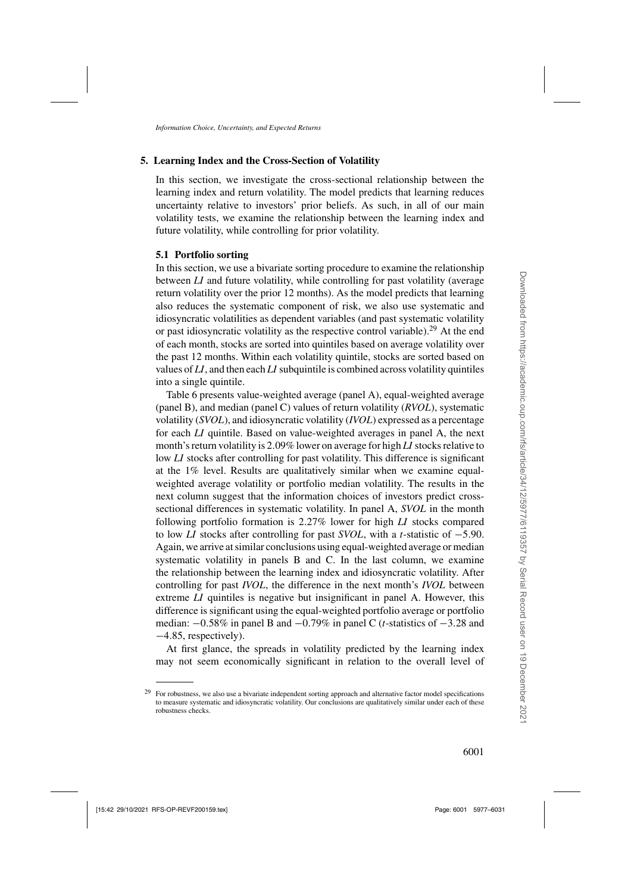## 5. Learning Index and the Cross-Section of Volatility

In this section, we investigate the cross-sectional relationship between the learning index and return volatility. The model predicts that learning reduces uncertainty relative to investors' prior beliefs. As such, in all of our main volatility tests, we examine the relationship between the learning index and future volatility, while controlling for prior volatility.

### 5.1 Portfolio sorting

In this section, we use a bivariate sorting procedure to examine the relationship between *LI* and future volatility, while controlling for past volatility (average return volatility over the prior 12 months). As the model predicts that learning also reduces the systematic component of risk, we also use systematic and idiosyncratic volatilities as dependent variables (and past systematic volatility or past idiosyncratic volatility as the respective control variable).[29] At the end of each month, stocks are sorted into quintiles based on average volatility over the past 12 months. Within each volatility quintile, stocks are sorted based on values of *LI*, and then each *LI* subquintile is combined across volatility quintiles into a single quintile.

Table 6 presents value-weighted average (panel A), equal-weighted average (panel B), and median (panel C) values of return volatility (*RVOL*), systematic volatility (*SVOL*), and idiosyncratic volatility (*IVOL*) expressed as a percentage for each *LI* quintile. Based on value-weighted averages in panel A, the next month's return volatility is 2.09% lower on average for high *LI* stocks relative to low *LI* stocks after controlling for past volatility. This difference is significant at the 1% level. Results are qualitatively similar when we examine equal-weighted average volatility or portfolio median volatility. The results in the next column suggest that the information choices of investors predict cross-sectional differences in systematic volatility. In panel A, *SVOL* in the month following portfolio formation is 2.27% lower for high *LI* stocks compared to low *LI* stocks after controlling for past *SVOL*, with a $t$-statistic of −5.90. Again, we arrive at similar conclusions using equal-weighted average or median systematic volatility in panels B and C. In the last column, we examine the relationship between the learning index and idiosyncratic volatility. After controlling for past *IVOL*, the difference in the next month's *IVOL* between extreme *LI* quintiles is negative but insignificant in panel A. However, this difference is significant using the equal-weighted portfolio average or portfolio median: −0.58% in panel B and −0.79% in panel C ($t$-statistics of −3.28 and −4.85, respectively).

At first glance, the spreads in volatility predicted by the learning index may not seem economically significant in relation to the overall level of

[29] For robustness, we also use a bivariate independent sorting approach and alternative factor model specifications to measure systematic and idiosyncratic volatility. Our conclusions are qualitatively similar under each of these robustness checks.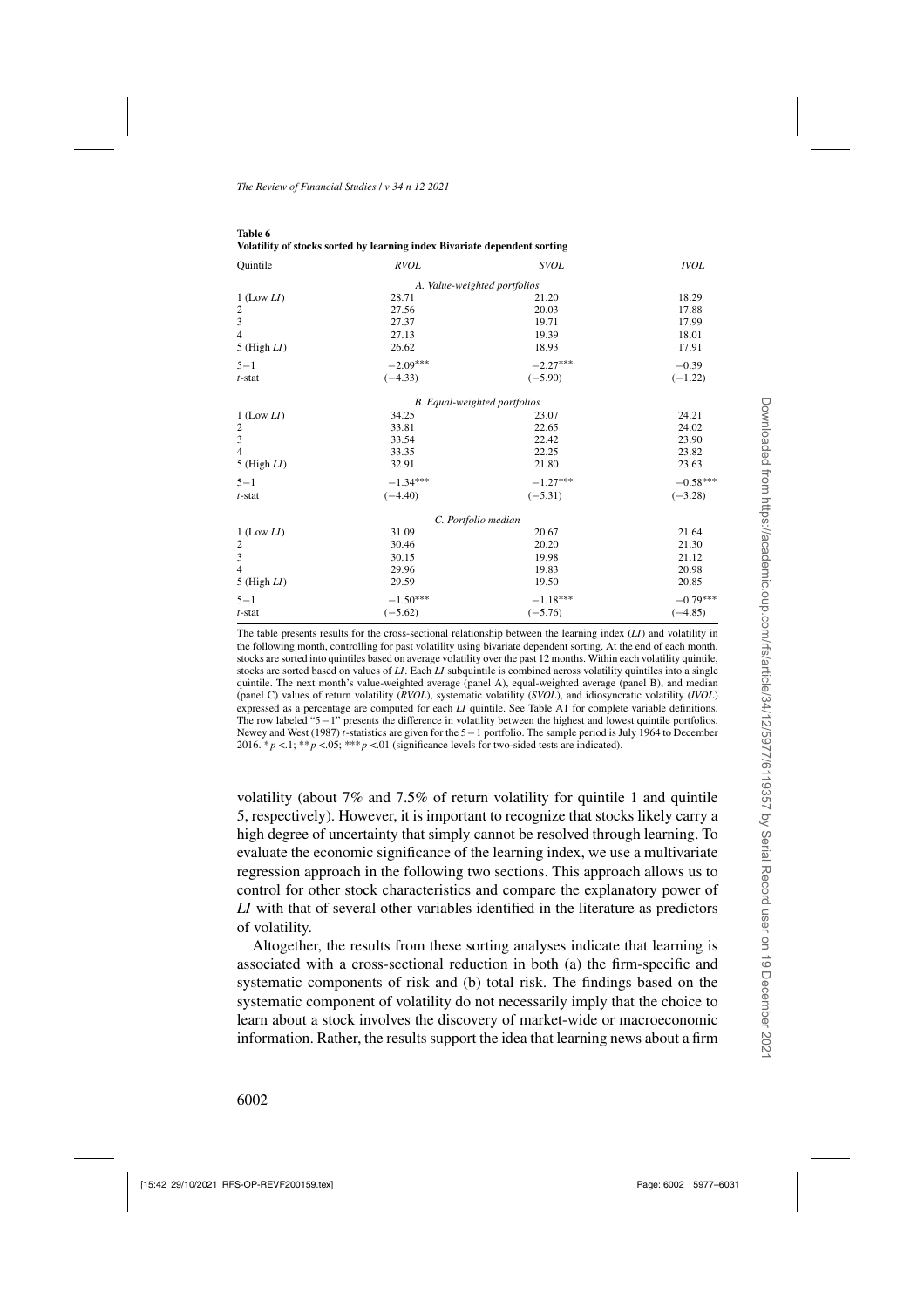**Table 6**
**Volatility of stocks sorted by learning index Bivariate dependent sorting**

| Quintile | *RVOL* | *SVOL* | *IVOL* |
|---|---|---|---|
| | *A. Value-weighted portfolios* | | |
| 1 (Low *LI*) | 28.71 | 21.20 | 18.29 |
| 2 | 27.56 | 20.03 | 17.88 |
| 3 | 27.37 | 19.71 | 17.99 |
| 4 | 27.13 | 19.39 | 18.01 |
| 5 (High *LI*) | 26.62 | 18.93 | 17.91 |
| 5−1 | −2.09*** | −2.27*** | −0.39 |
| *t*-stat | (−4.33) | (−5.90) | (−1.22) |
| | *B. Equal-weighted portfolios* | | |
| 1 (Low *LI*) | 34.25 | 23.07 | 24.21 |
| 2 | 33.81 | 22.65 | 24.02 |
| 3 | 33.54 | 22.42 | 23.90 |
| 4 | 33.35 | 22.25 | 23.82 |
| 5 (High *LI*) | 32.91 | 21.80 | 23.63 |
| 5−1 | −1.34*** | −1.27*** | −0.58*** |
| *t*-stat | (−4.40) | (−5.31) | (−3.28) |
| | *C. Portfolio median* | | |
| 1 (Low *LI*) | 31.09 | 20.67 | 21.64 |
| 2 | 30.46 | 20.20 | 21.30 |
| 3 | 30.15 | 19.98 | 21.12 |
| 4 | 29.96 | 19.83 | 20.98 |
| 5 (High *LI*) | 29.59 | 19.50 | 20.85 |
| 5−1 | −1.50*** | −1.18*** | −0.79*** |
| *t*-stat | (−5.62) | (−5.76) | (−4.85) |

The table presents results for the cross-sectional relationship between the learning index (*LI*) and volatility in the following month, controlling for past volatility using bivariate dependent sorting. At the end of each month, stocks are sorted into quintiles based on average volatility over the past 12 months. Within each volatility quintile, stocks are sorted based on values of *LI*. Each *LI* subquintile is combined across volatility quintiles into a single quintile. The next month's value-weighted average (panel A), equal-weighted average (panel B), and median (panel C) values of return volatility (*RVOL*), systematic volatility (*SVOL*), and idiosyncratic volatility (*IVOL*) expressed as a percentage are computed for each *LI* quintile. See Table A1 for complete variable definitions. The row labeled "5−1" presents the difference in volatility between the highest and lowest quintile portfolios. Newey and West (1987) *t*-statistics are given for the 5−1 portfolio. The sample period is July 1964 to December 2016. \*$p < .1$; \*\*$p < .05$; \*\*\*$p < .01$ (significance levels for two-sided tests are indicated).

volatility (about 7% and 7.5% of return volatility for quintile 1 and quintile 5, respectively). However, it is important to recognize that stocks likely carry a high degree of uncertainty that simply cannot be resolved through learning. To evaluate the economic significance of the learning index, we use a multivariate regression approach in the following two sections. This approach allows us to control for other stock characteristics and compare the explanatory power of *LI* with that of several other variables identified in the literature as predictors of volatility.

Altogether, the results from these sorting analyses indicate that learning is associated with a cross-sectional reduction in both (a) the firm-specific and systematic components of risk and (b) total risk. The findings based on the systematic component of volatility do not necessarily imply that the choice to learn about a stock involves the discovery of market-wide or macroeconomic information. Rather, the results support the idea that learning news about a firm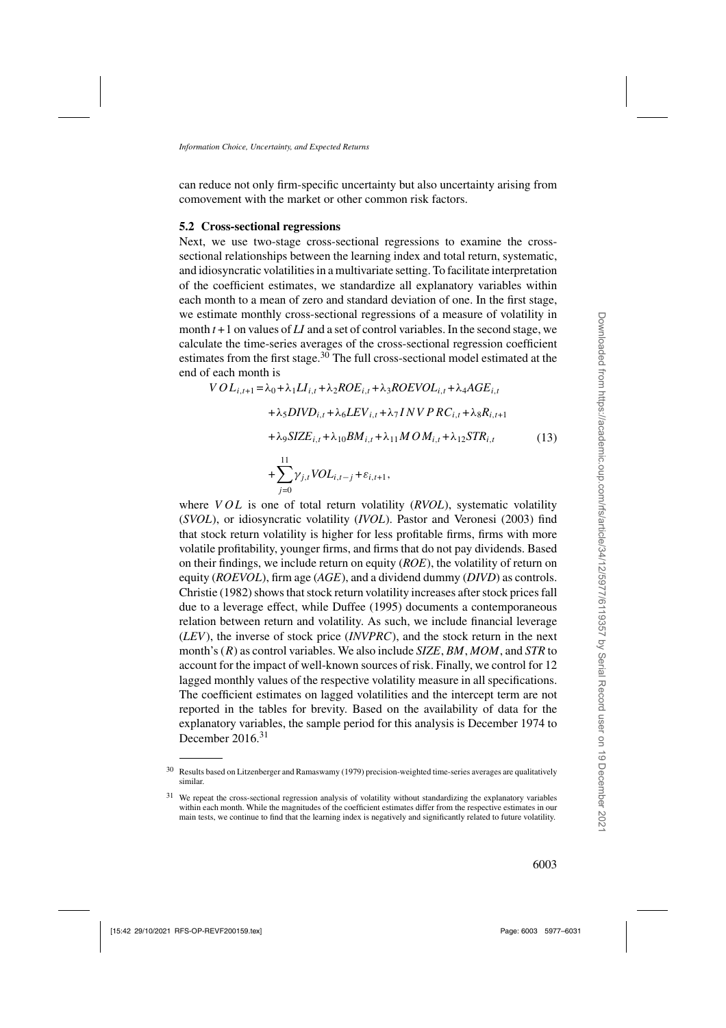can reduce not only firm-specific uncertainty but also uncertainty arising from comovement with the market or other common risk factors.

### 5.2 Cross-sectional regressions

Next, we use two-stage cross-sectional regressions to examine the cross-sectional relationships between the learning index and total return, systematic, and idiosyncratic volatilities in a multivariate setting. To facilitate interpretation of the coefficient estimates, we standardize all explanatory variables within each month to a mean of zero and standard deviation of one. In the first stage, we estimate monthly cross-sectional regressions of a measure of volatility in month $t+1$ on values of *LI* and a set of control variables. In the second stage, we calculate the time-series averages of the cross-sectional regression coefficient estimates from the first stage.[30] The full cross-sectional model estimated at the end of each month is

$$
\begin{aligned}
VOL_{i,t+1} = & \lambda_0 + \lambda_1 LI_{i,t} + \lambda_2 ROE_{i,t} + \lambda_3 ROEVOL_{i,t} + \lambda_4 AGE_{i,t} \\
& + \lambda_5 DIVD_{i,t} + \lambda_6 LEV_{i,t} + \lambda_7 INVPRC_{i,t} + \lambda_8 R_{i,t+1} \\
& + \lambda_9 SIZE_{i,t} + \lambda_{10} BM_{i,t} + \lambda_{11} MOM_{i,t} + \lambda_{12} STR_{i,t} \\
& + \sum_{j=0}^{11} \gamma_{j,t} VOL_{i,t-j} + \varepsilon_{i,t+1},
\end{aligned}
\tag{13}
$$

where $VOL$ is one of total return volatility (*RVOL*), systematic volatility (*SVOL*), or idiosyncratic volatility (*IVOL*). Pastor and Veronesi (2003) find that stock return volatility is higher for less profitable firms, firms with more volatile profitability, younger firms, and firms that do not pay dividends. Based on their findings, we include return on equity (*ROE*), the volatility of return on equity (*ROEVOL*), firm age (*AGE*), and a dividend dummy (*DIVD*) as controls. Christie (1982) shows that stock return volatility increases after stock prices fall due to a leverage effect, while Duffee (1995) documents a contemporaneous relation between return and volatility. As such, we include financial leverage (*LEV*), the inverse of stock price (*INVPRC*), and the stock return in the next month's ($R$) as control variables. We also include *SIZE*, *BM*, *MOM*, and *STR* to account for the impact of well-known sources of risk. Finally, we control for 12 lagged monthly values of the respective volatility measure in all specifications. The coefficient estimates on lagged volatilities and the intercept term are not reported in the tables for brevity. Based on the availability of data for the explanatory variables, the sample period for this analysis is December 1974 to December 2016.[31]

---

[30] Results based on Litzenberger and Ramaswamy (1979) precision-weighted time-series averages are qualitatively similar.

[31] We repeat the cross-sectional regression analysis of volatility without standardizing the explanatory variables within each month. While the magnitudes of the coefficient estimates differ from the respective estimates in our main tests, we continue to find that the learning index is negatively and significantly related to future volatility.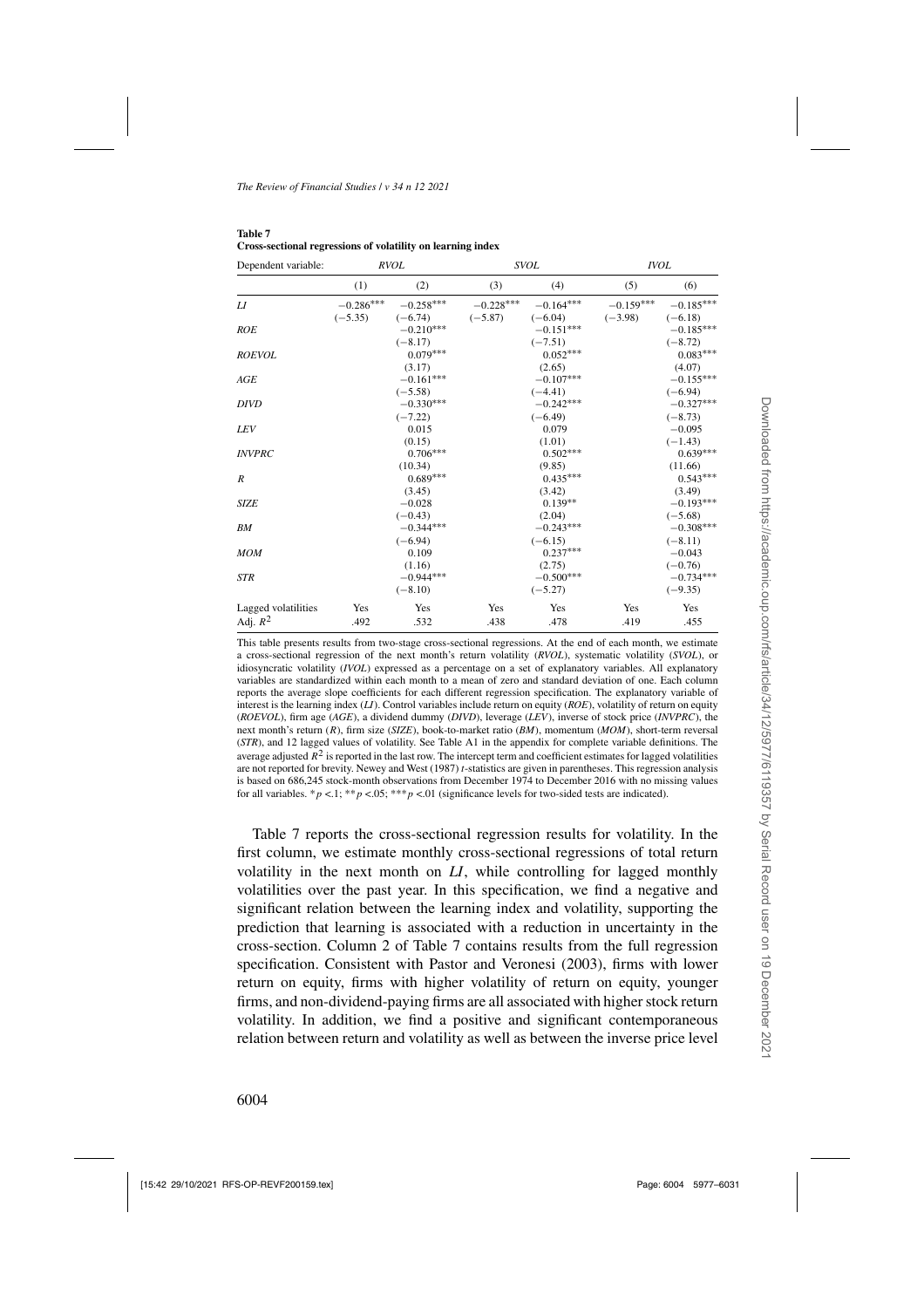**Table 7**
**Cross-sectional regressions of volatility on learning index**

| Dependent variable: | *RVOL* | | *SVOL* | | *IVOL* | |
|---|---|---|---|---|---|---|
| | (1) | (2) | (3) | (4) | (5) | (6) |
| *LI* | −0.286*** | −0.258*** | −0.228*** | −0.164*** | −0.159*** | −0.185*** |
| | (−5.35) | (−6.74) | (−5.87) | (−6.04) | (−3.98) | (−6.18) |
| *ROE* | | −0.210*** | | −0.151*** | | −0.185*** |
| | | (−8.17) | | (−7.51) | | (−8.72) |
| *ROEVOL* | | 0.079*** | | 0.052*** | | 0.083*** |
| | | (3.17) | | (2.65) | | (4.07) |
| *AGE* | | −0.161*** | | −0.107*** | | −0.155*** |
| | | (−5.58) | | (−4.41) | | (−6.94) |
| *DIVD* | | −0.330*** | | −0.242*** | | −0.327*** |
| | | (−7.22) | | (−6.49) | | (−8.73) |
| *LEV* | | 0.015 | | 0.079 | | −0.095 |
| | | (0.15) | | (1.01) | | (−1.43) |
| *INVPRC* | | 0.706*** | | 0.502*** | | 0.639*** |
| | | (10.34) | | (9.85) | | (11.66) |
| *R* | | 0.689*** | | 0.435*** | | 0.543*** |
| | | (3.45) | | (3.42) | | (3.49) |
| *SIZE* | | −0.028 | | 0.139** | | −0.193*** |
| | | (−0.43) | | (2.04) | | (−5.68) |
| *BM* | | −0.344*** | | −0.243*** | | −0.308*** |
| | | (−6.94) | | (−6.15) | | (−8.11) |
| *MOM* | | 0.109 | | 0.237*** | | −0.043 |
| | | (1.16) | | (2.75) | | (−0.76) |
| *STR* | | −0.944*** | | −0.500*** | | −0.734*** |
| | | (−8.10) | | (−5.27) | | (−9.35) |
| Lagged volatilities | Yes | Yes | Yes | Yes | Yes | Yes |
| Adj. $R^2$ | .492 | .532 | .438 | .478 | .419 | .455 |

This table presents results from two-stage cross-sectional regressions. At the end of each month, we estimate a cross-sectional regression of the next month's return volatility (*RVOL*), systematic volatility (*SVOL*), or idiosyncratic volatility (*IVOL*) expressed as a percentage on a set of explanatory variables. All explanatory variables are standardized within each month to a mean of zero and standard deviation of one. Each column reports the average slope coefficients for each different regression specification. The explanatory variable of interest is the learning index (*LI*). Control variables include return on equity (*ROE*), volatility of return on equity (*ROEVOL*), firm age (*AGE*), a dividend dummy (*DIVD*), leverage (*LEV*), inverse of stock price (*INVPRC*), the next month's return (*R*), firm size (*SIZE*), book-to-market ratio (*BM*), momentum (*MOM*), short-term reversal (*STR*), and 12 lagged values of volatility. See Table A1 in the appendix for complete variable definitions. The average adjusted $R^2$ is reported in the last row. The intercept term and coefficient estimates for lagged volatilities are not reported for brevity. Newey and West (1987) $t$-statistics are given in parentheses. This regression analysis is based on 686,245 stock-month observations from December 1974 to December 2016 with no missing values for all variables. \*$p<.1$; \*\*$p<.05$; \*\*\*$p<.01$ (significance levels for two-sided tests are indicated).

Table 7 reports the cross-sectional regression results for volatility. In the first column, we estimate monthly cross-sectional regressions of total return volatility in the next month on *LI*, while controlling for lagged monthly volatilities over the past year. In this specification, we find a negative and significant relation between the learning index and volatility, supporting the prediction that learning is associated with a reduction in uncertainty in the cross-section. Column 2 of Table 7 contains results from the full regression specification. Consistent with Pastor and Veronesi (2003), firms with lower return on equity, firms with higher volatility of return on equity, younger firms, and non-dividend-paying firms are all associated with higher stock return volatility. In addition, we find a positive and significant contemporaneous relation between return and volatility as well as between the inverse price level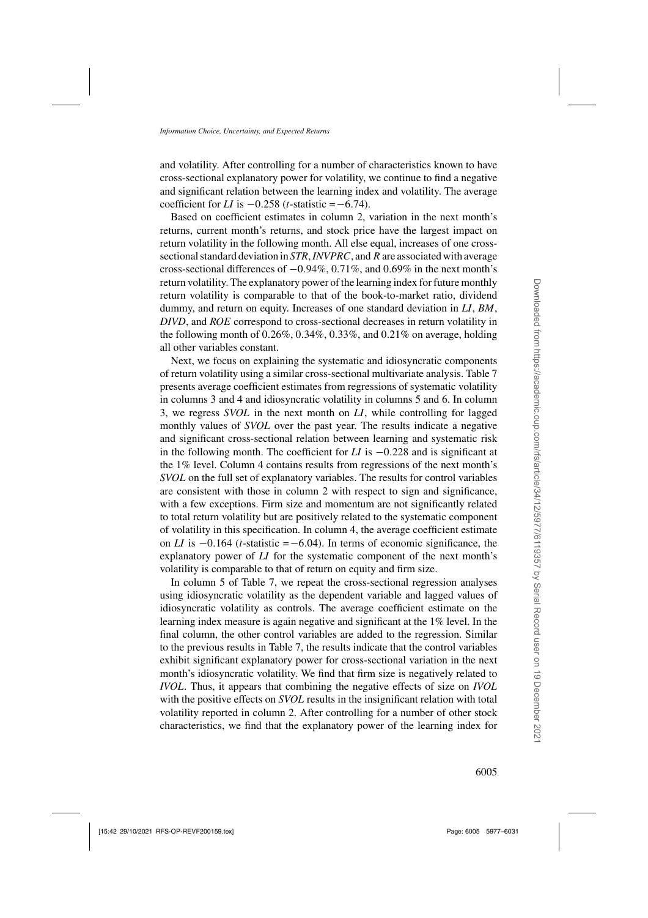and volatility. After controlling for a number of characteristics known to have cross-sectional explanatory power for volatility, we continue to find a negative and significant relation between the learning index and volatility. The average coefficient for *LI* is $-0.258$ ($t$-statistic $= -6.74$).

Based on coefficient estimates in column 2, variation in the next month's returns, current month's returns, and stock price have the largest impact on return volatility in the following month. All else equal, increases of one cross-sectional standard deviation in *STR*, *INVPRC*, and *R* are associated with average cross-sectional differences of $-0.94\%$, $0.71\%$, and $0.69\%$ in the next month's return volatility. The explanatory power of the learning index for future monthly return volatility is comparable to that of the book-to-market ratio, dividend dummy, and return on equity. Increases of one standard deviation in *LI*, *BM*, *DIVD*, and *ROE* correspond to cross-sectional decreases in return volatility in the following month of $0.26\%$, $0.34\%$, $0.33\%$, and $0.21\%$ on average, holding all other variables constant.

Next, we focus on explaining the systematic and idiosyncratic components of return volatility using a similar cross-sectional multivariate analysis. Table 7 presents average coefficient estimates from regressions of systematic volatility in columns 3 and 4 and idiosyncratic volatility in columns 5 and 6. In column 3, we regress *SVOL* in the next month on *LI*, while controlling for lagged monthly values of *SVOL* over the past year. The results indicate a negative and significant cross-sectional relation between learning and systematic risk in the following month. The coefficient for *LI* is $-0.228$ and is significant at the 1% level. Column 4 contains results from regressions of the next month's *SVOL* on the full set of explanatory variables. The results for control variables are consistent with those in column 2 with respect to sign and significance, with a few exceptions. Firm size and momentum are not significantly related to total return volatility but are positively related to the systematic component of volatility in this specification. In column 4, the average coefficient estimate on *LI* is $-0.164$ ($t$-statistic $= -6.04$). In terms of economic significance, the explanatory power of *LI* for the systematic component of the next month's volatility is comparable to that of return on equity and firm size.

In column 5 of Table 7, we repeat the cross-sectional regression analyses using idiosyncratic volatility as the dependent variable and lagged values of idiosyncratic volatility as controls. The average coefficient estimate on the learning index measure is again negative and significant at the 1% level. In the final column, the other control variables are added to the regression. Similar to the previous results in Table 7, the results indicate that the control variables exhibit significant explanatory power for cross-sectional variation in the next month's idiosyncratic volatility. We find that firm size is negatively related to *IVOL*. Thus, it appears that combining the negative effects of size on *IVOL* with the positive effects on *SVOL* results in the insignificant relation with total volatility reported in column 2. After controlling for a number of other stock characteristics, we find that the explanatory power of the learning index for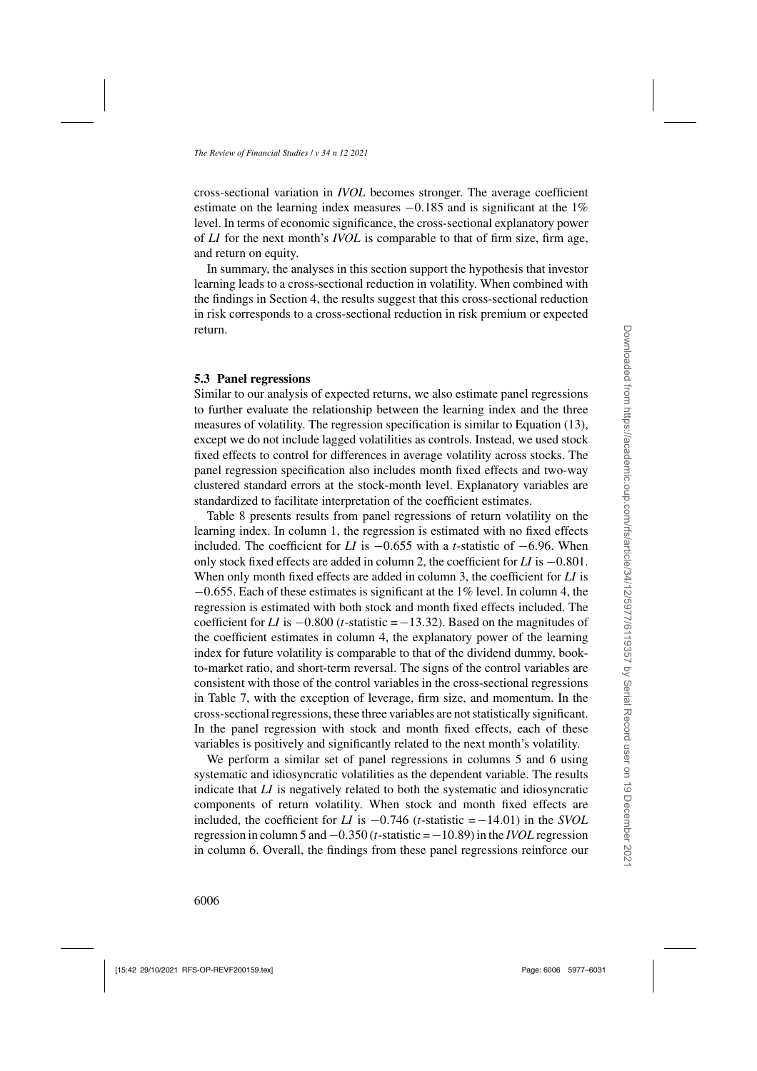cross-sectional variation in *IVOL* becomes stronger. The average coefficient estimate on the learning index measures −0.185 and is significant at the 1% level. In terms of economic significance, the cross-sectional explanatory power of *LI* for the next month's *IVOL* is comparable to that of firm size, firm age, and return on equity.

In summary, the analyses in this section support the hypothesis that investor learning leads to a cross-sectional reduction in volatility. When combined with the findings in Section 4, the results suggest that this cross-sectional reduction in risk corresponds to a cross-sectional reduction in risk premium or expected return.

### 5.3 Panel regressions

Similar to our analysis of expected returns, we also estimate panel regressions to further evaluate the relationship between the learning index and the three measures of volatility. The regression specification is similar to Equation (13), except we do not include lagged volatilities as controls. Instead, we used stock fixed effects to control for differences in average volatility across stocks. The panel regression specification also includes month fixed effects and two-way clustered standard errors at the stock-month level. Explanatory variables are standardized to facilitate interpretation of the coefficient estimates.

Table 8 presents results from panel regressions of return volatility on the learning index. In column 1, the regression is estimated with no fixed effects included. The coefficient for *LI* is −0.655 with a *t*-statistic of −6.96. When only stock fixed effects are added in column 2, the coefficient for *LI* is −0.801. When only month fixed effects are added in column 3, the coefficient for *LI* is −0.655. Each of these estimates is significant at the 1% level. In column 4, the regression is estimated with both stock and month fixed effects included. The coefficient for *LI* is −0.800 (*t*-statistic = −13.32). Based on the magnitudes of the coefficient estimates in column 4, the explanatory power of the learning index for future volatility is comparable to that of the dividend dummy, book-to-market ratio, and short-term reversal. The signs of the control variables are consistent with those of the control variables in the cross-sectional regressions in Table 7, with the exception of leverage, firm size, and momentum. In the cross-sectional regressions, these three variables are not statistically significant. In the panel regression with stock and month fixed effects, each of these variables is positively and significantly related to the next month's volatility.

We perform a similar set of panel regressions in columns 5 and 6 using systematic and idiosyncratic volatilities as the dependent variable. The results indicate that *LI* is negatively related to both the systematic and idiosyncratic components of return volatility. When stock and month fixed effects are included, the coefficient for *LI* is −0.746 (*t*-statistic = −14.01) in the *SVOL* regression in column 5 and −0.350 (*t*-statistic = −10.89) in the *IVOL* regression in column 6. Overall, the findings from these panel regressions reinforce our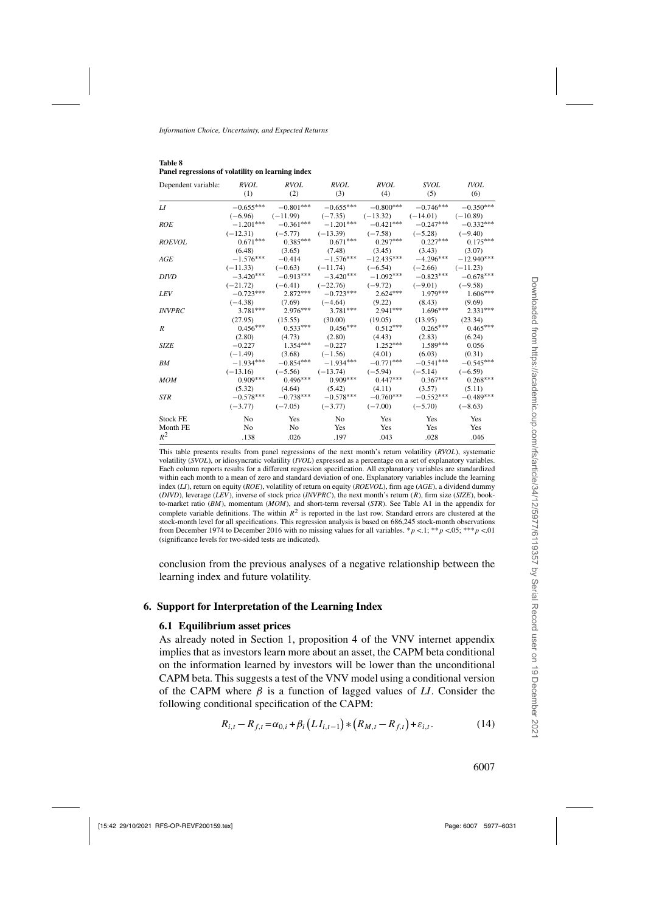**Table 8**
**Panel regressions of volatility on learning index**

| Dependent variable: | *RVOL* (1) | *RVOL* (2) | *RVOL* (3) | *RVOL* (4) | *SVOL* (5) | *IVOL* (6) |
|---|---|---|---|---|---|---|
| *LI* | −0.655*** | −0.801*** | −0.655*** | −0.800*** | −0.746*** | −0.350*** |
| | (−6.96) | (−11.99) | (−7.35) | (−13.32) | (−14.01) | (−10.89) |
| *ROE* | −1.201*** | −0.361*** | −1.201*** | −0.421*** | −0.247*** | −0.332*** |
| | (−12.31) | (−5.77) | (−13.39) | (−7.58) | (−5.28) | (−9.40) |
| *ROEVOL* | 0.671*** | 0.385*** | 0.671*** | 0.297*** | 0.227*** | 0.175*** |
| | (6.48) | (3.65) | (7.48) | (3.45) | (3.43) | (3.07) |
| *AGE* | −1.576*** | −0.414 | −1.576*** | −12.435*** | −4.296*** | −12.940*** |
| | (−11.33) | (−0.63) | (−11.74) | (−6.54) | (−2.66) | (−11.23) |
| *DIVD* | −3.420*** | −0.913*** | −3.420*** | −1.092*** | −0.823*** | −0.678*** |
| | (−21.72) | (−6.41) | (−22.76) | (−9.72) | (−9.01) | (−9.58) |
| *LEV* | −0.723*** | 2.872*** | −0.723*** | 2.624*** | 1.979*** | 1.606*** |
| | (−4.38) | (7.69) | (−4.64) | (9.22) | (8.43) | (9.69) |
| *INVPRC* | 3.781*** | 2.976*** | 3.781*** | 2.941*** | 1.696*** | 2.331*** |
| | (27.95) | (15.55) | (30.00) | (19.05) | (13.95) | (23.34) |
| *R* | 0.456*** | 0.533*** | 0.456*** | 0.512*** | 0.265*** | 0.465*** |
| | (2.80) | (4.73) | (2.80) | (4.43) | (2.83) | (6.24) |
| *SIZE* | −0.227 | 1.354*** | −0.227 | 1.252*** | 1.589*** | 0.056 |
| | (−1.49) | (3.68) | (−1.56) | (4.01) | (6.03) | (0.31) |
| *BM* | −1.934*** | −0.854*** | −1.934*** | −0.771*** | −0.541*** | −0.545*** |
| | (−13.16) | (−5.56) | (−13.74) | (−5.94) | (−5.14) | (−6.59) |
| *MOM* | 0.909*** | 0.496*** | 0.909*** | 0.447*** | 0.367*** | 0.268*** |
| | (5.32) | (4.64) | (5.42) | (4.11) | (3.57) | (5.11) |
| *STR* | −0.578*** | −0.738*** | −0.578*** | −0.760*** | −0.552*** | −0.489*** |
| | (−3.77) | (−7.05) | (−3.77) | (−7.00) | (−5.70) | (−8.63) |
| Stock FE | No | Yes | No | Yes | Yes | Yes |
| Month FE | No | No | Yes | Yes | Yes | Yes |
| $R^2$ | .138 | .026 | .197 | .043 | .028 | .046 |

This table presents results from panel regressions of the next month's return volatility (*RVOL*), systematic volatility (*SVOL*), or idiosyncratic volatility (*IVOL*) expressed as a percentage on a set of explanatory variables. Each column reports results for a different regression specification. All explanatory variables are standardized within each month to a mean of zero and standard deviation of one. Explanatory variables include the learning index (*LI*), return on equity (*ROE*), volatility of return on equity (*ROEVOL*), firm age (*AGE*), a dividend dummy (*DIVD*), leverage (*LEV*), inverse of stock price (*INVPRC*), the next month's return (*R*), firm size (*SIZE*), book-to-market ratio (*BM*), momentum (*MOM*), and short-term reversal (*STR*). See Table A1 in the appendix for complete variable definitions. The within $R^2$ is reported in the last row. Standard errors are clustered at the stock-month level for all specifications. This regression analysis is based on 686,245 stock-month observations from December 1974 to December 2016 with no missing values for all variables. \*$p$ <.1; \*\*$p$ <.05; \*\*\*$p$ <.01 (significance levels for two-sided tests are indicated).

conclusion from the previous analyses of a negative relationship between the learning index and future volatility.

## 6. Support for Interpretation of the Learning Index

### 6.1 Equilibrium asset prices

As already noted in Section 1, proposition 4 of the VNV internet appendix implies that as investors learn more about an asset, the CAPM beta conditional on the information learned by investors will be lower than the unconditional CAPM beta. This suggests a test of the VNV model using a conditional version of the CAPM where $\beta$ is a function of lagged values of $LI$. Consider the following conditional specification of the CAPM:

$$R_{i,t} - R_{f,t} = \alpha_{0,i} + \beta_i \left(LI_{i,t-1}\right) * \left(R_{M,t} - R_{f,t}\right) + \varepsilon_{i,t}. \tag{14}$$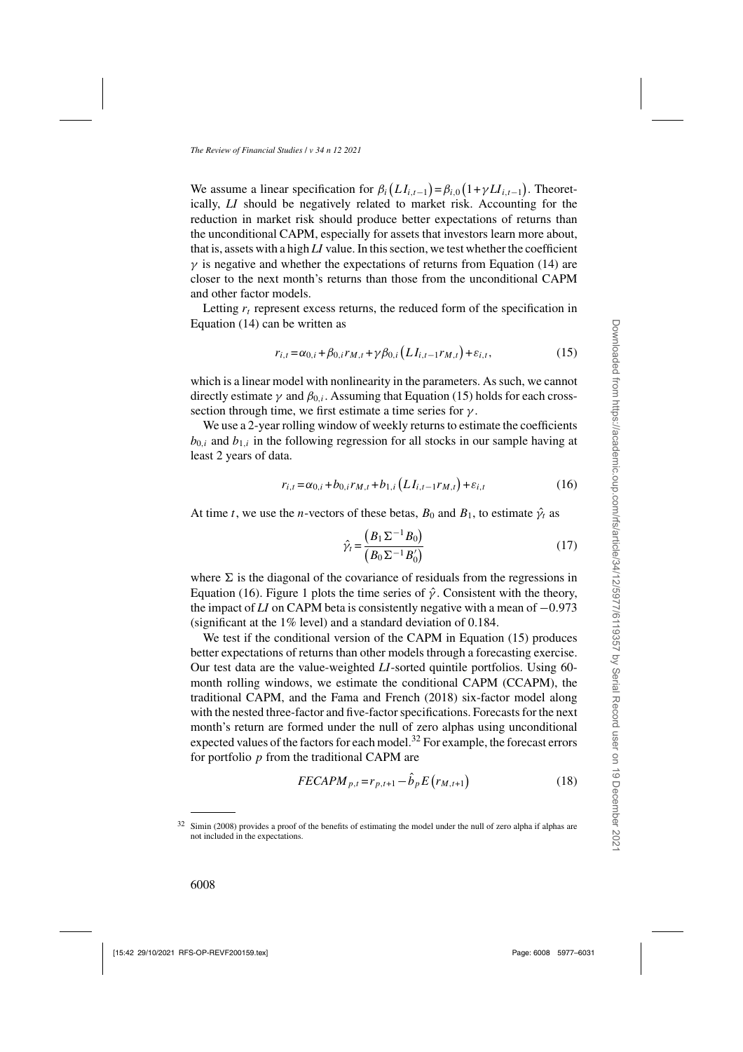We assume a linear specification for $\beta_i\left(LI_{i,t-1}\right)=\beta_{i,0}\left(1+\gamma LI_{i,t-1}\right)$. Theoretically, *LI* should be negatively related to market risk. Accounting for the reduction in market risk should produce better expectations of returns than the unconditional CAPM, especially for assets that investors learn more about, that is, assets with a high *LI* value. In this section, we test whether the coefficient $\gamma$ is negative and whether the expectations of returns from Equation (14) are closer to the next month's returns than those from the unconditional CAPM and other factor models.

Letting $r_t$ represent excess returns, the reduced form of the specification in Equation (14) can be written as

$$r_{i,t}=\alpha_{0,i}+\beta_{0,i}r_{M,t}+\gamma\beta_{0,i}\left(LI_{i,t-1}r_{M,t}\right)+\varepsilon_{i,t}, \tag{15}$$

which is a linear model with nonlinearity in the parameters. As such, we cannot directly estimate $\gamma$ and $\beta_{0,i}$. Assuming that Equation (15) holds for each cross-section through time, we first estimate a time series for $\gamma$.

We use a 2-year rolling window of weekly returns to estimate the coefficients $b_{0,i}$ and $b_{1,i}$ in the following regression for all stocks in our sample having at least 2 years of data.

$$r_{i,t}=\alpha_{0,i}+b_{0,i}r_{M,t}+b_{1,i}\left(LI_{i,t-1}r_{M,t}\right)+\varepsilon_{i,t} \tag{16}$$

At time $t$, we use the $n$-vectors of these betas, $B_0$ and $B_1$, to estimate $\hat{\gamma}_t$ as

$$\hat{\gamma}_t=\frac{\left(B_1\Sigma^{-1}B_0\right)}{\left(B_0\Sigma^{-1}B_0'\right)} \tag{17}$$

where $\Sigma$ is the diagonal of the covariance of residuals from the regressions in Equation (16). Figure 1 plots the time series of $\hat{\gamma}$. Consistent with the theory, the impact of *LI* on CAPM beta is consistently negative with a mean of $-0.973$ (significant at the 1% level) and a standard deviation of 0.184.

We test if the conditional version of the CAPM in Equation (15) produces better expectations of returns than other models through a forecasting exercise. Our test data are the value-weighted *LI*-sorted quintile portfolios. Using 60-month rolling windows, we estimate the conditional CAPM (CCAPM), the traditional CAPM, and the Fama and French (2018) six-factor model along with the nested three-factor and five-factor specifications. Forecasts for the next month's return are formed under the null of zero alphas using unconditional expected values of the factors for each model.[32] For example, the forecast errors for portfolio $p$ from the traditional CAPM are

$$FECAPM_{p,t}=r_{p,t+1}-\hat{b}_pE\left(r_{M,t+1}\right) \tag{18}$$

[32] Simin (2008) provides a proof of the benefits of estimating the model under the null of zero alpha if alphas are not included in the expectations.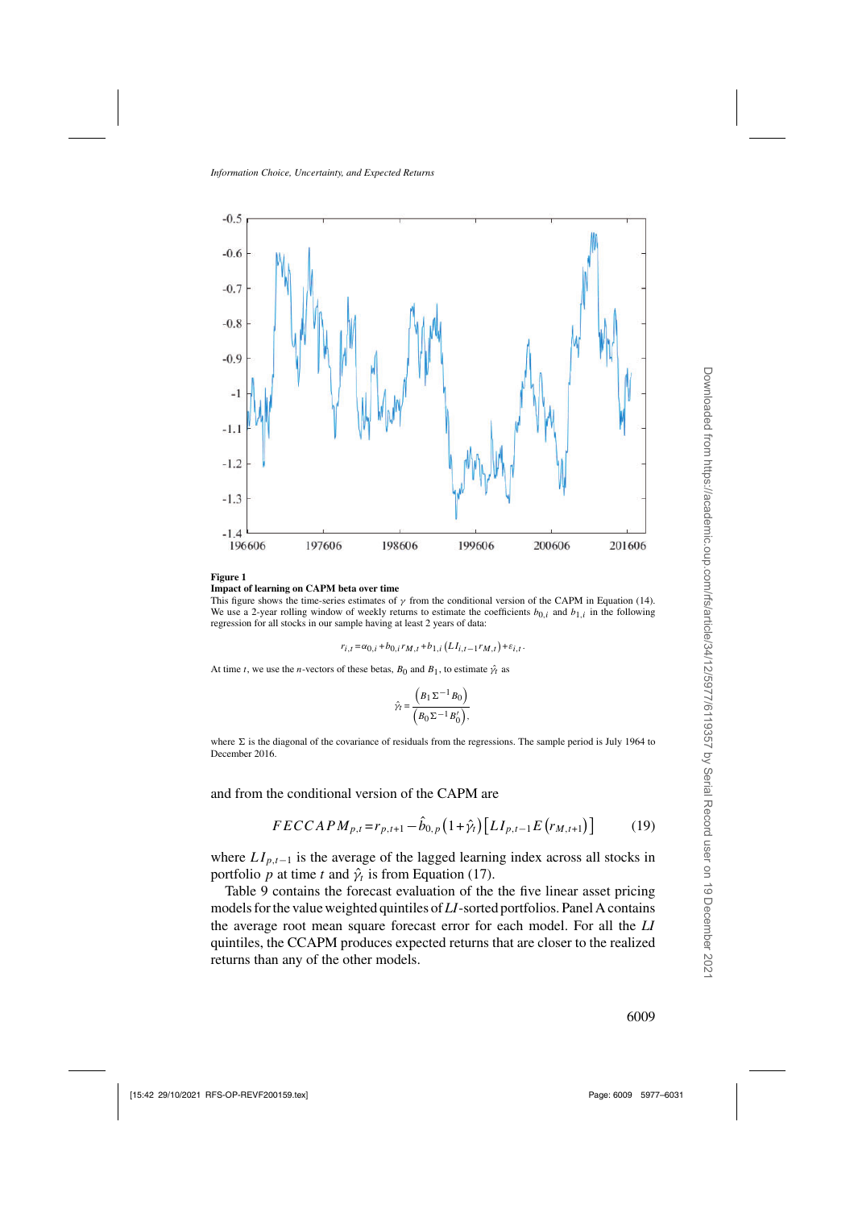**Figure 1**

**Impact of learning on CAPM beta over time**

This figure shows the time-series estimates of $\gamma$ from the conditional version of the CAPM in Equation (14). We use a 2-year rolling window of weekly returns to estimate the coefficients $b_{0,i}$ and $b_{1,i}$ in the following regression for all stocks in our sample having at least 2 years of data:

$$r_{i,t} = \alpha_{0,i} + b_{0,i} r_{M,t} + b_{1,i} \left( LI_{i,t-1} r_{M,t} \right) + \varepsilon_{i,t}.$$

At time $t$, we use the $n$-vectors of these betas, $B_0$ and $B_1$, to estimate $\hat{\gamma}_t$ as

$$\hat{\gamma}_t = \frac{\left( B_1 \Sigma^{-1} B_0 \right)}{\left( B_0 \Sigma^{-1} B_0' \right)},$$

where $\Sigma$ is the diagonal of the covariance of residuals from the regressions. The sample period is July 1964 to December 2016.

and from the conditional version of the CAPM are

$$FECCAPM_{p,t} = r_{p,t+1} - \hat{b}_{0,p} \left( 1 + \hat{\gamma}_t \right) \left[ LI_{p,t-1} E \left( r_{M,t+1} \right) \right] \tag{19}$$

where $LI_{p,t-1}$ is the average of the lagged learning index across all stocks in portfolio $p$ at time $t$ and $\hat{\gamma}_t$ is from Equation (17).

Table 9 contains the forecast evaluation of the the five linear asset pricing models for the value weighted quintiles of $LI$-sorted portfolios. Panel A contains the average root mean square forecast error for each model. For all the $LI$ quintiles, the CCAPM produces expected returns that are closer to the realized returns than any of the other models.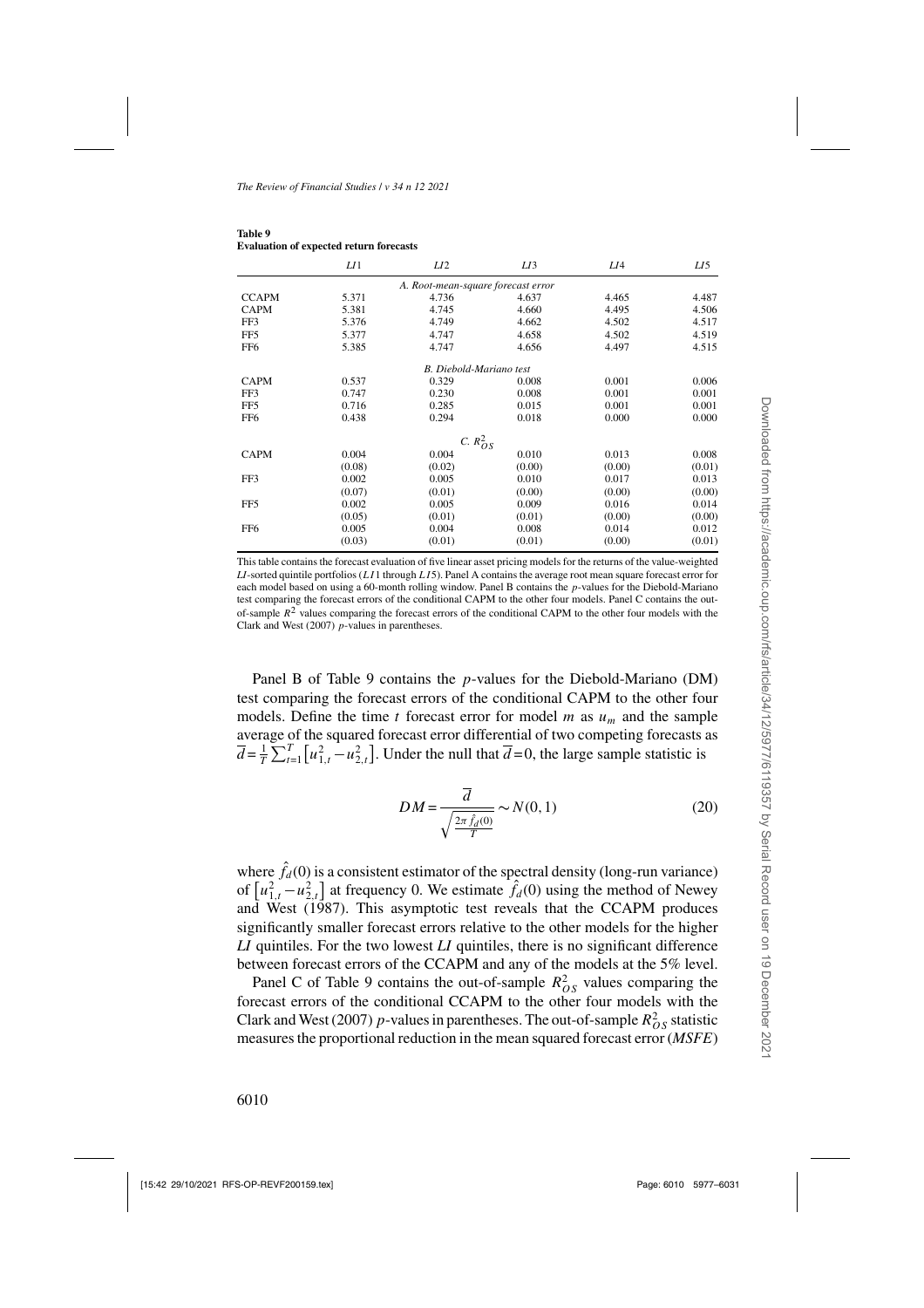**Table 9**
**Evaluation of expected return forecasts**

| | *LI*1 | *LI*2 | *LI*3 | *LI*4 | *LI*5 |
|---|---|---|---|---|---|
| | | *A. Root-mean-square forecast error* | | | |
| CCAPM | 5.371 | 4.736 | 4.637 | 4.465 | 4.487 |
| CAPM | 5.381 | 4.745 | 4.660 | 4.495 | 4.506 |
| FF3 | 5.376 | 4.749 | 4.662 | 4.502 | 4.517 |
| FF5 | 5.377 | 4.747 | 4.658 | 4.502 | 4.519 |
| FF6 | 5.385 | 4.747 | 4.656 | 4.497 | 4.515 |
| | | *B. Diebold-Mariano test* | | | |
| CAPM | 0.537 | 0.329 | 0.008 | 0.001 | 0.006 |
| FF3 | 0.747 | 0.230 | 0.008 | 0.001 | 0.001 |
| FF5 | 0.716 | 0.285 | 0.015 | 0.001 | 0.001 |
| FF6 | 0.438 | 0.294 | 0.018 | 0.000 | 0.000 |
| | | *C.* $R^2_{OS}$ | | | |
| CAPM | 0.004 | 0.004 | 0.010 | 0.013 | 0.008 |
| | (0.08) | (0.02) | (0.00) | (0.00) | (0.01) |
| FF3 | 0.002 | 0.005 | 0.010 | 0.017 | 0.013 |
| | (0.07) | (0.01) | (0.00) | (0.00) | (0.00) |
| FF5 | 0.002 | 0.005 | 0.009 | 0.016 | 0.014 |
| | (0.05) | (0.01) | (0.01) | (0.00) | (0.00) |
| FF6 | 0.005 | 0.004 | 0.008 | 0.014 | 0.012 |
| | (0.03) | (0.01) | (0.01) | (0.00) | (0.01) |

This table contains the forecast evaluation of five linear asset pricing models for the returns of the value-weighted *LI*-sorted quintile portfolios (*LI*1 through *LI*5). Panel A contains the average root mean square forecast error for each model based on using a 60-month rolling window. Panel B contains the *p*-values for the Diebold-Mariano test comparing the forecast errors of the conditional CAPM to the other four models. Panel C contains the out-of-sample $R^2$ values comparing the forecast errors of the conditional CAPM to the other four models with the Clark and West (2007) *p*-values in parentheses.

Panel B of Table 9 contains the *p*-values for the Diebold-Mariano (DM) test comparing the forecast errors of the conditional CCAPM to the other four models. Define the time $t$ forecast error for model $m$ as $u_m$ and the sample average of the squared forecast error differential of two competing forecasts as $\overline{d} = \frac{1}{T}\sum_{t=1}^{T}\left[u_{1,t}^2 - u_{2,t}^2\right]$. Under the null that $\overline{d} = 0$, the large sample statistic is

$$DM = \frac{\overline{d}}{\sqrt{\frac{2\pi \hat{f}_d(0)}{T}}} \sim N(0,1) \tag{20}$$

where $\hat{f}_d(0)$ is a consistent estimator of the spectral density (long-run variance) of $\left[u_{1,t}^2 - u_{2,t}^2\right]$ at frequency 0. We estimate $\hat{f}_d(0)$ using the method of Newey and West (1987). This asymptotic test reveals that the CCAPM produces significantly smaller forecast errors relative to the other models for the higher *LI* quintiles. For the two lowest *LI* quintiles, there is no significant difference between forecast errors of the CCAPM and any of the models at the 5% level.

Panel C of Table 9 contains the out-of-sample $R^2_{OS}$ values comparing the forecast errors of the conditional CCAPM to the other four models with the Clark and West (2007) *p*-values in parentheses. The out-of-sample $R^2_{OS}$ statistic measures the proportional reduction in the mean squared forecast error (*MSFE*)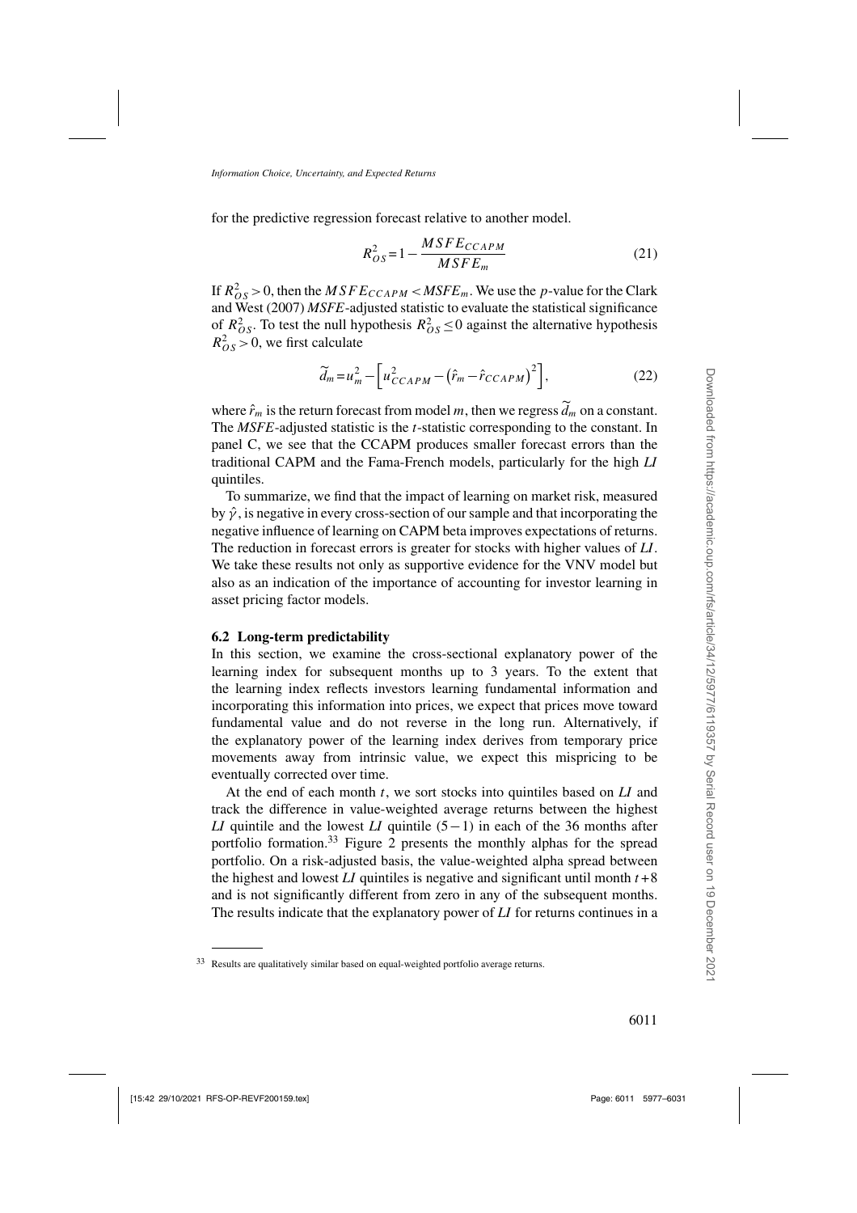for the predictive regression forecast relative to another model.

$$R_{OS}^2 = 1 - \frac{MSFE_{CCAPM}}{MSFE_m} \tag{21}$$

If $R_{OS}^2 > 0$, then the $MSFE_{CCAPM} < MSFE_m$. We use the $p$-value for the Clark and West (2007) *MSFE*-adjusted statistic to evaluate the statistical significance of $R_{OS}^2$. To test the null hypothesis $R_{OS}^2 \leq 0$ against the alternative hypothesis $R_{OS}^2 > 0$, we first calculate

$$\widetilde{d}_m = u_m^2 - \left[ u_{CCAPM}^2 - \left( \hat{r}_m - \hat{r}_{CCAPM} \right)^2 \right], \tag{22}$$

where $\hat{r}_m$ is the return forecast from model $m$, then we regress $\widetilde{d}_m$ on a constant. The *MSFE*-adjusted statistic is the $t$-statistic corresponding to the constant. In panel C, we see that the CCAPM produces smaller forecast errors than the traditional CAPM and the Fama-French models, particularly for the high *LI* quintiles.

To summarize, we find that the impact of learning on market risk, measured by $\hat{\gamma}$, is negative in every cross-section of our sample and that incorporating the negative influence of learning on CAPM beta improves expectations of returns. The reduction in forecast errors is greater for stocks with higher values of *LI*. We take these results not only as supportive evidence for the VNV model but also as an indication of the importance of accounting for investor learning in asset pricing factor models.

### 6.2 Long-term predictability

In this section, we examine the cross-sectional explanatory power of the learning index for subsequent months up to 3 years. To the extent that the learning index reflects investors learning fundamental information and incorporating this information into prices, we expect that prices move toward fundamental value and do not reverse in the long run. Alternatively, if the explanatory power of the learning index derives from temporary price movements away from intrinsic value, we expect this mispricing to be eventually corrected over time.

At the end of each month $t$, we sort stocks into quintiles based on *LI* and track the difference in value-weighted average returns between the highest *LI* quintile and the lowest *LI* quintile $(5-1)$ in each of the 36 months after portfolio formation.[33] Figure 2 presents the monthly alphas for the spread portfolio. On a risk-adjusted basis, the value-weighted alpha spread between the highest and lowest *LI* quintiles is negative and significant until month $t+8$ and is not significantly different from zero in any of the subsequent months. The results indicate that the explanatory power of *LI* for returns continues in a

[33] Results are qualitatively similar based on equal-weighted portfolio average returns.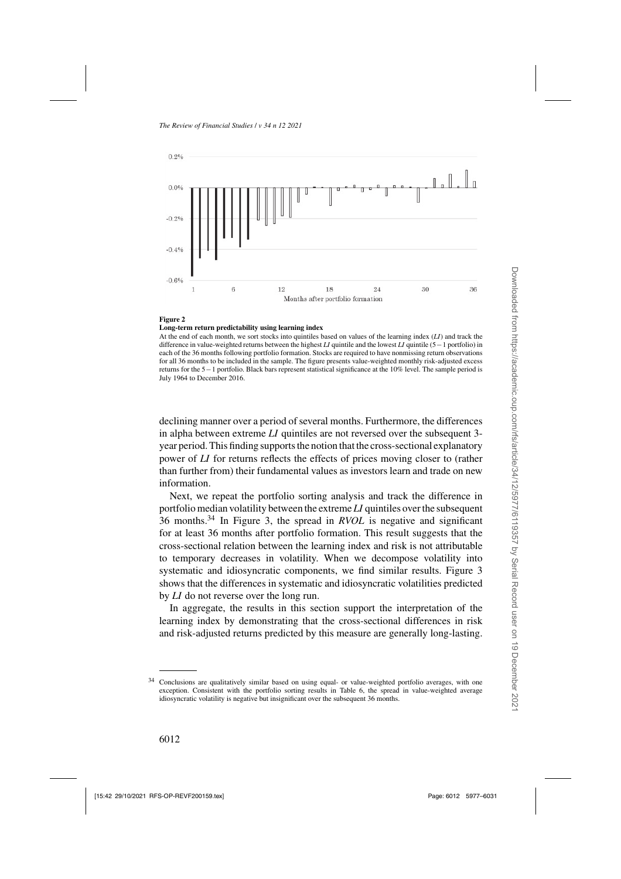**Figure 2**

**Long-term return predictability using learning index**

At the end of each month, we sort stocks into quintiles based on values of the learning index (*LI*) and track the difference in value-weighted returns between the highest *LI* quintile and the lowest *LI* quintile (5 − 1 portfolio) in each of the 36 months following portfolio formation. Stocks are required to have nonmissing return observations for all 36 months to be included in the sample. The figure presents value-weighted monthly risk-adjusted excess returns for the 5 − 1 portfolio. Black bars represent statistical significance at the 10% level. The sample period is July 1964 to December 2016.

declining manner over a period of several months. Furthermore, the differences in alpha between extreme *LI* quintiles are not reversed over the subsequent 3-year period. This finding supports the notion that the cross-sectional explanatory power of *LI* for returns reflects the effects of prices moving closer to (rather than further from) their fundamental values as investors learn and trade on new information.

Next, we repeat the portfolio sorting analysis and track the difference in portfolio median volatility between the extreme *LI* quintiles over the subsequent 36 months.[34] In Figure 3, the spread in *RVOL* is negative and significant for at least 36 months after portfolio formation. This result suggests that the cross-sectional relation between the learning index and risk is not attributable to temporary decreases in volatility. When we decompose volatility into systematic and idiosyncratic components, we find similar results. Figure 3 shows that the differences in systematic and idiosyncratic volatilities predicted by *LI* do not reverse over the long run.

In aggregate, the results in this section support the interpretation of the learning index by demonstrating that the cross-sectional differences in risk and risk-adjusted returns predicted by this measure are generally long-lasting.

[34] Conclusions are qualitatively similar based on using equal- or value-weighted portfolio averages, with one exception. Consistent with the portfolio sorting results in Table 6, the spread in value-weighted average idiosyncratic volatility is negative but insignificant over the subsequent 36 months.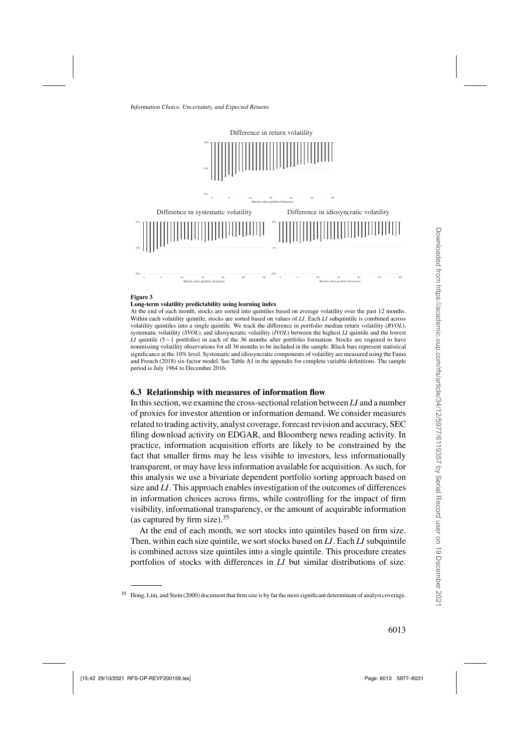**Figure 3**

**Long-term volatility predictability using learning index**

At the end of each month, stocks are sorted into quintiles based on average volatility over the past 12 months. Within each volatility quintile, stocks are sorted based on values of *LI*. Each *LI* subquintile is combined across volatility quintiles into a single quintile. We track the difference in portfolio median return volatility (*RVOL*), systematic volatility (*SVOL*), and idiosyncratic volatility (*IVOL*) between the highest *LI* quintile and the lowest *LI* quintile (5 − 1 portfolio) in each of the 36 months after portfolio formation. Stocks are required to have nonmissing volatility observations for all 36 months to be included in the sample. Black bars represent statistical significance at the 10% level. Systematic and idiosyncratic components of volatility are measured using the Fama and French (2018) six-factor model. See Table A1 in the appendix for complete variable definitions. The sample period is July 1964 to December 2016.

### 6.3 Relationship with measures of information flow

In this section, we examine the cross-sectional relation between *LI* and a number of proxies for investor attention or information demand. We consider measures related to trading activity, analyst coverage, forecast revision and accuracy, SEC filing download activity on EDGAR, and Bloomberg news reading activity. In practice, information acquisition efforts are likely to be constrained by the fact that smaller firms may be less visible to investors, less informationally transparent, or may have less information available for acquisition. As such, for this analysis we use a bivariate dependent portfolio sorting approach based on size and *LI*. This approach enables investigation of the outcomes of differences in information choices across firms, while controlling for the impact of firm visibility, informational transparency, or the amount of acquirable information (as captured by firm size).[35]

At the end of each month, we sort stocks into quintiles based on firm size. Then, within each size quintile, we sort stocks based on *LI*. Each *LI* subquintile is combined across size quintiles into a single quintile. This procedure creates portfolios of stocks with differences in *LI* but similar distributions of size.

[35] Hong, Lim, and Stein (2000) document that firm size is by far the most significant determinant of analyst coverage.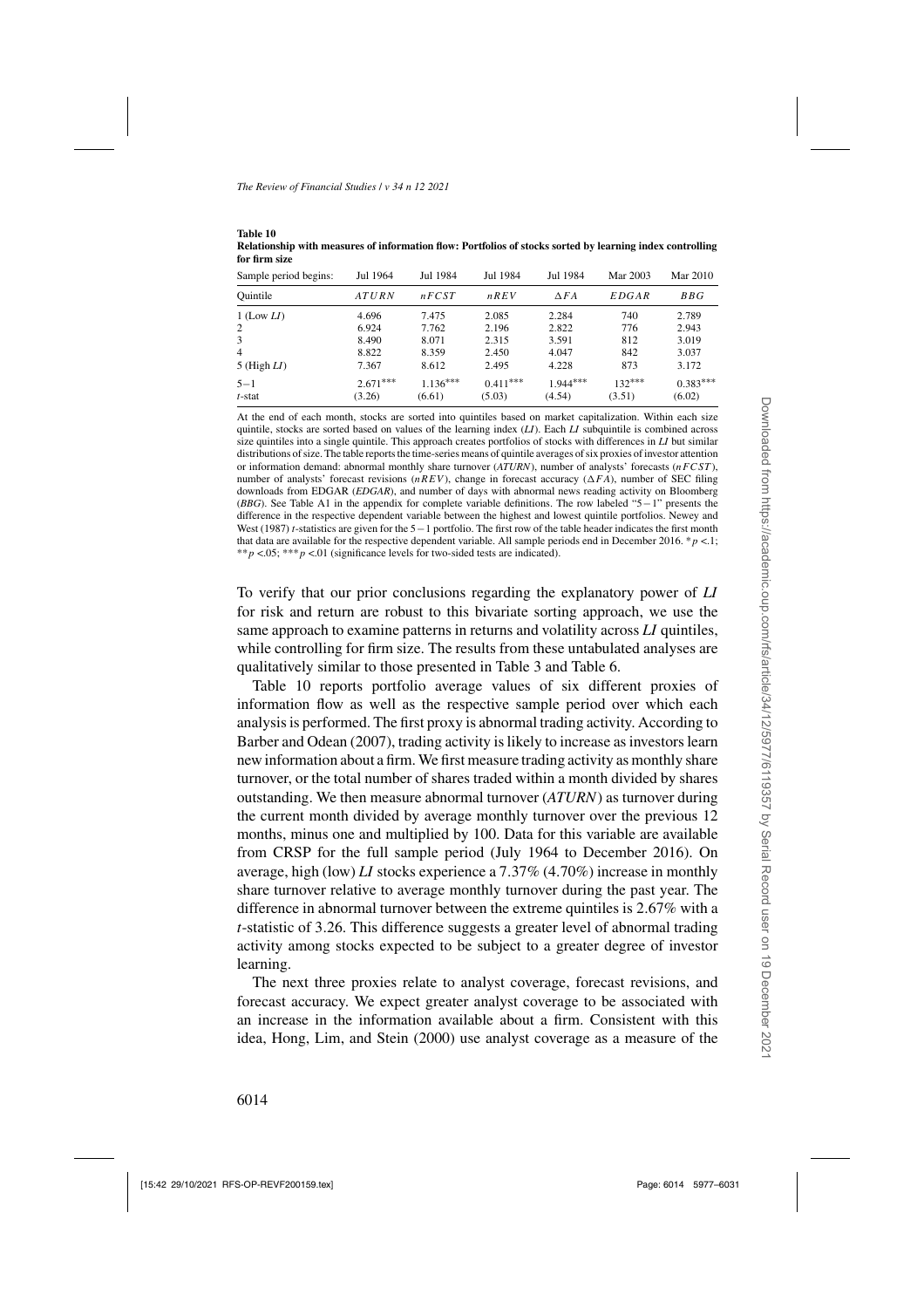**Table 10**
**Relationship with measures of information flow: Portfolios of stocks sorted by learning index controlling for firm size**

| Sample period begins: | Jul 1964 | Jul 1984 | Jul 1984 | Jul 1984 | Mar 2003 | Mar 2010 |
|---|---|---|---|---|---|---|
| Quintile | $ATURN$ | $nFCST$ | $nREV$ | $\Delta FA$ | $EDGAR$ | $BBG$ |
| 1 (Low *LI*) | 4.696 | 7.475 | 2.085 | 2.284 | 740 | 2.789 |
| 2 | 6.924 | 7.762 | 2.196 | 2.822 | 776 | 2.943 |
| 3 | 8.490 | 8.071 | 2.315 | 3.591 | 812 | 3.019 |
| 4 | 8.822 | 8.359 | 2.450 | 4.047 | 842 | 3.037 |
| 5 (High *LI*) | 7.367 | 8.612 | 2.495 | 4.228 | 873 | 3.172 |
| 5−1 | 2.671*** | 1.136*** | 0.411*** | 1.944*** | 132*** | 0.383*** |
| *t*-stat | (3.26) | (6.61) | (5.03) | (4.54) | (3.51) | (6.02) |

At the end of each month, stocks are sorted into quintiles based on market capitalization. Within each size quintile, stocks are sorted based on values of the learning index (*LI*). Each *LI* subquintile is combined across size quintiles into a single quintile. This approach creates portfolios of stocks with differences in *LI* but similar distributions of size. The table reports the time-series means of quintile averages of six proxies of investor attention or information demand: abnormal monthly share turnover (*ATURN*), number of analysts' forecasts ($nFCST$), number of analysts' forecast revisions ($nREV$), change in forecast accuracy ($\Delta FA$), number of SEC filing downloads from EDGAR (*EDGAR*), and number of days with abnormal news reading activity on Bloomberg (*BBG*). See Table A1 in the appendix for complete variable definitions. The row labeled "5−1" presents the difference in the respective dependent variable between the highest and lowest quintile portfolios. Newey and West (1987) *t*-statistics are given for the 5−1 portfolio. The first row of the table header indicates the first month that data are available for the respective dependent variable. All sample periods end in December 2016. \*$p$ <.1; \*\*$p$ <.05; \*\*\*$p$ <.01 (significance levels for two-sided tests are indicated).

To verify that our prior conclusions regarding the explanatory power of *LI* for risk and return are robust to this bivariate sorting approach, we use the same approach to examine patterns in returns and volatility across *LI* quintiles, while controlling for firm size. The results from these untabulated analyses are qualitatively similar to those presented in Table 3 and Table 6.

Table 10 reports portfolio average values of six different proxies of information flow as well as the respective sample period over which each analysis is performed. The first proxy is abnormal trading activity. According to Barber and Odean (2007), trading activity is likely to increase as investors learn new information about a firm. We first measure trading activity as monthly share turnover, or the total number of shares traded within a month divided by shares outstanding. We then measure abnormal turnover (*ATURN*) as turnover during the current month divided by average monthly turnover over the previous 12 months, minus one and multiplied by 100. Data for this variable are available from CRSP for the full sample period (July 1964 to December 2016). On average, high (low) *LI* stocks experience a 7.37% (4.70%) increase in monthly share turnover relative to average monthly turnover during the past year. The difference in abnormal turnover between the extreme quintiles is 2.67% with a *t*-statistic of 3.26. This difference suggests a greater level of abnormal trading activity among stocks expected to be subject to a greater degree of investor learning.

The next three proxies relate to analyst coverage, forecast revisions, and forecast accuracy. We expect greater analyst coverage to be associated with an increase in the information available about a firm. Consistent with this idea, Hong, Lim, and Stein (2000) use analyst coverage as a measure of the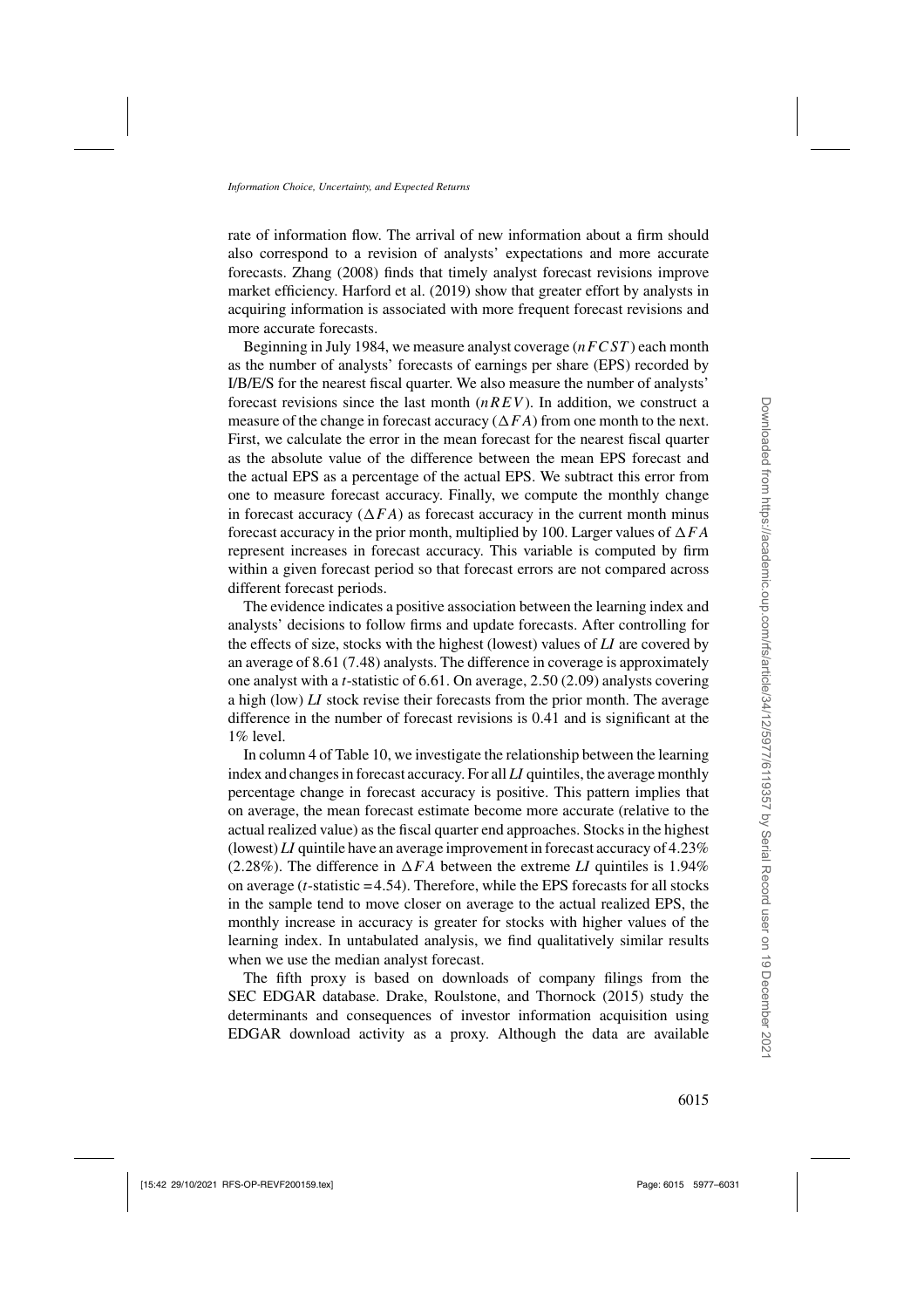rate of information flow. The arrival of new information about a firm should also correspond to a revision of analysts' expectations and more accurate forecasts. Zhang (2008) finds that timely analyst forecast revisions improve market efficiency. Harford et al. (2019) show that greater effort by analysts in acquiring information is associated with more frequent forecast revisions and more accurate forecasts.

Beginning in July 1984, we measure analyst coverage ($nFCST$) each month as the number of analysts' forecasts of earnings per share (EPS) recorded by I/B/E/S for the nearest fiscal quarter. We also measure the number of analysts' forecast revisions since the last month ($nREV$). In addition, we construct a measure of the change in forecast accuracy ($\Delta FA$) from one month to the next. First, we calculate the error in the mean forecast for the nearest fiscal quarter as the absolute value of the difference between the mean EPS forecast and the actual EPS as a percentage of the actual EPS. We subtract this error from one to measure forecast accuracy. Finally, we compute the monthly change in forecast accuracy ($\Delta FA$) as forecast accuracy in the current month minus forecast accuracy in the prior month, multiplied by 100. Larger values of $\Delta FA$ represent increases in forecast accuracy. This variable is computed by firm within a given forecast period so that forecast errors are not compared across different forecast periods.

The evidence indicates a positive association between the learning index and analysts' decisions to follow firms and update forecasts. After controlling for the effects of size, stocks with the highest (lowest) values of *LI* are covered by an average of 8.61 (7.48) analysts. The difference in coverage is approximately one analyst with a $t$-statistic of 6.61. On average, 2.50 (2.09) analysts covering a high (low) *LI* stock revise their forecasts from the prior month. The average difference in the number of forecast revisions is 0.41 and is significant at the 1% level.

In column 4 of Table 10, we investigate the relationship between the learning index and changes in forecast accuracy. For all *LI* quintiles, the average monthly percentage change in forecast accuracy is positive. This pattern implies that on average, the mean forecast estimate become more accurate (relative to the actual realized value) as the fiscal quarter end approaches. Stocks in the highest (lowest) *LI* quintile have an average improvement in forecast accuracy of 4.23% (2.28%). The difference in $\Delta FA$ between the extreme *LI* quintiles is 1.94% on average ($t$-statistic =4.54). Therefore, while the EPS forecasts for all stocks in the sample tend to move closer on average to the actual realized EPS, the monthly increase in accuracy is greater for stocks with higher values of the learning index. In untabulated analysis, we find qualitatively similar results when we use the median analyst forecast.

The fifth proxy is based on downloads of company filings from the SEC EDGAR database. Drake, Roulstone, and Thornock (2015) study the determinants and consequences of investor information acquisition using EDGAR download activity as a proxy. Although the data are available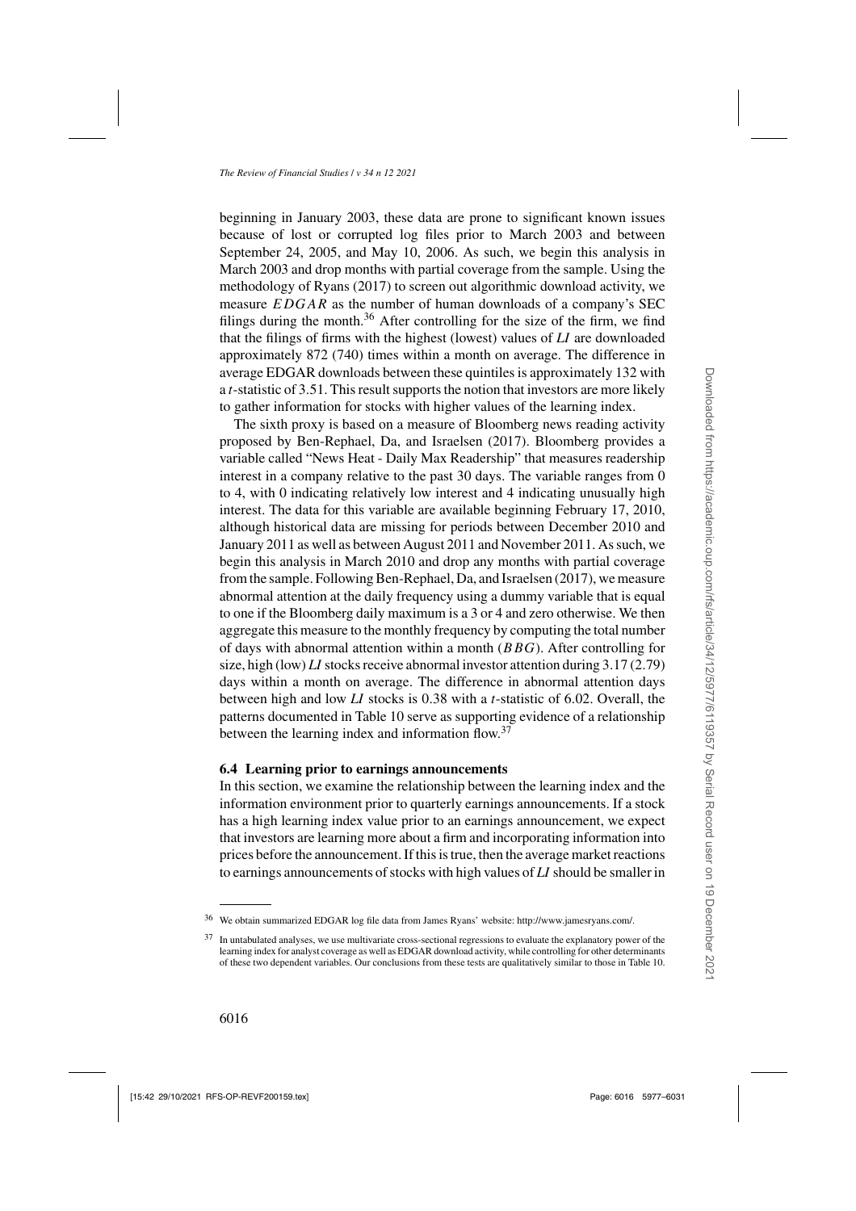beginning in January 2003, these data are prone to significant known issues because of lost or corrupted log files prior to March 2003 and between September 24, 2005, and May 10, 2006. As such, we begin this analysis in March 2003 and drop months with partial coverage from the sample. Using the methodology of Ryans (2017) to screen out algorithmic download activity, we measure $EDGAR$ as the number of human downloads of a company's SEC filings during the month.[36] After controlling for the size of the firm, we find that the filings of firms with the highest (lowest) values of *LI* are downloaded approximately 872 (740) times within a month on average. The difference in average EDGAR downloads between these quintiles is approximately 132 with a $t$-statistic of 3.51. This result supports the notion that investors are more likely to gather information for stocks with higher values of the learning index.

The sixth proxy is based on a measure of Bloomberg news reading activity proposed by Ben-Rephael, Da, and Israelsen (2017). Bloomberg provides a variable called "News Heat - Daily Max Readership" that measures readership interest in a company relative to the past 30 days. The variable ranges from 0 to 4, with 0 indicating relatively low interest and 4 indicating unusually high interest. The data for this variable are available beginning February 17, 2010, although historical data are missing for periods between December 2010 and January 2011 as well as between August 2011 and November 2011. As such, we begin this analysis in March 2010 and drop any months with partial coverage from the sample. Following Ben-Rephael, Da, and Israelsen (2017), we measure abnormal attention at the daily frequency using a dummy variable that is equal to one if the Bloomberg daily maximum is a 3 or 4 and zero otherwise. We then aggregate this measure to the monthly frequency by computing the total number of days with abnormal attention within a month ($BBG$). After controlling for size, high (low) *LI* stocks receive abnormal investor attention during 3.17 (2.79) days within a month on average. The difference in abnormal attention days between high and low *LI* stocks is 0.38 with a $t$-statistic of 6.02. Overall, the patterns documented in Table 10 serve as supporting evidence of a relationship between the learning index and information flow.[37]

### 6.4 Learning prior to earnings announcements

In this section, we examine the relationship between the learning index and the information environment prior to quarterly earnings announcements. If a stock has a high learning index value prior to an earnings announcement, we expect that investors are learning more about a firm and incorporating information into prices before the announcement. If this is true, then the average market reactions to earnings announcements of stocks with high values of *LI* should be smaller in

[36] We obtain summarized EDGAR log file data from James Ryans' website: http://www.jamesryans.com/.

[37] In untabulated analyses, we use multivariate cross-sectional regressions to evaluate the explanatory power of the learning index for analyst coverage as well as EDGAR download activity, while controlling for other determinants of these two dependent variables. Our conclusions from these tests are qualitatively similar to those in Table 10.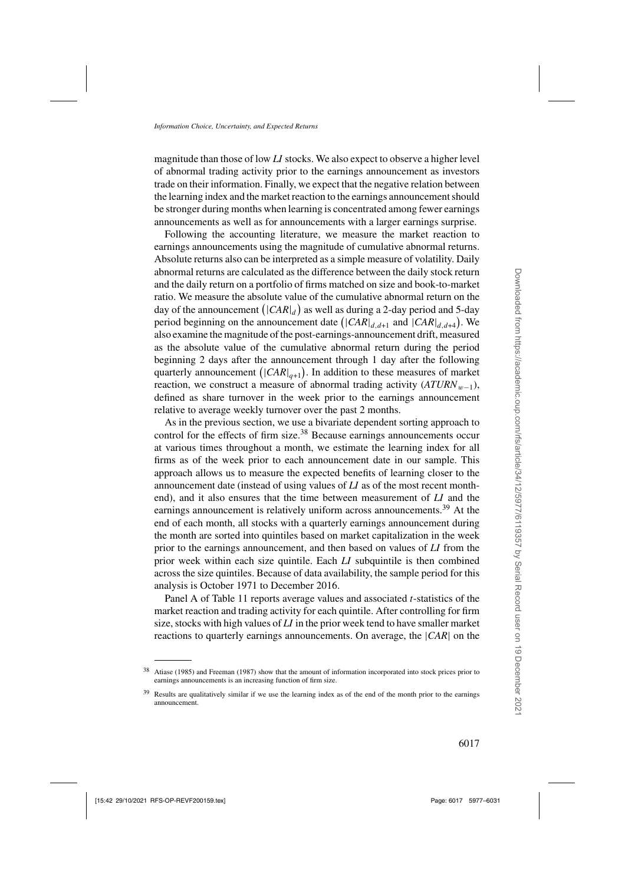magnitude than those of low *LI* stocks. We also expect to observe a higher level of abnormal trading activity prior to the earnings announcement as investors trade on their information. Finally, we expect that the negative relation between the learning index and the market reaction to the earnings announcement should be stronger during months when learning is concentrated among fewer earnings announcements as well as for announcements with a larger earnings surprise.

Following the accounting literature, we measure the market reaction to earnings announcements using the magnitude of cumulative abnormal returns. Absolute returns also can be interpreted as a simple measure of volatility. Daily abnormal returns are calculated as the difference between the daily stock return and the daily return on a portfolio of firms matched on size and book-to-market ratio. We measure the absolute value of the cumulative abnormal return on the day of the announcement $\left(|CAR|_d\right)$ as well as during a 2-day period and 5-day period beginning on the announcement date $\left(|CAR|_{d,d+1} \text{ and } |CAR|_{d,d+4}\right)$. We also examine the magnitude of the post-earnings-announcement drift, measured as the absolute value of the cumulative abnormal return during the period beginning 2 days after the announcement through 1 day after the following quarterly announcement $\left(|CAR|_{q+1}\right)$. In addition to these measures of market reaction, we construct a measure of abnormal trading activity ($ATURN_{w-1}$), defined as share turnover in the week prior to the earnings announcement relative to average weekly turnover over the past 2 months.

As in the previous section, we use a bivariate dependent sorting approach to control for the effects of firm size.[38] Because earnings announcements occur at various times throughout a month, we estimate the learning index for all firms as of the week prior to each announcement date in our sample. This approach allows us to measure the expected benefits of learning closer to the announcement date (instead of using values of *LI* as of the most recent month-end), and it also ensures that the time between measurement of *LI* and the earnings announcement is relatively uniform across announcements.[39] At the end of each month, all stocks with a quarterly earnings announcement during the month are sorted into quintiles based on market capitalization in the week prior to the earnings announcement, and then based on values of *LI* from the prior week within each size quintile. Each *LI* subquintile is then combined across the size quintiles. Because of data availability, the sample period for this analysis is October 1971 to December 2016.

Panel A of Table 11 reports average values and associated *t*-statistics of the market reaction and trading activity for each quintile. After controlling for firm size, stocks with high values of *LI* in the prior week tend to have smaller market reactions to quarterly earnings announcements. On average, the $|CAR|$ on the

[38] Atiase (1985) and Freeman (1987) show that the amount of information incorporated into stock prices prior to earnings announcements is an increasing function of firm size.

[39] Results are qualitatively similar if we use the learning index as of the end of the month prior to the earnings announcement.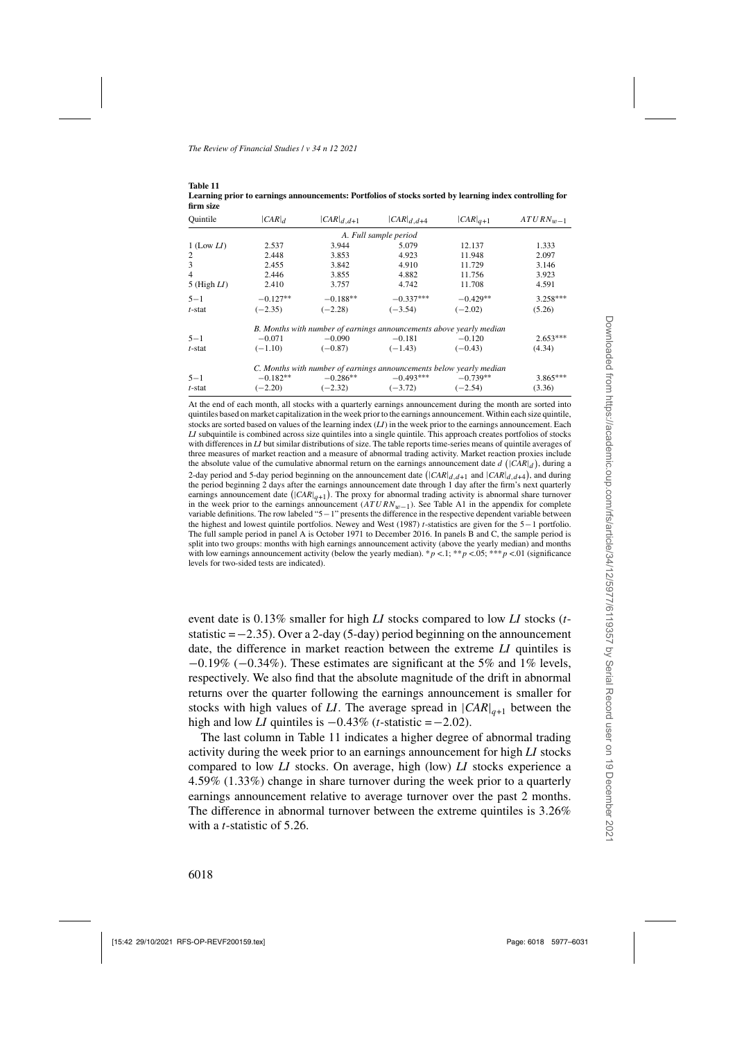**Table 11**
**Learning prior to earnings announcements: Portfolios of stocks sorted by learning index controlling for firm size**

| Quintile | $\lvert CAR\rvert_d$ | $\lvert CAR\rvert_{d,d+1}$ | $\lvert CAR\rvert_{d,d+4}$ | $\lvert CAR\rvert_{q+1}$ | $ATURN_{w-1}$ |
|---|---|---|---|---|---|
| | | | *A. Full sample period* | | |
| 1 (Low *LI*) | 2.537 | 3.944 | 5.079 | 12.137 | 1.333 |
| 2 | 2.448 | 3.853 | 4.923 | 11.948 | 2.097 |
| 3 | 2.455 | 3.842 | 4.910 | 11.729 | 3.146 |
| 4 | 2.446 | 3.855 | 4.882 | 11.756 | 3.923 |
| 5 (High *LI*) | 2.410 | 3.757 | 4.742 | 11.708 | 4.591 |
| 5−1 | −0.127** | −0.188** | −0.337*** | −0.429** | 3.258*** |
| *t*-stat | (−2.35) | (−2.28) | (−3.54) | (−2.02) | (5.26) |
| | | *B. Months with number of earnings announcements above yearly median* | | | |
| 5−1 | −0.071 | −0.090 | −0.181 | −0.120 | 2.653*** |
| *t*-stat | (−1.10) | (−0.87) | (−1.43) | (−0.43) | (4.34) |
| | | *C. Months with number of earnings announcements below yearly median* | | | |
| 5−1 | −0.182** | −0.286** | −0.493*** | −0.739** | 3.865*** |
| *t*-stat | (−2.20) | (−2.32) | (−3.72) | (−2.54) | (3.36) |

At the end of each month, all stocks with a quarterly earnings announcement during the month are sorted into quintiles based on market capitalization in the week prior to the earnings announcement. Within each size quintile, stocks are sorted based on values of the learning index (*LI*) in the week prior to the earnings announcement. Each *LI* subquintile is combined across size quintiles into a single quintile. This approach creates portfolios of stocks with differences in *LI* but similar distributions of size. The table reports time-series means of quintile averages of three measures of market reaction and a measure of abnormal trading activity. Market reaction proxies include the absolute value of the cumulative abnormal return on the earnings announcement date $d$ ($\lvert CAR\rvert_d$), during a 2-day period and 5-day period beginning on the announcement date ($\lvert CAR\rvert_{d,d+1}$ and $\lvert CAR\rvert_{d,d+4}$), and during the period beginning 2 days after the earnings announcement date through 1 day after the firm's next quarterly earnings announcement date ($\lvert CAR\rvert_{q+1}$). The proxy for abnormal trading activity is abnormal share turnover in the week prior to the earnings announcement ($ATURN_{w-1}$). See Table A1 in the appendix for complete variable definitions. The row labeled "5−1" presents the difference in the respective dependent variable between the highest and lowest quintile portfolios. Newey and West (1987) *t*-statistics are given for the 5−1 portfolio. The full sample period in panel A is October 1971 to December 2016. In panels B and C, the sample period is split into two groups: months with high earnings announcement activity (above the yearly median) and months with low earnings announcement activity (below the yearly median). * $p$ <.1; ** $p$ <.05; *** $p$ <.01 (significance levels for two-sided tests are indicated).

event date is 0.13% smaller for high *LI* stocks compared to low *LI* stocks (*t*-statistic = −2.35). Over a 2-day (5-day) period beginning on the announcement date, the difference in market reaction between the extreme *LI* quintiles is −0.19% (−0.34%). These estimates are significant at the 5% and 1% levels, respectively. We also find that the absolute magnitude of the drift in abnormal returns over the quarter following the earnings announcement is smaller for stocks with high values of *LI*. The average spread in $\lvert CAR\rvert_{q+1}$ between the high and low *LI* quintiles is −0.43% (*t*-statistic = −2.02).

The last column in Table 11 indicates a higher degree of abnormal trading activity during the week prior to an earnings announcement for high *LI* stocks compared to low *LI* stocks. On average, high (low) *LI* stocks experience a 4.59% (1.33%) change in share turnover during the week prior to a quarterly earnings announcement relative to average turnover over the past 2 months. The difference in abnormal turnover between the extreme quintiles is 3.26% with a *t*-statistic of 5.26.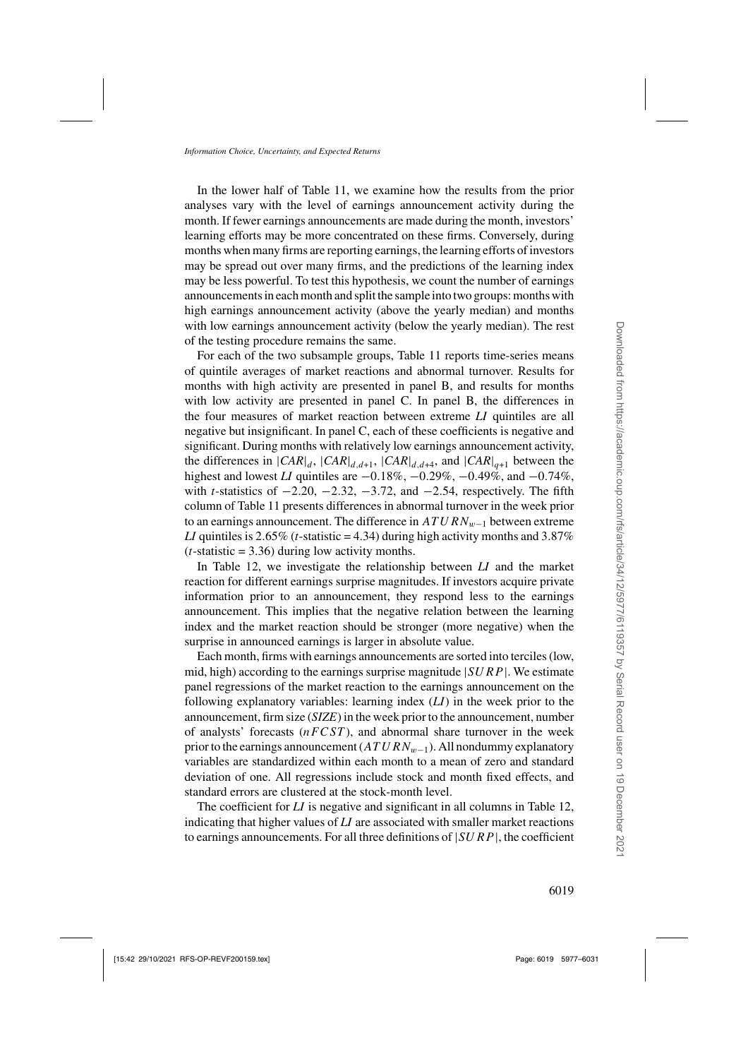In the lower half of Table 11, we examine how the results from the prior analyses vary with the level of earnings announcement activity during the month. If fewer earnings announcements are made during the month, investors' learning efforts may be more concentrated on these firms. Conversely, during months when many firms are reporting earnings, the learning efforts of investors may be spread out over many firms, and the predictions of the learning index may be less powerful. To test this hypothesis, we count the number of earnings announcements in each month and split the sample into two groups: months with high earnings announcement activity (above the yearly median) and months with low earnings announcement activity (below the yearly median). The rest of the testing procedure remains the same.

For each of the two subsample groups, Table 11 reports time-series means of quintile averages of market reactions and abnormal turnover. Results for months with high activity are presented in panel B, and results for months with low activity are presented in panel C. In panel B, the differences in the four measures of market reaction between extreme *LI* quintiles are all negative but insignificant. In panel C, each of these coefficients is negative and significant. During months with relatively low earnings announcement activity, the differences in $|CAR|_d$, $|CAR|_{d,d+1}$, $|CAR|_{d,d+4}$, and $|CAR|_{q+1}$ between the highest and lowest *LI* quintiles are $-0.18\%$, $-0.29\%$, $-0.49\%$, and $-0.74\%$, with $t$-statistics of $-2.20$, $-2.32$, $-3.72$, and $-2.54$, respectively. The fifth column of Table 11 presents differences in abnormal turnover in the week prior to an earnings announcement. The difference in $ATURN_{w-1}$ between extreme *LI* quintiles is 2.65% ($t$-statistic = 4.34) during high activity months and 3.87% ($t$-statistic = 3.36) during low activity months.

In Table 12, we investigate the relationship between *LI* and the market reaction for different earnings surprise magnitudes. If investors acquire private information prior to an announcement, they respond less to the earnings announcement. This implies that the negative relation between the learning index and the market reaction should be stronger (more negative) when the surprise in announced earnings is larger in absolute value.

Each month, firms with earnings announcements are sorted into terciles (low, mid, high) according to the earnings surprise magnitude $|SURP|$. We estimate panel regressions of the market reaction to the earnings announcement on the following explanatory variables: learning index (*LI*) in the week prior to the announcement, firm size (*SIZE*) in the week prior to the announcement, number of analysts' forecasts ($nFCST$), and abnormal share turnover in the week prior to the earnings announcement ($ATURN_{w-1}$). All nondummy explanatory variables are standardized within each month to a mean of zero and standard deviation of one. All regressions include stock and month fixed effects, and standard errors are clustered at the stock-month level.

The coefficient for *LI* is negative and significant in all columns in Table 12, indicating that higher values of *LI* are associated with smaller market reactions to earnings announcements. For all three definitions of $|SURP|$, the coefficient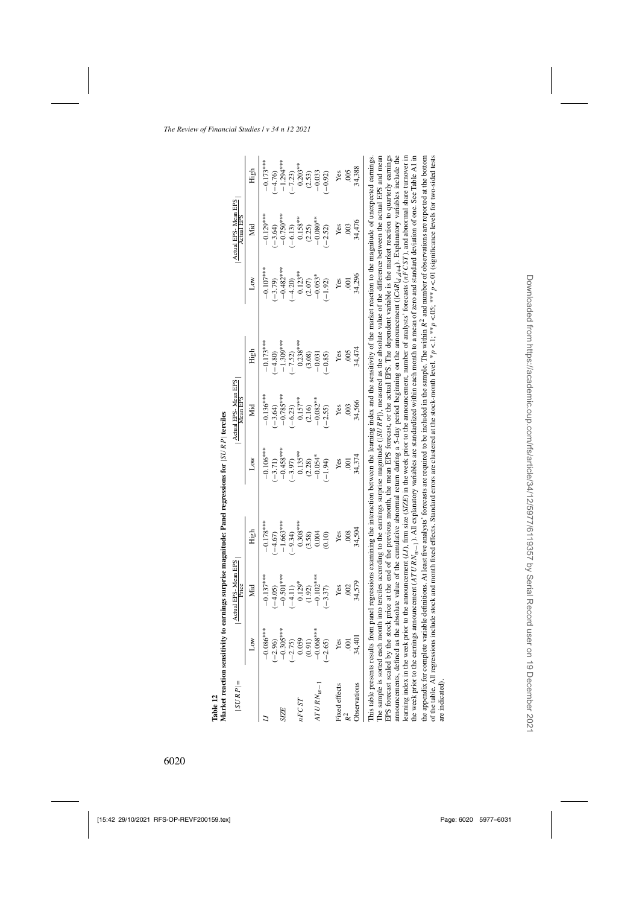**Table 12**
**Market reaction sensitivity to earnings surprise magnitude: Panel regressions for $|SURP|$ terciles**

| $\lvert SURP \rvert =$ | $\left\lvert \frac{\text{Actual EPS} - \text{Mean EPS}}{\text{Price}} \right\rvert$ | | | $\left\lvert \frac{\text{Actual EPS} - \text{Mean EPS}}{\text{Mean EPS}} \right\rvert$ | | | $\left\lvert \frac{\text{Actual EPS} - \text{Mean EPS}}{\text{Actual EPS}} \right\rvert$ | | |
|---|---|---|---|---|---|---|---|---|---|
| | Low | Mid | High | Low | Mid | High | Low | Mid | High |
| *LI* | −0.086*** | −0.137*** | −0.178*** | −0.106*** | −0.136*** | −0.173*** | −0.107*** | −0.129*** | −0.173*** |
| | (−2.96) | (−4.05) | (−4.67) | (−3.71) | (−3.64) | (−4.80) | (−3.79) | (−3.64) | (−4.76) |
| *SIZE* | −0.305*** | −0.501*** | −1.663*** | −0.458*** | −0.785*** | −1.309*** | −0.482*** | −0.750*** | −1.294*** |
| | (−2.75) | (−4.11) | (−9.34) | (−3.97) | (−6.23) | (−7.52) | (−4.20) | (−6.13) | (−7.23) |
| $nFCST$ | 0.059 | 0.129* | 0.308*** | 0.135** | 0.157** | 0.238*** | 0.123** | 0.158** | 0.203** |
| | (0.91) | (1.92) | (3.58) | (2.28) | (2.16) | (3.08) | (2.07) | (2.25) | (2.53) |
| $ATURN_{w-1}$ | −0.068*** | −0.102*** | 0.004 | −0.054* | −0.082** | −0.031 | −0.053* | −0.080** | −0.033 |
| | (−2.65) | (−3.37) | (0.10) | (−1.94) | (−2.55) | (−0.85) | (−1.92) | (−2.52) | (−0.92) |
| Fixed effects | Yes | Yes | Yes | Yes | Yes | Yes | Yes | Yes | Yes |
| $R^2$ | .001 | .002 | .008 | .001 | .003 | .005 | .001 | .003 | .005 |
| Observations | 34,401 | 34,579 | 34,504 | 34,374 | 34,566 | 34,474 | 34,296 | 34,476 | 34,388 |

This table presents results from panel regressions examining the interaction between the learning index and the sensitivity of the market reaction to the magnitude of unexpected earnings. The sample is sorted each month into terciles according to the earnings surprise magnitude ($|SURP|$), measured as the absolute value of the difference between the actual EPS and mean EPS forecast scaled by the stock price at the end of the previous month, the mean EPS forecast, or the actual EPS. The dependent variable is the market reaction to quarterly earnings announcements, defined as the absolute value of the cumulative abnormal return during a 5-day period beginning on the announcement ($|CAR_{[d,d+4]}|$). Explanatory variables include the learning index in the week prior to the announcement ($LI$), firm size ($SIZE$) in the week prior to the announcement, number of analysts' forecasts ($nFCST$), and abnormal share turnover in the week prior to the earnings announcement ($ATURN_{w-1}$). All explanatory variables are standardized within each month to a mean of zero and standard deviation of one. See Table A1 in the appendix for complete variable definitions. At least five analysts' forecasts are required to be included in the sample. The within $R^2$ and number of observations are reported at the bottom of the table. All regressions include stock and month fixed effects. Standard errors are clustered at the stock-month level. *$p$ <.1; **$p$ <.05; ***$p$ <.01 (significance levels for two-sided tests are indicated).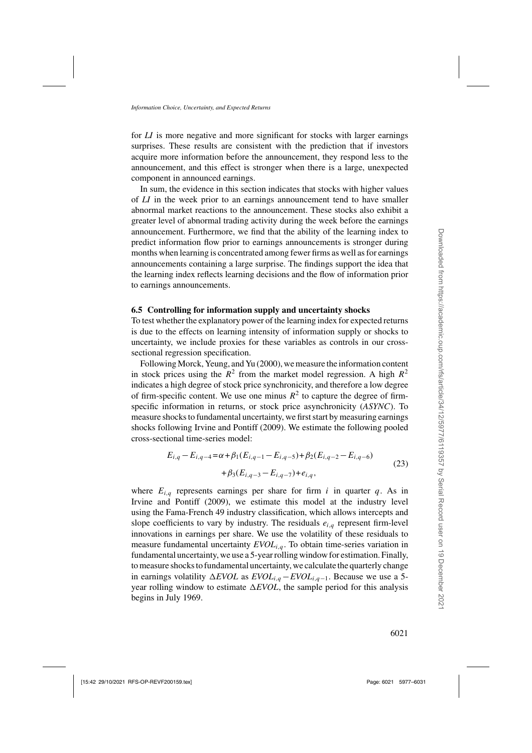for *LI* is more negative and more significant for stocks with larger earnings surprises. These results are consistent with the prediction that if investors acquire more information before the announcement, they respond less to the announcement, and this effect is stronger when there is a large, unexpected component in announced earnings.

In sum, the evidence in this section indicates that stocks with higher values of *LI* in the week prior to an earnings announcement tend to have smaller abnormal market reactions to the announcement. These stocks also exhibit a greater level of abnormal trading activity during the week before the earnings announcement. Furthermore, we find that the ability of the learning index to predict information flow prior to earnings announcements is stronger during months when learning is concentrated among fewer firms as well as for earnings announcements containing a large surprise. The findings support the idea that the learning index reflects learning decisions and the flow of information prior to earnings announcements.

### 6.5 Controlling for information supply and uncertainty shocks

To test whether the explanatory power of the learning index for expected returns is due to the effects on learning intensity of information supply or shocks to uncertainty, we include proxies for these variables as controls in our cross-sectional regression specification.

Following Morck, Yeung, and Yu (2000), we measure the information content in stock prices using the $R^2$ from the market model regression. A high $R^2$ indicates a high degree of stock price synchronicity, and therefore a low degree of firm-specific content. We use one minus $R^2$ to capture the degree of firm-specific information in returns, or stock price asynchronicity (*ASYNC*). To measure shocks to fundamental uncertainty, we first start by measuring earnings shocks following Irvine and Pontiff (2009). We estimate the following pooled cross-sectional time-series model:

$$E_{i,q} - E_{i,q-4} = \alpha + \beta_1(E_{i,q-1} - E_{i,q-5}) + \beta_2(E_{i,q-2} - E_{i,q-6}) + \beta_3(E_{i,q-3} - E_{i,q-7}) + e_{i,q}, \tag{23}$$

where $E_{i,q}$ represents earnings per share for firm $i$ in quarter $q$. As in Irvine and Pontiff (2009), we estimate this model at the industry level using the Fama-French 49 industry classification, which allows intercepts and slope coefficients to vary by industry. The residuals $e_{i,q}$ represent firm-level innovations in earnings per share. We use the volatility of these residuals to measure fundamental uncertainty $EVOL_{i,q}$. To obtain time-series variation in fundamental uncertainty, we use a 5-year rolling window for estimation. Finally, to measure shocks to fundamental uncertainty, we calculate the quarterly change in earnings volatility $\Delta EVOL$ as $EVOL_{i,q} - EVOL_{i,q-1}$. Because we use a 5-year rolling window to estimate $\Delta EVOL$, the sample period for this analysis begins in July 1969.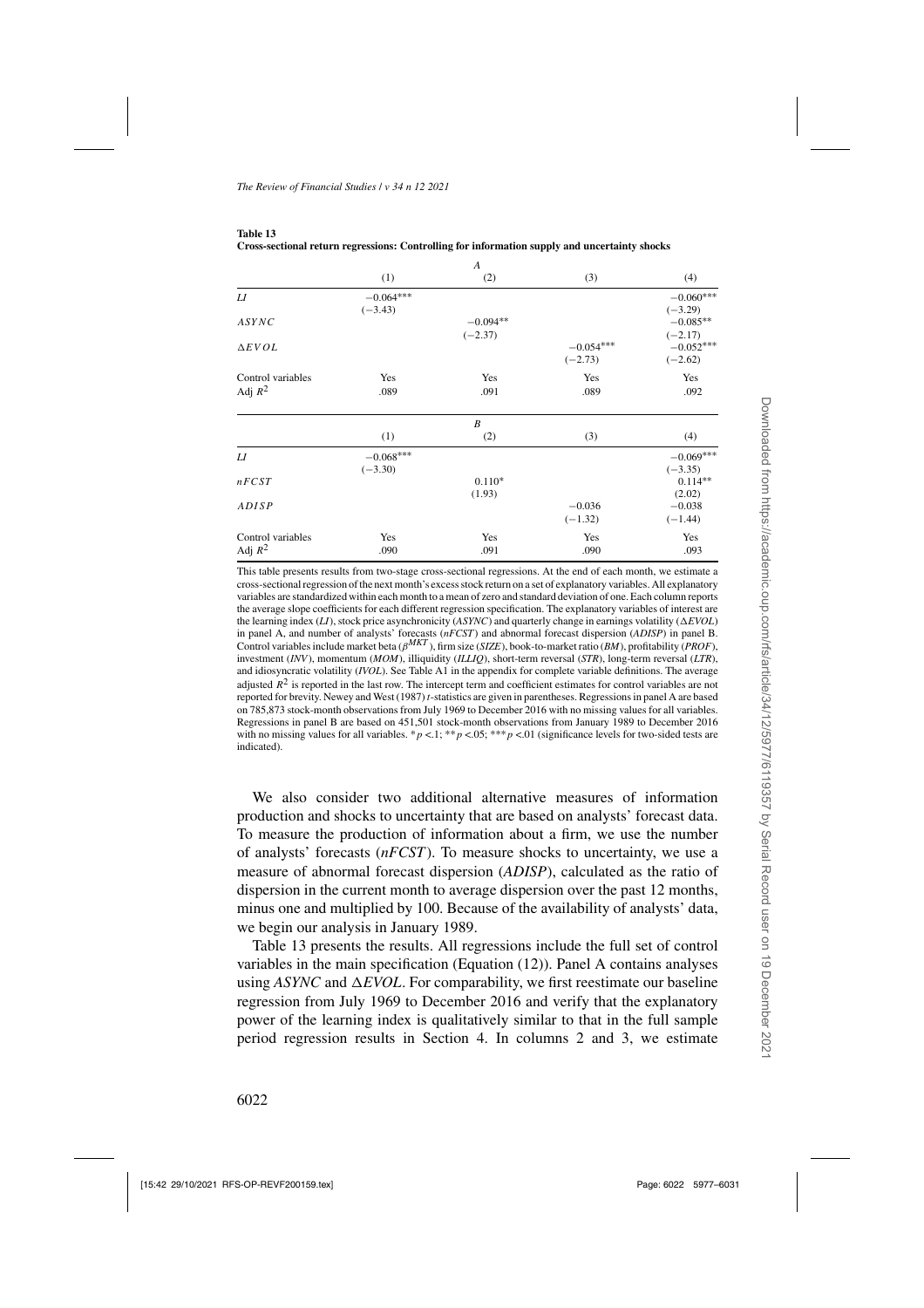**Table 13**
**Cross-sectional return regressions: Controlling for information supply and uncertainty shocks**

| | *A* | | | |
|---|---|---|---|---|
| | (1) | (2) | (3) | (4) |
| *LI* | −0.064*** | | | −0.060*** |
| | (−3.43) | | | (−3.29) |
| *ASYNC* | | −0.094** | | −0.085** |
| | | (−2.37) | | (−2.17) |
| $\Delta EVOL$ | | | −0.054*** | −0.052*** |
| | | | (−2.73) | (−2.62) |
| Control variables | Yes | Yes | Yes | Yes |
| Adj $R^2$ | .089 | .091 | .089 | .092 |

| | *B* | | | |
|---|---|---|---|---|
| | (1) | (2) | (3) | (4) |
| *LI* | −0.068*** | | | −0.069*** |
| | (−3.30) | | | (−3.35) |
| *nFCST* | | 0.110* | | 0.114** |
| | | (1.93) | | (2.02) |
| *ADISP* | | | −0.036 | −0.038 |
| | | | (−1.32) | (−1.44) |
| Control variables | Yes | Yes | Yes | Yes |
| Adj $R^2$ | .090 | .091 | .090 | .093 |

This table presents results from two-stage cross-sectional regressions. At the end of each month, we estimate a cross-sectional regression of the next month's excess stock return on a set of explanatory variables. All explanatory variables are standardized within each month to a mean of zero and standard deviation of one. Each column reports the average slope coefficients for each different regression specification. The explanatory variables of interest are the learning index (*LI*), stock price asynchronicity (*ASYNC*) and quarterly change in earnings volatility ($\Delta EVOL$) in panel A, and number of analysts' forecasts (*nFCST*) and abnormal forecast dispersion (*ADISP*) in panel B. Control variables include market beta ($\beta^{MKT}$), firm size (*SIZE*), book-to-market ratio (*BM*), profitability (*PROF*), investment (*INV*), momentum (*MOM*), illiquidity (*ILLIQ*), short-term reversal (*STR*), long-term reversal (*LTR*), and idiosyncratic volatility (*IVOL*). See Table A1 in the appendix for complete variable definitions. The average adjusted $R^2$ is reported in the last row. The intercept term and coefficient estimates for control variables are not reported for brevity. Newey and West (1987) *t*-statistics are given in parentheses. Regressions in panel A are based on 785,873 stock-month observations from July 1969 to December 2016 with no missing values for all variables. Regressions in panel B are based on 451,501 stock-month observations from January 1989 to December 2016 with no missing values for all variables. *$p<.1$; **$p<.05$; ***$p<.01$ (significance levels for two-sided tests are indicated).

We also consider two additional alternative measures of information production and shocks to uncertainty that are based on analysts' forecast data. To measure the production of information about a firm, we use the number of analysts' forecasts (*nFCST*). To measure shocks to uncertainty, we use a measure of abnormal forecast dispersion (*ADISP*), calculated as the ratio of dispersion in the current month to average dispersion over the past 12 months, minus one and multiplied by 100. Because of the availability of analysts' data, we begin our analysis in January 1989.

Table 13 presents the results. All regressions include the full set of control variables in the main specification (Equation (12)). Panel A contains analyses using *ASYNC* and $\Delta EVOL$. For comparability, we first reestimate our baseline regression from July 1969 to December 2016 and verify that the explanatory power of the learning index is qualitatively similar to that in the full sample period regression results in Section 4. In columns 2 and 3, we estimate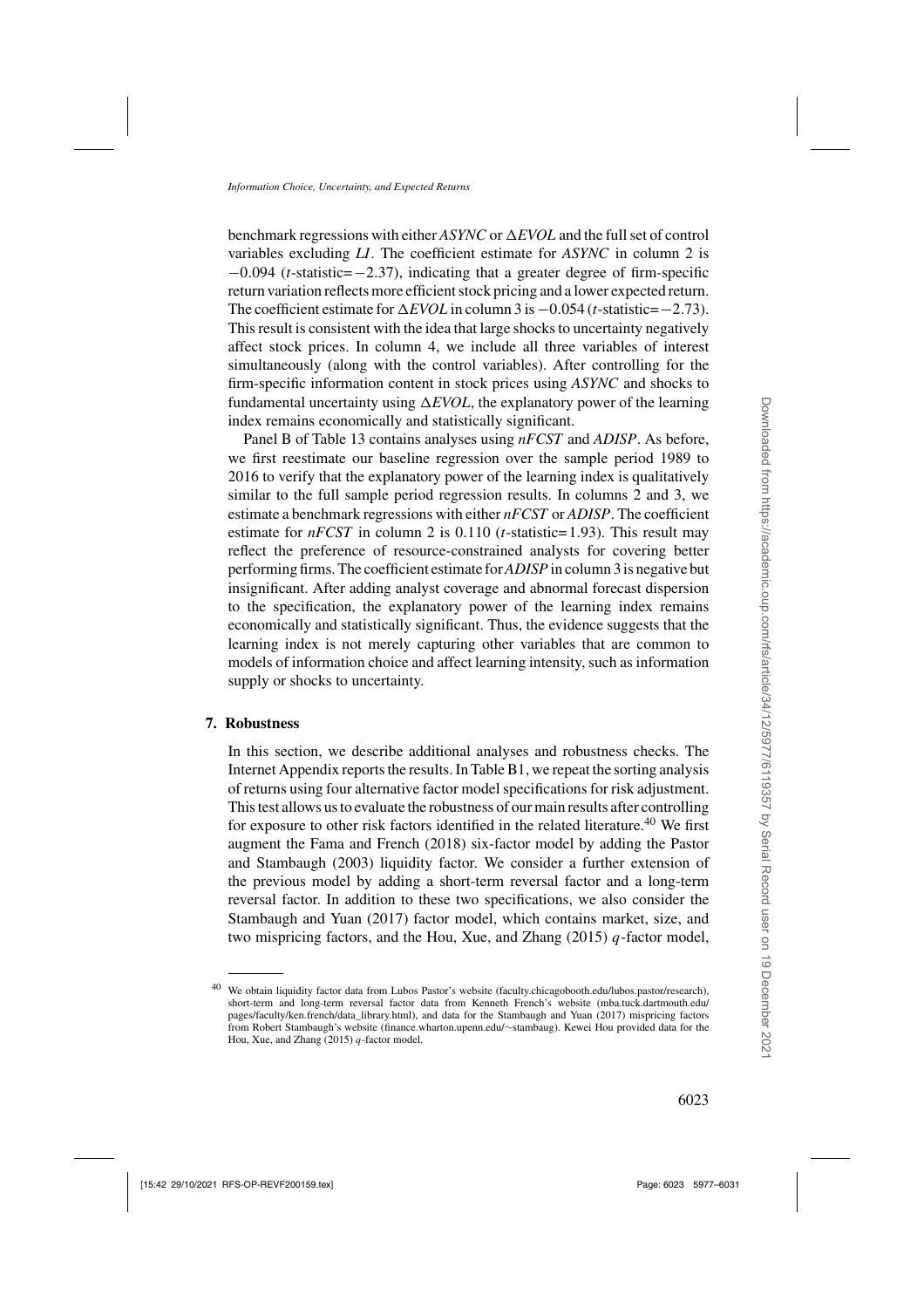benchmark regressions with either *ASYNC* or $\Delta EVOL$ and the full set of control variables excluding *LI*. The coefficient estimate for *ASYNC* in column 2 is $-0.094$ ($t$-statistic$=-2.37$), indicating that a greater degree of firm-specific return variation reflects more efficient stock pricing and a lower expected return. The coefficient estimate for $\Delta EVOL$ in column 3 is $-0.054$ ($t$-statistic$=-2.73$). This result is consistent with the idea that large shocks to uncertainty negatively affect stock prices. In column 4, we include all three variables of interest simultaneously (along with the control variables). After controlling for the firm-specific information content in stock prices using *ASYNC* and shocks to fundamental uncertainty using $\Delta EVOL$, the explanatory power of the learning index remains economically and statistically significant.

Panel B of Table 13 contains analyses using *nFCST* and *ADISP*. As before, we first reestimate our baseline regression over the sample period 1989 to 2016 to verify that the explanatory power of the learning index is qualitatively similar to the full sample period regression results. In columns 2 and 3, we estimate a benchmark regressions with either *nFCST* or *ADISP*. The coefficient estimate for *nFCST* in column 2 is 0.110 ($t$-statistic$=1.93$). This result may reflect the preference of resource-constrained analysts for covering better performing firms. The coefficient estimate for *ADISP* in column 3 is negative but insignificant. After adding analyst coverage and abnormal forecast dispersion to the specification, the explanatory power of the learning index remains economically and statistically significant. Thus, the evidence suggests that the learning index is not merely capturing other variables that are common to models of information choice and affect learning intensity, such as information supply or shocks to uncertainty.

## 7. Robustness

In this section, we describe additional analyses and robustness checks. The Internet Appendix reports the results. In Table B1, we repeat the sorting analysis of returns using four alternative factor model specifications for risk adjustment. This test allows us to evaluate the robustness of our main results after controlling for exposure to other risk factors identified in the related literature.[40] We first augment the Fama and French (2018) six-factor model by adding the Pastor and Stambaugh (2003) liquidity factor. We consider a further extension of the previous model by adding a short-term reversal factor and a long-term reversal factor. In addition to these two specifications, we also consider the Stambaugh and Yuan (2017) factor model, which contains market, size, and two mispricing factors, and the Hou, Xue, and Zhang (2015) $q$-factor model,

---

[40] We obtain liquidity factor data from Lubos Pastor's website (faculty.chicagobooth.edu/lubos.pastor/research), short-term and long-term reversal factor data from Kenneth French's website (mba.tuck.dartmouth.edu/pages/faculty/ken.french/data_library.html), and data for the Stambaugh and Yuan (2017) mispricing factors from Robert Stambaugh's website (finance.wharton.upenn.edu/~stambaug). Kewei Hou provided data for the Hou, Xue, and Zhang (2015) $q$-factor model.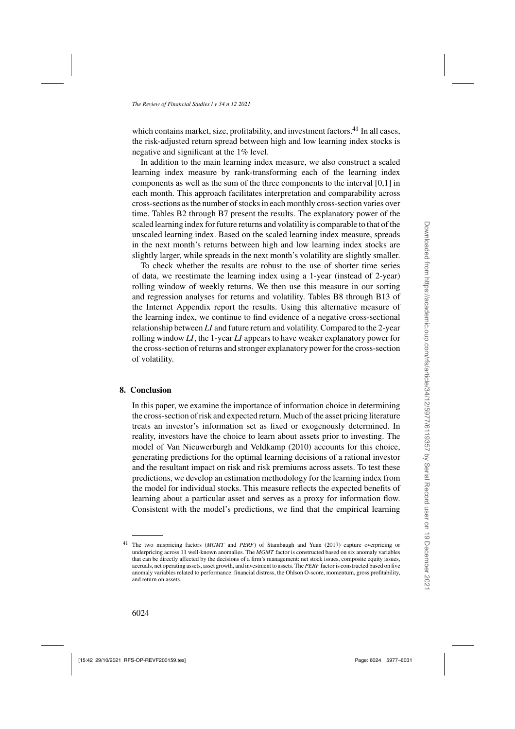which contains market, size, profitability, and investment factors.[41] In all cases, the risk-adjusted return spread between high and low learning index stocks is negative and significant at the 1% level.

In addition to the main learning index measure, we also construct a scaled learning index measure by rank-transforming each of the learning index components as well as the sum of the three components to the interval [0,1] in each month. This approach facilitates interpretation and comparability across cross-sections as the number of stocks in each monthly cross-section varies over time. Tables B2 through B7 present the results. The explanatory power of the scaled learning index for future returns and volatility is comparable to that of the unscaled learning index. Based on the scaled learning index measure, spreads in the next month's returns between high and low learning index stocks are slightly larger, while spreads in the next month's volatility are slightly smaller.

To check whether the results are robust to the use of shorter time series of data, we reestimate the learning index using a 1-year (instead of 2-year) rolling window of weekly returns. We then use this measure in our sorting and regression analyses for returns and volatility. Tables B8 through B13 of the Internet Appendix report the results. Using this alternative measure of the learning index, we continue to find evidence of a negative cross-sectional relationship between *LI* and future return and volatility. Compared to the 2-year rolling window *LI*, the 1-year *LI* appears to have weaker explanatory power for the cross-section of returns and stronger explanatory power for the cross-section of volatility.

## 8. Conclusion

In this paper, we examine the importance of information choice in determining the cross-section of risk and expected return. Much of the asset pricing literature treats an investor's information set as fixed or exogenously determined. In reality, investors have the choice to learn about assets prior to investing. The model of Van Nieuwerburgh and Veldkamp (2010) accounts for this choice, generating predictions for the optimal learning decisions of a rational investor and the resultant impact on risk and risk premiums across assets. To test these predictions, we develop an estimation methodology for the learning index from the model for individual stocks. This measure reflects the expected benefits of learning about a particular asset and serves as a proxy for information flow. Consistent with the model's predictions, we find that the empirical learning

[41] The two mispricing factors (*MGMT* and *PERF*) of Stambaugh and Yuan (2017) capture overpricing or underpricing across 11 well-known anomalies. The *MGMT* factor is constructed based on six anomaly variables that can be directly affected by the decisions of a firm's management: net stock issues, composite equity issues, accruals, net operating assets, asset growth, and investment to assets. The *PERF* factor is constructed based on five anomaly variables related to performance: financial distress, the Ohlson O-score, momentum, gross profitability, and return on assets.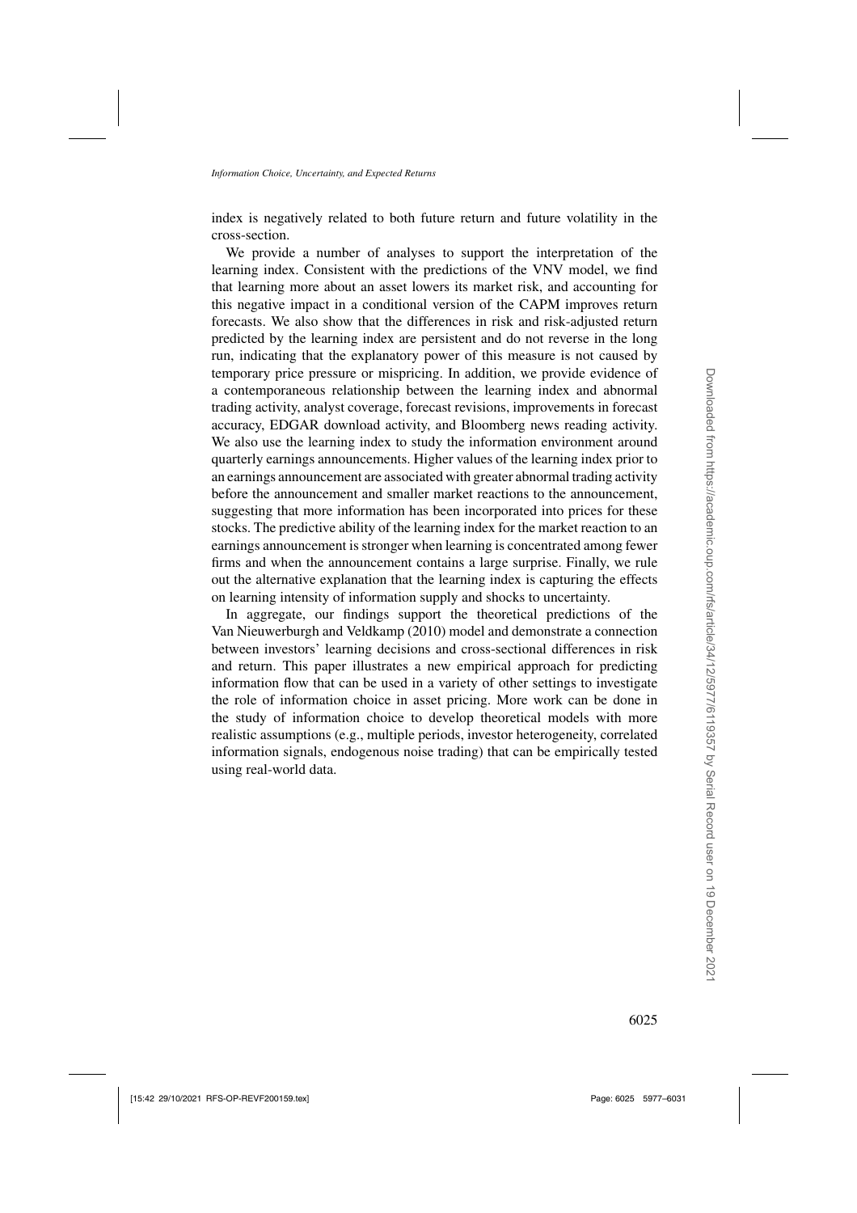index is negatively related to both future return and future volatility in the cross-section.

We provide a number of analyses to support the interpretation of the learning index. Consistent with the predictions of the VNV model, we find that learning more about an asset lowers its market risk, and accounting for this negative impact in a conditional version of the CAPM improves return forecasts. We also show that the differences in risk and risk-adjusted return predicted by the learning index are persistent and do not reverse in the long run, indicating that the explanatory power of this measure is not caused by temporary price pressure or mispricing. In addition, we provide evidence of a contemporaneous relationship between the learning index and abnormal trading activity, analyst coverage, forecast revisions, improvements in forecast accuracy, EDGAR download activity, and Bloomberg news reading activity. We also use the learning index to study the information environment around quarterly earnings announcements. Higher values of the learning index prior to an earnings announcement are associated with greater abnormal trading activity before the announcement and smaller market reactions to the announcement, suggesting that more information has been incorporated into prices for these stocks. The predictive ability of the learning index for the market reaction to an earnings announcement is stronger when learning is concentrated among fewer firms and when the announcement contains a large surprise. Finally, we rule out the alternative explanation that the learning index is capturing the effects on learning intensity of information supply and shocks to uncertainty.

In aggregate, our findings support the theoretical predictions of the Van Nieuwerburgh and Veldkamp (2010) model and demonstrate a connection between investors' learning decisions and cross-sectional differences in risk and return. This paper illustrates a new empirical approach for predicting information flow that can be used in a variety of other settings to investigate the role of information choice in asset pricing. More work can be done in the study of information choice to develop theoretical models with more realistic assumptions (e.g., multiple periods, investor heterogeneity, correlated information signals, endogenous noise trading) that can be empirically tested using real-world data.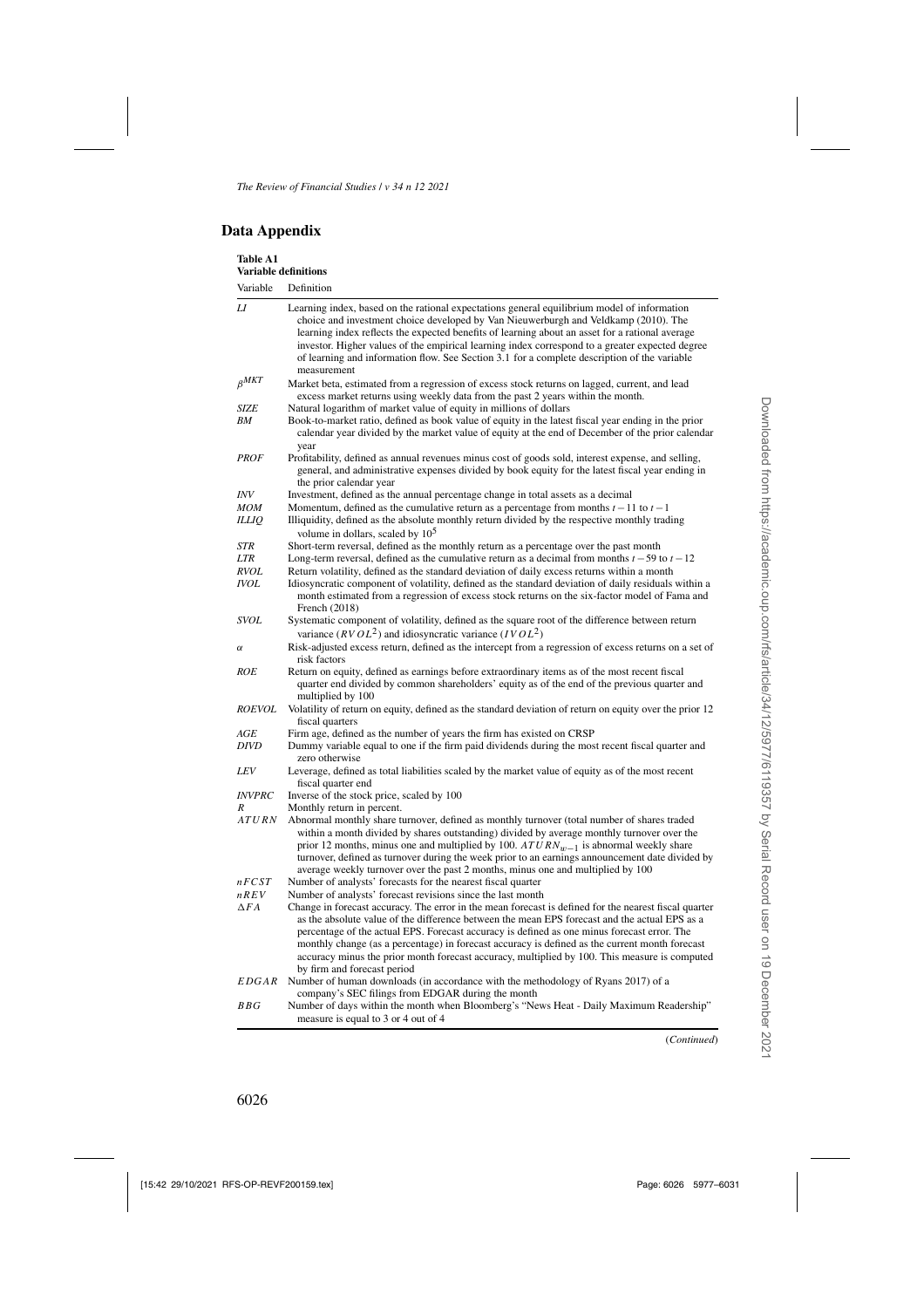## Data Appendix

**Table A1**
**Variable definitions**

| Variable | Definition |
|---|---|
| *LI* | Learning index, based on the rational expectations general equilibrium model of information choice and investment choice developed by Van Nieuwerburgh and Veldkamp (2010). The learning index reflects the expected benefits of learning about an asset for a rational average investor. Higher values of the empirical learning index correspond to a greater expected degree of learning and information flow. See Section 3.1 for a complete description of the variable measurement |
| $\beta^{MKT}$ | Market beta, estimated from a regression of excess stock returns on lagged, current, and lead excess market returns using weekly data from the past 2 years within the month. |
| *SIZE* | Natural logarithm of market value of equity in millions of dollars |
| *BM* | Book-to-market ratio, defined as book value of equity in the latest fiscal year ending in the prior calendar year divided by the market value of equity at the end of December of the prior calendar year |
| *PROF* | Profitability, defined as annual revenues minus cost of goods sold, interest expense, and selling, general, and administrative expenses divided by book equity for the latest fiscal year ending in the prior calendar year |
| *INV* | Investment, defined as the annual percentage change in total assets as a decimal |
| *MOM* | Momentum, defined as the cumulative return as a percentage from months $t-11$ to $t-1$ |
| *ILLIQ* | Illiquidity, defined as the absolute monthly return divided by the respective monthly trading volume in dollars, scaled by $10^5$ |
| *STR* | Short-term reversal, defined as the monthly return as a percentage over the past month |
| *LTR* | Long-term reversal, defined as the cumulative return as a decimal from months $t-59$ to $t-12$ |
| *RVOL* | Return volatility, defined as the standard deviation of daily excess returns within a month |
| *IVOL* | Idiosyncratic component of volatility, defined as the standard deviation of daily residuals within a month estimated from a regression of excess stock returns on the six-factor model of Fama and French (2018) |
| *SVOL* | Systematic component of volatility, defined as the square root of the difference between return variance ($RVOL^2$) and idiosyncratic variance ($IVOL^2$) |
| $\alpha$ | Risk-adjusted excess return, defined as the intercept from a regression of excess returns on a set of risk factors |
| *ROE* | Return on equity, defined as earnings before extraordinary items as of the most recent fiscal quarter end divided by common shareholders' equity as of the end of the previous quarter and multiplied by 100 |
| *ROEVOL* | Volatility of return on equity, defined as the standard deviation of return on equity over the prior 12 fiscal quarters |
| *AGE* | Firm age, defined as the number of years the firm has existed on CRSP |
| *DIVD* | Dummy variable equal to one if the firm paid dividends during the most recent fiscal quarter and zero otherwise |
| *LEV* | Leverage, defined as total liabilities scaled by the market value of equity as of the most recent fiscal quarter end |
| *INVPRC* | Inverse of the stock price, scaled by 100 |
| *R* | Monthly return in percent. |
| $ATURN$ | Abnormal monthly share turnover, defined as monthly turnover (total number of shares traded within a month divided by shares outstanding) divided by average monthly turnover over the prior 12 months, minus one and multiplied by 100. $ATURN_{w-1}$ is abnormal weekly share turnover, defined as turnover during the week prior to an earnings announcement date divided by average weekly turnover over the past 2 months, minus one and multiplied by 100 |
| $nFCST$ | Number of analysts' forecasts for the nearest fiscal quarter |
| $nREV$ | Number of analysts' forecast revisions since the last month |
| $\Delta FA$ | Change in forecast accuracy. The error in the mean forecast is defined for the nearest fiscal quarter as the absolute value of the difference between the mean EPS forecast and the actual EPS as a percentage of the actual EPS. Forecast accuracy is defined as one minus forecast error. The monthly change (as a percentage) in forecast accuracy is defined as the current month forecast accuracy minus the prior month forecast accuracy, multiplied by 100. This measure is computed by firm and forecast period |
| $EDGAR$ | Number of human downloads (in accordance with the methodology of Ryans 2017) of a company's SEC filings from EDGAR during the month |
| $BBG$ | Number of days within the month when Bloomberg's "News Heat - Daily Maximum Readership" measure is equal to 3 or 4 out of 4 |

(*Continued*)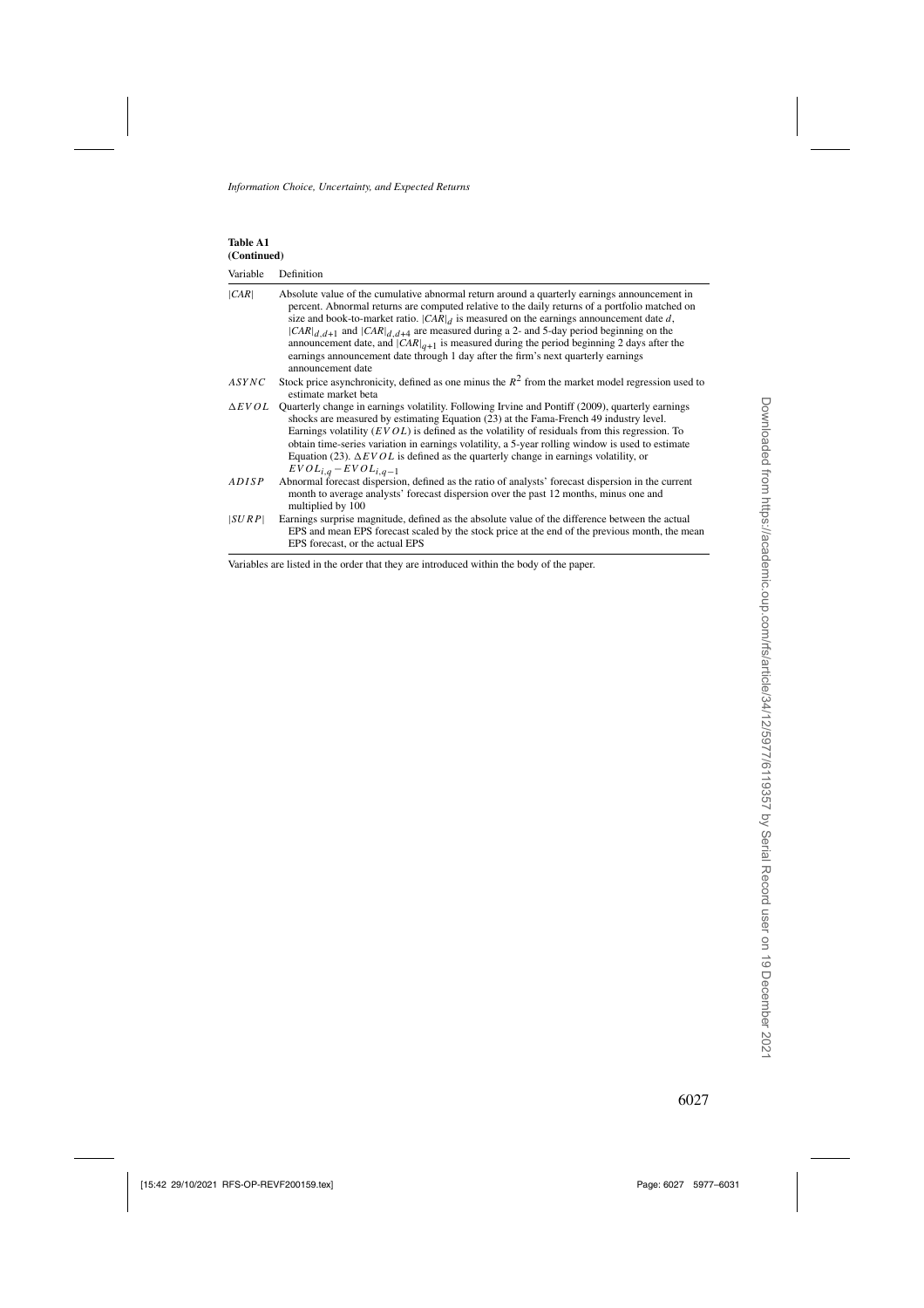**Table A1**
**(Continued)**

| Variable | Definition |
|---|---|
| $\|CAR\|$ | Absolute value of the cumulative abnormal return around a quarterly earnings announcement in percent. Abnormal returns are computed relative to the daily returns of a portfolio matched on size and book-to-market ratio. $\|CAR\|_d$ is measured on the earnings announcement date $d$, $\|CAR\|_{d,d+1}$ and $\|CAR\|_{d,d+4}$ are measured during a 2- and 5-day period beginning on the announcement date, and $\|CAR\|_{q+1}$ is measured during the period beginning 2 days after the earnings announcement date through 1 day after the firm's next quarterly earnings announcement date |
| $ASYNC$ | Stock price asynchronicity, defined as one minus the $R^2$ from the market model regression used to estimate market beta |
| $\Delta EVOL$ | Quarterly change in earnings volatility. Following Irvine and Pontiff (2009), quarterly earnings shocks are measured by estimating Equation (23) at the Fama-French 49 industry level. Earnings volatility ($EVOL$) is defined as the volatility of residuals from this regression. To obtain time-series variation in earnings volatility, a 5-year rolling window is used to estimate Equation (23). $\Delta EVOL$ is defined as the quarterly change in earnings volatility, or $EVOL_{i,q} - EVOL_{i,q-1}$ |
| $ADISP$ | Abnormal forecast dispersion, defined as the ratio of analysts' forecast dispersion in the current month to average analysts' forecast dispersion over the past 12 months, minus one and multiplied by 100 |
| $\|SURP\|$ | Earnings surprise magnitude, defined as the absolute value of the difference between the actual EPS and mean EPS forecast scaled by the stock price at the end of the previous month, the mean EPS forecast, or the actual EPS |

Variables are listed in the order that they are introduced within the body of the paper.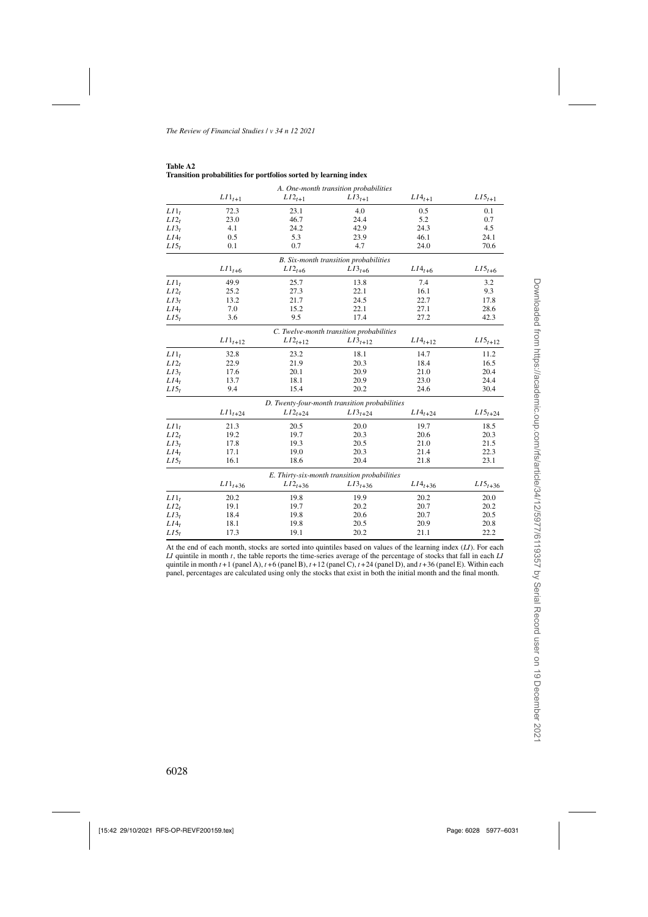**Table A2**
**Transition probabilities for portfolios sorted by learning index**

| | $LI1_{t+1}$ | $LI2_{t+1}$ | $LI3_{t+1}$ | $LI4_{t+1}$ | $LI5_{t+1}$ |
|---|---|---|---|---|---|
| *A. One-month transition probabilities* | | | | | |
| $LI1_t$ | 72.3 | 23.1 | 4.0 | 0.5 | 0.1 |
| $LI2_t$ | 23.0 | 46.7 | 24.4 | 5.2 | 0.7 |
| $LI3_t$ | 4.1 | 24.2 | 42.9 | 24.3 | 4.5 |
| $LI4_t$ | 0.5 | 5.3 | 23.9 | 46.1 | 24.1 |
| $LI5_t$ | 0.1 | 0.7 | 4.7 | 24.0 | 70.6 |
| *B. Six-month transition probabilities* | | | | | |
| | $LI1_{t+6}$ | $LI2_{t+6}$ | $LI3_{t+6}$ | $LI4_{t+6}$ | $LI5_{t+6}$ |
| $LI1_t$ | 49.9 | 25.7 | 13.8 | 7.4 | 3.2 |
| $LI2_t$ | 25.2 | 27.3 | 22.1 | 16.1 | 9.3 |
| $LI3_t$ | 13.2 | 21.7 | 24.5 | 22.7 | 17.8 |
| $LI4_t$ | 7.0 | 15.2 | 22.1 | 27.1 | 28.6 |
| $LI5_t$ | 3.6 | 9.5 | 17.4 | 27.2 | 42.3 |
| *C. Twelve-month transition probabilities* | | | | | |
| | $LI1_{t+12}$ | $LI2_{t+12}$ | $LI3_{t+12}$ | $LI4_{t+12}$ | $LI5_{t+12}$ |
| $LI1_t$ | 32.8 | 23.2 | 18.1 | 14.7 | 11.2 |
| $LI2_t$ | 22.9 | 21.9 | 20.3 | 18.4 | 16.5 |
| $LI3_t$ | 17.6 | 20.1 | 20.9 | 21.0 | 20.4 |
| $LI4_t$ | 13.7 | 18.1 | 20.9 | 23.0 | 24.4 |
| $LI5_t$ | 9.4 | 15.4 | 20.2 | 24.6 | 30.4 |
| *D. Twenty-four-month transition probabilities* | | | | | |
| | $LI1_{t+24}$ | $LI2_{t+24}$ | $LI3_{t+24}$ | $LI4_{t+24}$ | $LI5_{t+24}$ |
| $LI1_t$ | 21.3 | 20.5 | 20.0 | 19.7 | 18.5 |
| $LI2_t$ | 19.2 | 19.7 | 20.3 | 20.6 | 20.3 |
| $LI3_t$ | 17.8 | 19.3 | 20.5 | 21.0 | 21.5 |
| $LI4_t$ | 17.1 | 19.0 | 20.3 | 21.4 | 22.3 |
| $LI5_t$ | 16.1 | 18.6 | 20.4 | 21.8 | 23.1 |
| *E. Thirty-six-month transition probabilities* | | | | | |
| | $LI1_{t+36}$ | $LI2_{t+36}$ | $LI3_{t+36}$ | $LI4_{t+36}$ | $LI5_{t+36}$ |
| $LI1_t$ | 20.2 | 19.8 | 19.9 | 20.2 | 20.0 |
| $LI2_t$ | 19.1 | 19.7 | 20.2 | 20.7 | 20.2 |
| $LI3_t$ | 18.4 | 19.8 | 20.6 | 20.7 | 20.5 |
| $LI4_t$ | 18.1 | 19.8 | 20.5 | 20.9 | 20.8 |
| $LI5_t$ | 17.3 | 19.1 | 20.2 | 21.1 | 22.2 |

At the end of each month, stocks are sorted into quintiles based on values of the learning index (*LI*). For each *LI* quintile in month $t$, the table reports the time-series average of the percentage of stocks that fall in each *LI* quintile in month $t+1$ (panel A), $t+6$ (panel B), $t+12$ (panel C), $t+24$ (panel D), and $t+36$ (panel E). Within each panel, percentages are calculated using only the stocks that exist in both the initial month and the final month.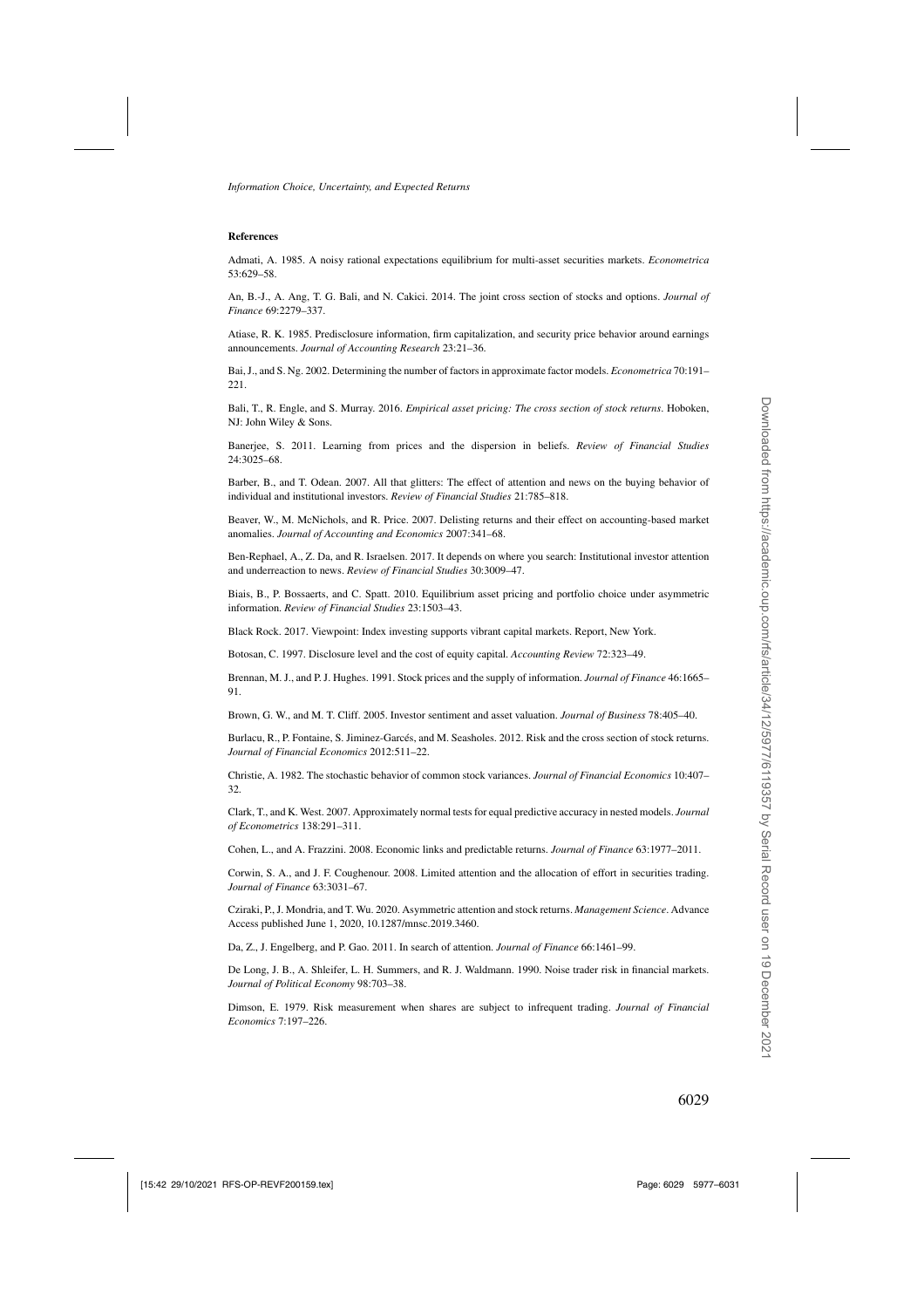## References

Admati, A. 1985. A noisy rational expectations equilibrium for multi-asset securities markets. *Econometrica* 53:629–58.

An, B.-J., A. Ang, T. G. Bali, and N. Cakici. 2014. The joint cross section of stocks and options. *Journal of Finance* 69:2279–337.

Atiase, R. K. 1985. Predisclosure information, firm capitalization, and security price behavior around earnings announcements. *Journal of Accounting Research* 23:21–36.

Bai, J., and S. Ng. 2002. Determining the number of factors in approximate factor models. *Econometrica* 70:191–221.

Bali, T., R. Engle, and S. Murray. 2016. *Empirical asset pricing: The cross section of stock returns*. Hoboken, NJ: John Wiley & Sons.

Banerjee, S. 2011. Learning from prices and the dispersion in beliefs. *Review of Financial Studies* 24:3025–68.

Barber, B., and T. Odean. 2007. All that glitters: The effect of attention and news on the buying behavior of individual and institutional investors. *Review of Financial Studies* 21:785–818.

Beaver, W., M. McNichols, and R. Price. 2007. Delisting returns and their effect on accounting-based market anomalies. *Journal of Accounting and Economics* 2007:341–68.

Ben-Rephael, A., Z. Da, and R. Israelsen. 2017. It depends on where you search: Institutional investor attention and underreaction to news. *Review of Financial Studies* 30:3009–47.

Biais, B., P. Bossaerts, and C. Spatt. 2010. Equilibrium asset pricing and portfolio choice under asymmetric information. *Review of Financial Studies* 23:1503–43.

Black Rock. 2017. Viewpoint: Index investing supports vibrant capital markets. Report, New York.

Botosan, C. 1997. Disclosure level and the cost of equity capital. *Accounting Review* 72:323–49.

Brennan, M. J., and P. J. Hughes. 1991. Stock prices and the supply of information. *Journal of Finance* 46:1665–91.

Brown, G. W., and M. T. Cliff. 2005. Investor sentiment and asset valuation. *Journal of Business* 78:405–40.

Burlacu, R., P. Fontaine, S. Jiminez-Garcés, and M. Seasholes. 2012. Risk and the cross section of stock returns. *Journal of Financial Economics* 2012:511–22.

Christie, A. 1982. The stochastic behavior of common stock variances. *Journal of Financial Economics* 10:407–32.

Clark, T., and K. West. 2007. Approximately normal tests for equal predictive accuracy in nested models. *Journal of Econometrics* 138:291–311.

Cohen, L., and A. Frazzini. 2008. Economic links and predictable returns. *Journal of Finance* 63:1977–2011.

Corwin, S. A., and J. F. Coughenour. 2008. Limited attention and the allocation of effort in securities trading. *Journal of Finance* 63:3031–67.

Cziraki, P., J. Mondria, and T. Wu. 2020. Asymmetric attention and stock returns. *Management Science*. Advance Access published June 1, 2020, 10.1287/mnsc.2019.3460.

Da, Z., J. Engelberg, and P. Gao. 2011. In search of attention. *Journal of Finance* 66:1461–99.

De Long, J. B., A. Shleifer, L. H. Summers, and R. J. Waldmann. 1990. Noise trader risk in financial markets. *Journal of Political Economy* 98:703–38.

Dimson, E. 1979. Risk measurement when shares are subject to infrequent trading. *Journal of Financial Economics* 7:197–226.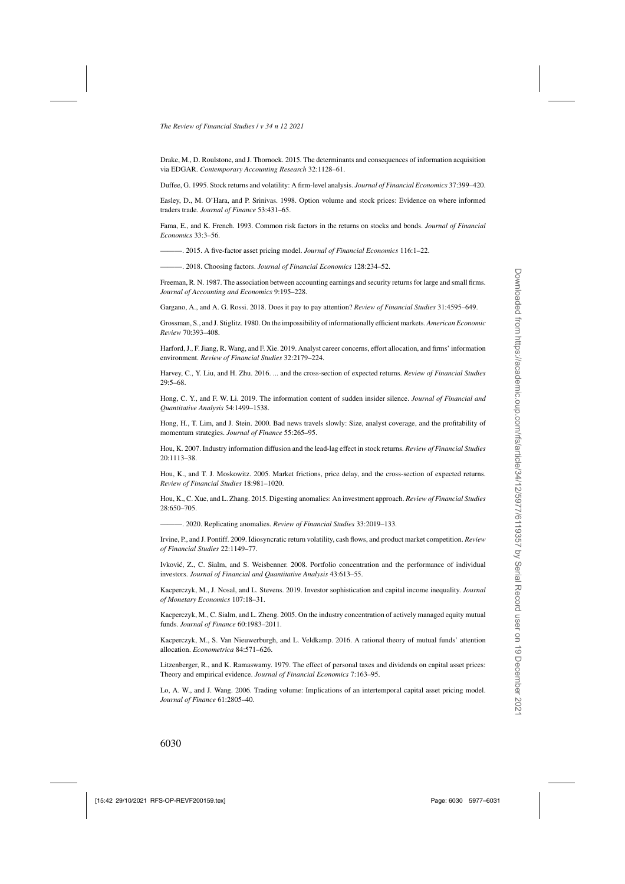Drake, M., D. Roulstone, and J. Thornock. 2015. The determinants and consequences of information acquisition via EDGAR. *Contemporary Accounting Research* 32:1128–61.

Duffee, G. 1995. Stock returns and volatility: A firm-level analysis. *Journal of Financial Economics* 37:399–420.

Easley, D., M. O'Hara, and P. Srinivas. 1998. Option volume and stock prices: Evidence on where informed traders trade. *Journal of Finance* 53:431–65.

Fama, E., and K. French. 1993. Common risk factors in the returns on stocks and bonds. *Journal of Financial Economics* 33:3–56.

———. 2015. A five-factor asset pricing model. *Journal of Financial Economics* 116:1–22.

———. 2018. Choosing factors. *Journal of Financial Economics* 128:234–52.

Freeman, R. N. 1987. The association between accounting earnings and security returns for large and small firms. *Journal of Accounting and Economics* 9:195–228.

Gargano, A., and A. G. Rossi. 2018. Does it pay to pay attention? *Review of Financial Studies* 31:4595–649.

Grossman, S., and J. Stiglitz. 1980. On the impossibility of informationally efficient markets. *American Economic Review* 70:393–408.

Harford, J., F. Jiang, R. Wang, and F. Xie. 2019. Analyst career concerns, effort allocation, and firms' information environment. *Review of Financial Studies* 32:2179–224.

Harvey, C., Y. Liu, and H. Zhu. 2016. ... and the cross-section of expected returns. *Review of Financial Studies* 29:5–68.

Hong, C. Y., and F. W. Li. 2019. The information content of sudden insider silence. *Journal of Financial and Quantitative Analysis* 54:1499–1538.

Hong, H., T. Lim, and J. Stein. 2000. Bad news travels slowly: Size, analyst coverage, and the profitability of momentum strategies. *Journal of Finance* 55:265–95.

Hou, K. 2007. Industry information diffusion and the lead-lag effect in stock returns. *Review of Financial Studies* 20:1113–38.

Hou, K., and T. J. Moskowitz. 2005. Market frictions, price delay, and the cross-section of expected returns. *Review of Financial Studies* 18:981–1020.

Hou, K., C. Xue, and L. Zhang. 2015. Digesting anomalies: An investment approach. *Review of Financial Studies* 28:650–705.

———. 2020. Replicating anomalies. *Review of Financial Studies* 33:2019–133.

Irvine, P., and J. Pontiff. 2009. Idiosyncratic return volatility, cash flows, and product market competition. *Review of Financial Studies* 22:1149–77.

Ivković, Z., C. Sialm, and S. Weisbenner. 2008. Portfolio concentration and the performance of individual investors. *Journal of Financial and Quantitative Analysis* 43:613–55.

Kacperczyk, M., J. Nosal, and L. Stevens. 2019. Investor sophistication and capital income inequality. *Journal of Monetary Economics* 107:18–31.

Kacperczyk, M., C. Sialm, and L. Zheng. 2005. On the industry concentration of actively managed equity mutual funds. *Journal of Finance* 60:1983–2011.

Kacperczyk, M., S. Van Nieuwerburgh, and L. Veldkamp. 2016. A rational theory of mutual funds' attention allocation. *Econometrica* 84:571–626.

Litzenberger, R., and K. Ramaswamy. 1979. The effect of personal taxes and dividends on capital asset prices: Theory and empirical evidence. *Journal of Financial Economics* 7:163–95.

Lo, A. W., and J. Wang. 2006. Trading volume: Implications of an intertemporal capital asset pricing model. *Journal of Finance* 61:2805–40.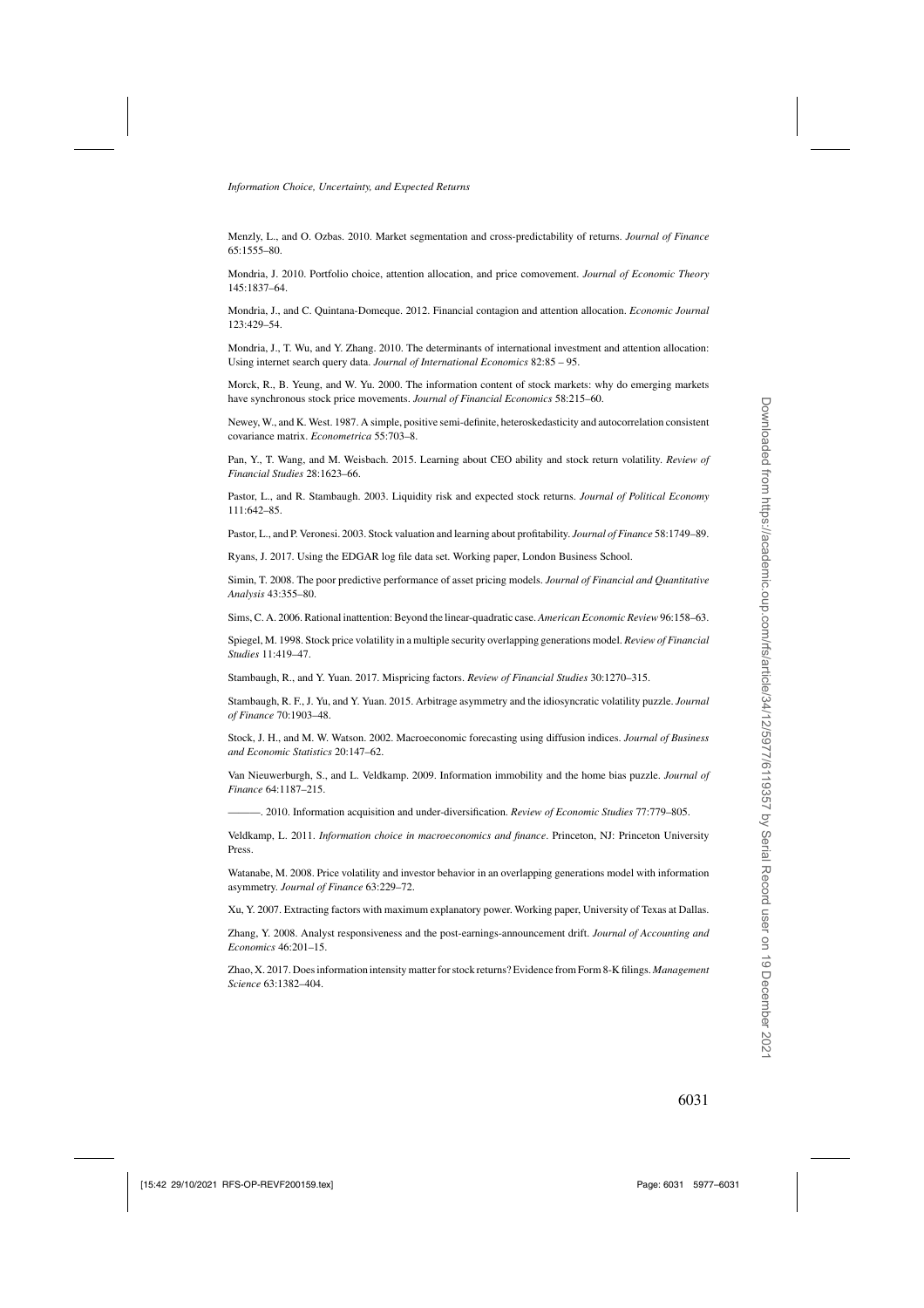Menzly, L., and O. Ozbas. 2010. Market segmentation and cross-predictability of returns. *Journal of Finance* 65:1555–80.

Mondria, J. 2010. Portfolio choice, attention allocation, and price comovement. *Journal of Economic Theory* 145:1837–64.

Mondria, J., and C. Quintana-Domeque. 2012. Financial contagion and attention allocation. *Economic Journal* 123:429–54.

Mondria, J., T. Wu, and Y. Zhang. 2010. The determinants of international investment and attention allocation: Using internet search query data. *Journal of International Economics* 82:85 – 95.

Morck, R., B. Yeung, and W. Yu. 2000. The information content of stock markets: why do emerging markets have synchronous stock price movements. *Journal of Financial Economics* 58:215–60.

Newey, W., and K. West. 1987. A simple, positive semi-definite, heteroskedasticity and autocorrelation consistent covariance matrix. *Econometrica* 55:703–8.

Pan, Y., T. Wang, and M. Weisbach. 2015. Learning about CEO ability and stock return volatility. *Review of Financial Studies* 28:1623–66.

Pastor, L., and R. Stambaugh. 2003. Liquidity risk and expected stock returns. *Journal of Political Economy* 111:642–85.

Pastor, L., and P. Veronesi. 2003. Stock valuation and learning about profitability. *Journal of Finance* 58:1749–89.

Ryans, J. 2017. Using the EDGAR log file data set. Working paper, London Business School.

Simin, T. 2008. The poor predictive performance of asset pricing models. *Journal of Financial and Quantitative Analysis* 43:355–80.

Sims, C. A. 2006. Rational inattention: Beyond the linear-quadratic case. *American Economic Review* 96:158–63.

Spiegel, M. 1998. Stock price volatility in a multiple security overlapping generations model. *Review of Financial Studies* 11:419–47.

Stambaugh, R., and Y. Yuan. 2017. Mispricing factors. *Review of Financial Studies* 30:1270–315.

Stambaugh, R. F., J. Yu, and Y. Yuan. 2015. Arbitrage asymmetry and the idiosyncratic volatility puzzle. *Journal of Finance* 70:1903–48.

Stock, J. H., and M. W. Watson. 2002. Macroeconomic forecasting using diffusion indices. *Journal of Business and Economic Statistics* 20:147–62.

Van Nieuwerburgh, S., and L. Veldkamp. 2009. Information immobility and the home bias puzzle. *Journal of Finance* 64:1187–215.

———. 2010. Information acquisition and under-diversification. *Review of Economic Studies* 77:779–805.

Veldkamp, L. 2011. *Information choice in macroeconomics and finance*. Princeton, NJ: Princeton University Press.

Watanabe, M. 2008. Price volatility and investor behavior in an overlapping generations model with information asymmetry. *Journal of Finance* 63:229–72.

Xu, Y. 2007. Extracting factors with maximum explanatory power. Working paper, University of Texas at Dallas.

Zhang, Y. 2008. Analyst responsiveness and the post-earnings-announcement drift. *Journal of Accounting and Economics* 46:201–15.

Zhao, X. 2017. Does information intensity matter for stock returns? Evidence from Form 8-K filings. *Management Science* 63:1382–404.